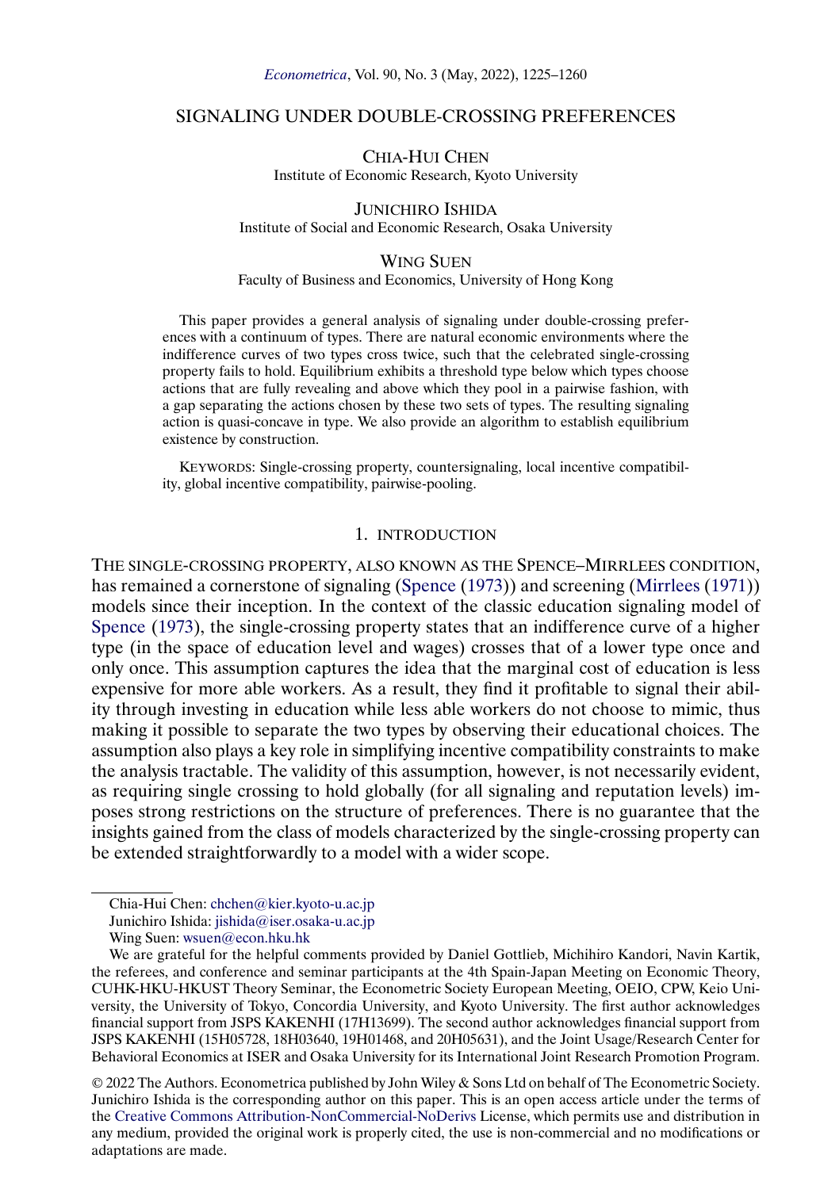# SIGNALING UNDER DOUBLE-CROSSING PREFERENCES

CHIA-HUI CHEN
Institute of Economic Research, Kyoto University

JUNICHIRO ISHIDA
Institute of Social and Economic Research, Osaka University

WING SUEN
Faculty of Business and Economics, University of Hong Kong

This paper provides a general analysis of signaling under double-crossing preferences with a continuum of types. There are natural economic environments where the indifference curves of two types cross twice, such that the celebrated single-crossing property fails to hold. Equilibrium exhibits a threshold type below which types choose actions that are fully revealing and above which they pool in a pairwise fashion, with a gap separating the actions chosen by these two sets of types. The resulting signaling action is quasi-concave in type. We also provide an algorithm to establish equilibrium existence by construction.

KEYWORDS: Single-crossing property, countersignaling, local incentive compatibility, global incentive compatibility, pairwise-pooling.

## 1. INTRODUCTION

THE SINGLE-CROSSING PROPERTY, ALSO KNOWN AS THE SPENCE–MIRRLEES CONDITION, has remained a cornerstone of signaling (Spence (1973)) and screening (Mirrlees (1971)) models since their inception. In the context of the classic education signaling model of Spence (1973), the single-crossing property states that an indifference curve of a higher type (in the space of education level and wages) crosses that of a lower type once and only once. This assumption captures the idea that the marginal cost of education is less expensive for more able workers. As a result, they find it profitable to signal their ability through investing in education while less able workers do not choose to mimic, thus making it possible to separate the two types by observing their educational choices. The assumption also plays a key role in simplifying incentive compatibility constraints to make the analysis tractable. The validity of this assumption, however, is not necessarily evident, as requiring single crossing to hold globally (for all signaling and reputation levels) imposes strong restrictions on the structure of preferences. There is no guarantee that the insights gained from the class of models characterized by the single-crossing property can be extended straightforwardly to a model with a wider scope.

---

Chia-Hui Chen: chchen@kier.kyoto-u.ac.jp
Junichiro Ishida: jishida@iser.osaka-u.ac.jp
Wing Suen: wsuen@econ.hku.hk

We are grateful for the helpful comments provided by Daniel Gottlieb, Michihiro Kandori, Navin Kartik, the referees, and conference and seminar participants at the 4th Spain-Japan Meeting on Economic Theory, CUHK-HKU-HKUST Theory Seminar, the Econometric Society European Meeting, OEIO, CPW, Keio University, the University of Tokyo, Concordia University, and Kyoto University. The first author acknowledges financial support from JSPS KAKENHI (17H13699). The second author acknowledges financial support from JSPS KAKENHI (15H05728, 18H03640, 19H01468, and 20H05631), and the Joint Usage/Research Center for Behavioral Economics at ISER and Osaka University for its International Joint Research Promotion Program.

© 2022 The Authors. Econometrica published by John Wiley & Sons Ltd on behalf of The Econometric Society. Junichiro Ishida is the corresponding author on this paper. This is an open access article under the terms of the Creative Commons Attribution-NonCommercial-NoDerivs License, which permits use and distribution in any medium, provided the original work is properly cited, the use is non-commercial and no modifications or adaptations are made.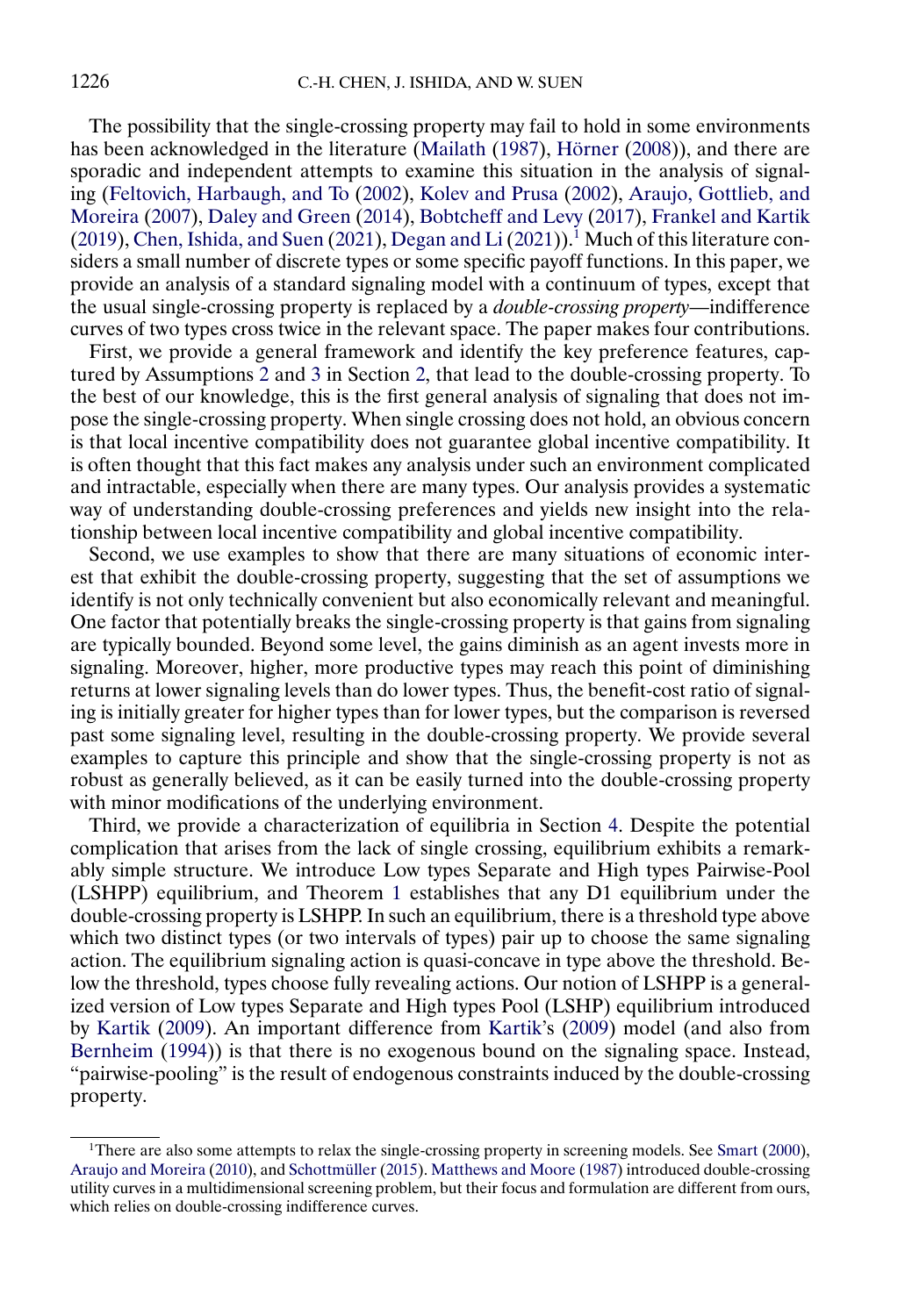The possibility that the single-crossing property may fail to hold in some environments has been acknowledged in the literature (Mailath (1987), Hörner (2008)), and there are sporadic and independent attempts to examine this situation in the analysis of signaling (Feltovich, Harbaugh, and To (2002), Kolev and Prusa (2002), Araujo, Gottlieb, and Moreira (2007), Daley and Green (2014), Bobtcheff and Levy (2017), Frankel and Kartik (2019), Chen, Ishida, and Suen (2021), Degan and Li (2021)).[1] Much of this literature considers a small number of discrete types or some specific payoff functions. In this paper, we provide an analysis of a standard signaling model with a continuum of types, except that the usual single-crossing property is replaced by a *double-crossing property*—indifference curves of two types cross twice in the relevant space. The paper makes four contributions.

First, we provide a general framework and identify the key preference features, captured by Assumptions 2 and 3 in Section 2, that lead to the double-crossing property. To the best of our knowledge, this is the first general analysis of signaling that does not impose the single-crossing property. When single crossing does not hold, an obvious concern is that local incentive compatibility does not guarantee global incentive compatibility. It is often thought that this fact makes any analysis under such an environment complicated and intractable, especially when there are many types. Our analysis provides a systematic way of understanding double-crossing preferences and yields new insight into the relationship between local incentive compatibility and global incentive compatibility.

Second, we use examples to show that there are many situations of economic interest that exhibit the double-crossing property, suggesting that the set of assumptions we identify is not only technically convenient but also economically relevant and meaningful. One factor that potentially breaks the single-crossing property is that gains from signaling are typically bounded. Beyond some level, the gains diminish as an agent invests more in signaling. Moreover, higher, more productive types may reach this point of diminishing returns at lower signaling levels than do lower types. Thus, the benefit-cost ratio of signaling is initially greater for higher types than for lower types, but the comparison is reversed past some signaling level, resulting in the double-crossing property. We provide several examples to capture this principle and show that the single-crossing property is not as robust as generally believed, as it can be easily turned into the double-crossing property with minor modifications of the underlying environment.

Third, we provide a characterization of equilibria in Section 4. Despite the potential complication that arises from the lack of single crossing, equilibrium exhibits a remarkably simple structure. We introduce Low types Separate and High types Pairwise-Pool (LSHPP) equilibrium, and Theorem 1 establishes that any D1 equilibrium under the double-crossing property is LSHPP. In such an equilibrium, there is a threshold type above which two distinct types (or two intervals of types) pair up to choose the same signaling action. The equilibrium signaling action is quasi-concave in type above the threshold. Below the threshold, types choose fully revealing actions. Our notion of LSHPP is a generalized version of Low types Separate and High types Pool (LSHP) equilibrium introduced by Kartik (2009). An important difference from Kartik's (2009) model (and also from Bernheim (1994)) is that there is no exogenous bound on the signaling space. Instead, "pairwise-pooling" is the result of endogenous constraints induced by the double-crossing property.

[1]There are also some attempts to relax the single-crossing property in screening models. See Smart (2000), Araujo and Moreira (2010), and Schottmüller (2015). Matthews and Moore (1987) introduced double-crossing utility curves in a multidimensional screening problem, but their focus and formulation are different from ours, which relies on double-crossing indifference curves.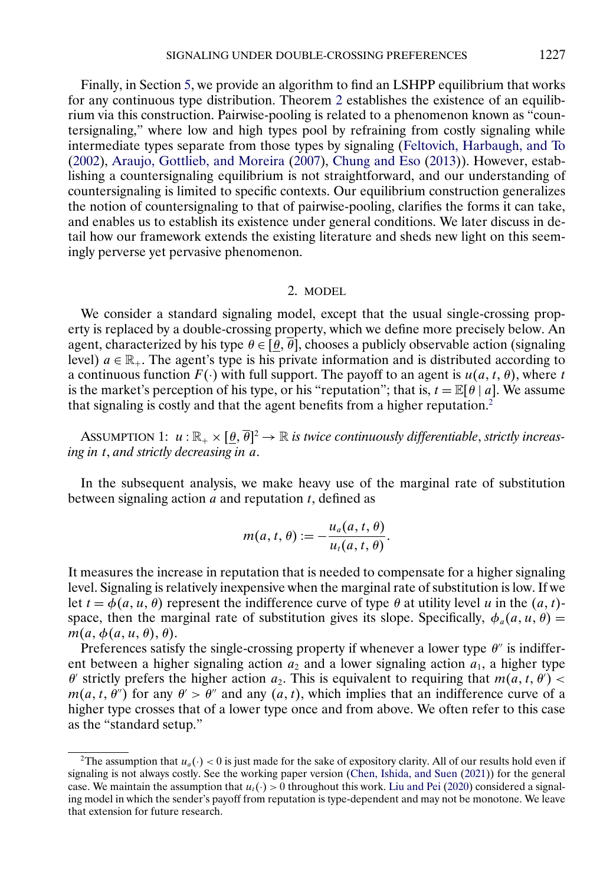Finally, in Section 5, we provide an algorithm to find an LSHPP equilibrium that works for any continuous type distribution. Theorem 2 establishes the existence of an equilibrium via this construction. Pairwise-pooling is related to a phenomenon known as "countersignaling," where low and high types pool by refraining from costly signaling while intermediate types separate from those types by signaling (Feltovich, Harbaugh, and To (2002), Araujo, Gottlieb, and Moreira (2007), Chung and Eso (2013)). However, establishing a countersignaling equilibrium is not straightforward, and our understanding of countersignaling is limited to specific contexts. Our equilibrium construction generalizes the notion of countersignaling to that of pairwise-pooling, clarifies the forms it can take, and enables us to establish its existence under general conditions. We later discuss in detail how our framework extends the existing literature and sheds new light on this seemingly perverse yet pervasive phenomenon.

## 2. MODEL

We consider a standard signaling model, except that the usual single-crossing property is replaced by a double-crossing property, which we define more precisely below. An agent, characterized by his type $\theta \in [\underline{\theta}, \overline{\theta}]$, chooses a publicly observable action (signaling level) $a \in \mathbb{R}_+$. The agent's type is his private information and is distributed according to a continuous function $F(\cdot)$ with full support. The payoff to an agent is $u(a, t, \theta)$, where $t$ is the market's perception of his type, or his "reputation"; that is, $t = \mathbb{E}[\theta \mid a]$. We assume that signaling is costly and that the agent benefits from a higher reputation.[2]

ASSUMPTION 1: *$u : \mathbb{R}_+ \times [\underline{\theta}, \overline{\theta}]^2 \to \mathbb{R}$ is twice continuously differentiable, strictly increasing in $t$, and strictly decreasing in $a$.*

In the subsequent analysis, we make heavy use of the marginal rate of substitution between signaling action $a$ and reputation $t$, defined as

$$m(a, t, \theta) := -\frac{u_a(a, t, \theta)}{u_t(a, t, \theta)}.$$

It measures the increase in reputation that is needed to compensate for a higher signaling level. Signaling is relatively inexpensive when the marginal rate of substitution is low. If we let $t = \phi(a, u, \theta)$ represent the indifference curve of type $\theta$ at utility level $u$ in the $(a, t)$-space, then the marginal rate of substitution gives its slope. Specifically, $\phi_a(a, u, \theta) = m(a, \phi(a, u, \theta), \theta)$.

Preferences satisfy the single-crossing property if whenever a lower type $\theta''$ is indifferent between a higher signaling action $a_2$ and a lower signaling action $a_1$, a higher type $\theta'$ strictly prefers the higher action $a_2$. This is equivalent to requiring that $m(a, t, \theta') < m(a, t, \theta'')$ for any $\theta' > \theta''$ and any $(a, t)$, which implies that an indifference curve of a higher type crosses that of a lower once and from above. We often refer to this case as the "standard setup."

---

[2] The assumption that $u_a(\cdot) < 0$ is just made for the sake of expository clarity. All of our results hold even if signaling is not always costly. See the working paper version (Chen, Ishida, and Suen (2021)) for the general case. We maintain the assumption that $u_t(\cdot) > 0$ throughout this work. Liu and Pei (2020) considered a signaling model in which the sender's payoff from reputation is type-dependent and may not be monotone. We leave that extension for future research.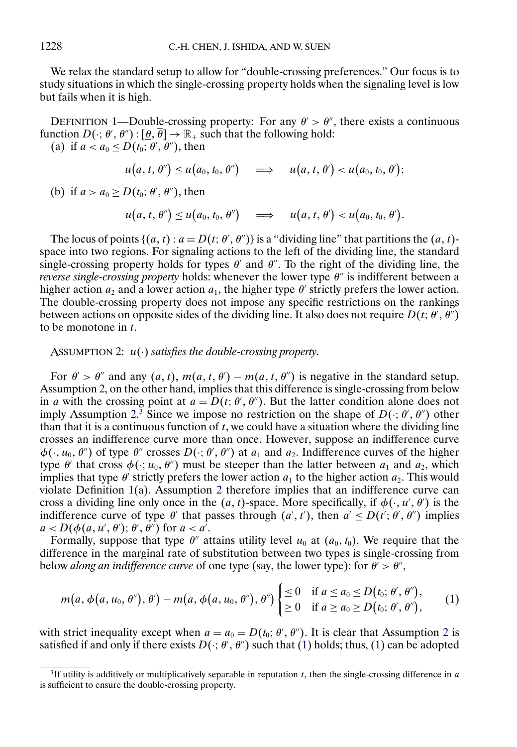We relax the standard setup to allow for "double-crossing preferences." Our focus is to study situations in which the single-crossing property holds when the signaling level is low but fails when it is high.

DEFINITION 1—Double-crossing property: For any $\theta' > \theta''$, there exists a continuous function $D(\cdot; \theta', \theta'') : [\underline{\theta}, \overline{\theta}] \to \mathbb{R}_+$ such that the following hold:

(a) if $a < a_0 \leq D(t_0; \theta', \theta'')$, then

$$u(a, t, \theta'') \leq u(a_0, t_0, \theta'') \quad \Longrightarrow \quad u(a, t, \theta') < u(a_0, t_0, \theta');$$

(b) if $a > a_0 \geq D(t_0; \theta', \theta'')$, then

$$u(a, t, \theta'') \leq u(a_0, t_0, \theta'') \quad \Longrightarrow \quad u(a, t, \theta') < u(a_0, t_0, \theta').$$

The locus of points $\{(a, t) : a = D(t; \theta', \theta'')\}$ is a "dividing line" that partitions the $(a, t)$-space into two regions. For signaling actions to the left of the dividing line, the standard single-crossing property holds for types $\theta'$ and $\theta''$. To the right of the dividing line, the *reverse single-crossing property* holds: whenever the lower type $\theta''$ is indifferent between a higher action $a_2$ and a lower action $a_1$, the higher type $\theta'$ strictly prefers the lower action. The double-crossing property does not impose any specific restrictions on the rankings between actions on opposite sides of the dividing line. It also does not require $D(t; \theta', \theta'')$ to be monotone in $t$.

ASSUMPTION 2: *$u(\cdot)$ satisfies the double-crossing property.*

For $\theta' > \theta''$ and any $(a, t)$, $m(a, t, \theta') - m(a, t, \theta'')$ is negative in the standard setup. Assumption 2, on the other hand, implies that this difference is single-crossing from below in $a$ with the crossing point at $a = D(t; \theta', \theta'')$. But the latter condition alone does not imply Assumption 2.[3] Since we impose no restriction on the shape of $D(\cdot; \theta', \theta'')$ other than that it is a continuous function of $t$, we could have a situation where the dividing line crosses an indifference curve more than once. However, suppose an indifference curve $\phi(\cdot, u_0, \theta'')$ of type $\theta''$ crosses $D(\cdot; \theta', \theta'')$ at $a_1$ and $a_2$. Indifference curves of the higher type $\theta'$ that cross $\phi(\cdot; u_0, \theta'')$ must be steeper than the latter between $a_1$ and $a_2$, which implies that type $\theta'$ strictly prefers the lower action $a_1$ to the higher action $a_2$. This would violate Definition 1(a). Assumption 2 therefore implies that an indifference curve can cross a dividing line only once in the $(a, t)$-space. More specifically, if $\phi(\cdot, u', \theta')$ is the indifference curve of type $\theta'$ that passes through $(a', t')$, then $a' \leq D(t'; \theta', \theta'')$ implies $a < D(\phi(a, u', \theta'); \theta', \theta'')$ for $a < a'$.

Formally, suppose that type $\theta''$ attains utility level $u_0$ at $(a_0, t_0)$. We require that the difference in the marginal rate of substitution between two types is single-crossing from below *along an indifference curve* of one type (say, the lower type): for $\theta' > \theta''$,

$$m(a, \phi(a, u_0, \theta''), \theta') - m(a, \phi(a, u_0, \theta''), \theta'') \begin{cases} \leq 0 & \text{if } a \leq a_0 \leq D(t_0; \theta', \theta''), \\ \geq 0 & \text{if } a \geq a_0 \geq D(t_0; \theta', \theta''), \end{cases} \tag{1}$$

with strict inequality except when $a = a_0 = D(t_0; \theta', \theta'')$. It is clear that Assumption 2 is satisfied if and only if there exists $D(\cdot; \theta', \theta'')$ such that (1) holds; thus, (1) can be adopted

[3] If utility is additively or multiplicatively separable in reputation $t$, then the single-crossing difference in $a$ is sufficient to ensure the double-crossing property.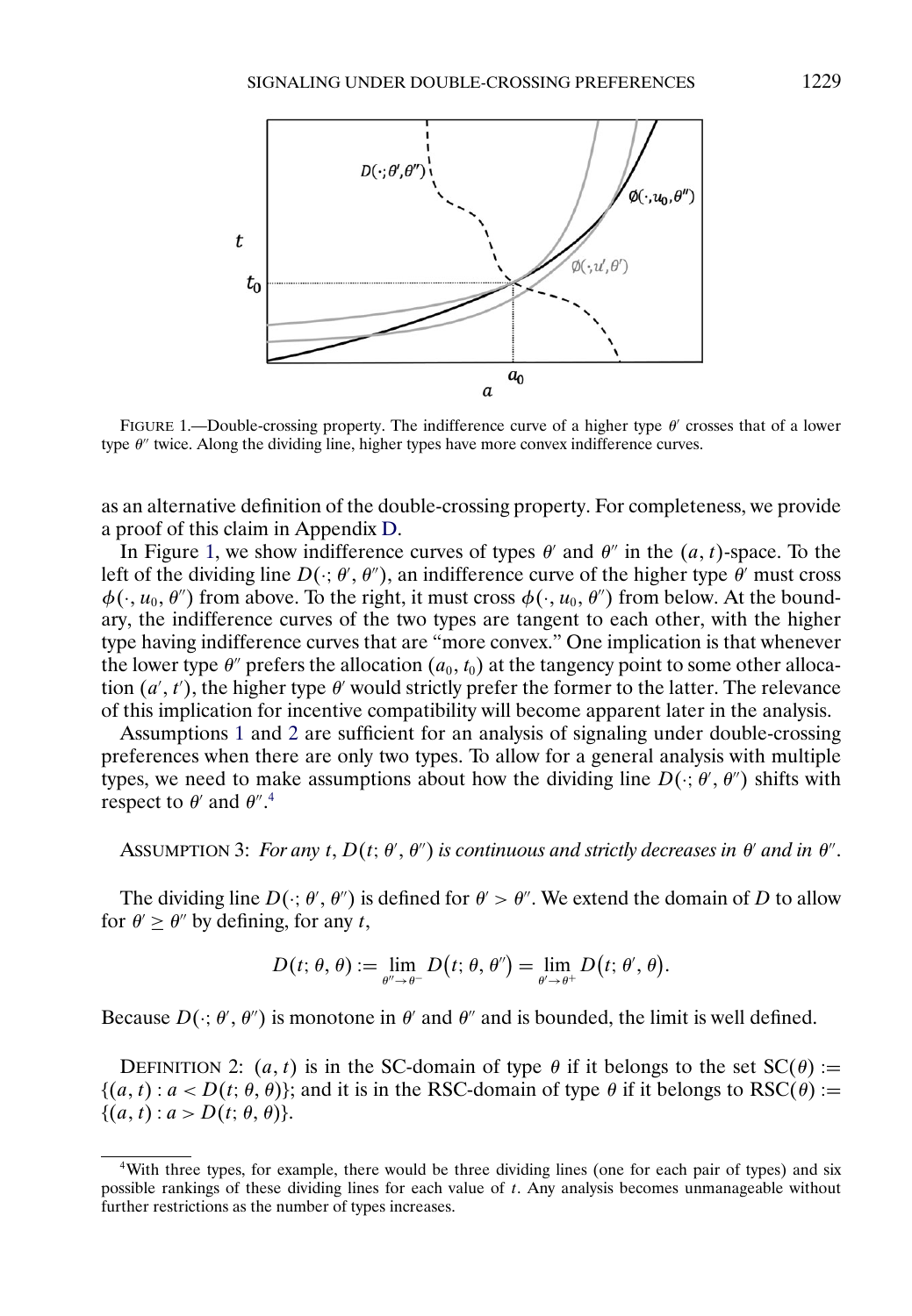FIGURE 1.—Double-crossing property. The indifference curve of a higher type $\theta'$ crosses that of a lower type $\theta''$ twice. Along the dividing line, higher types have more convex indifference curves.

as an alternative definition of the double-crossing property. For completeness, we provide a proof of this claim in Appendix D.

In Figure 1, we show indifference curves of types $\theta'$ and $\theta''$ in the $(a, t)$-space. To the left of the dividing line $D(\cdot; \theta', \theta'')$, an indifference curve of the higher type $\theta'$ must cross $\phi(\cdot, u_0, \theta'')$ from above. To the right, it must cross $\phi(\cdot, u_0, \theta'')$ from below. At the boundary, the indifference curves of the two types are tangent to each other, with the higher type having indifference curves that are "more convex." One implication is that whenever the lower type $\theta''$ prefers the allocation $(a_0, t_0)$ at the tangency point to some other allocation $(a', t')$, the higher type $\theta'$ would strictly prefer the former to the latter. The relevance of this implication for incentive compatibility will become apparent later in the analysis.

Assumptions 1 and 2 are sufficient for an analysis of signaling under double-crossing preferences when there are only two types. To allow for a general analysis with multiple types, we need to make assumptions about how the dividing line $D(\cdot; \theta', \theta'')$ shifts with respect to $\theta'$ and $\theta''$.[4]

ASSUMPTION 3: *For any* $t$, $D(t; \theta', \theta'')$ *is continuous and strictly decreases in* $\theta'$ *and in* $\theta''$.

The dividing line $D(\cdot; \theta', \theta'')$ is defined for $\theta' > \theta''$. We extend the domain of $D$ to allow for $\theta' \geq \theta''$ by defining, for any $t$,

$$D(t; \theta, \theta) := \lim_{\theta'' \to \theta^-} D(t; \theta, \theta'') = \lim_{\theta' \to \theta^+} D(t; \theta', \theta).$$

Because $D(\cdot; \theta', \theta'')$ is monotone in $\theta'$ and $\theta''$ and is bounded, the limit is well defined.

DEFINITION 2: $(a, t)$ is in the SC-domain of type $\theta$ if it belongs to the set $\text{SC}(\theta) := \{(a, t) : a < D(t; \theta, \theta)\}$; and it is in the RSC-domain of type $\theta$ if it belongs to $\text{RSC}(\theta) := \{(a, t) : a > D(t; \theta, \theta)\}$.

[4]With three types, for example, there would be three dividing lines (one for each pair of types) and six possible rankings of these dividing lines for each value of $t$. Any analysis becomes unmanageable without further restrictions as the number of types increases.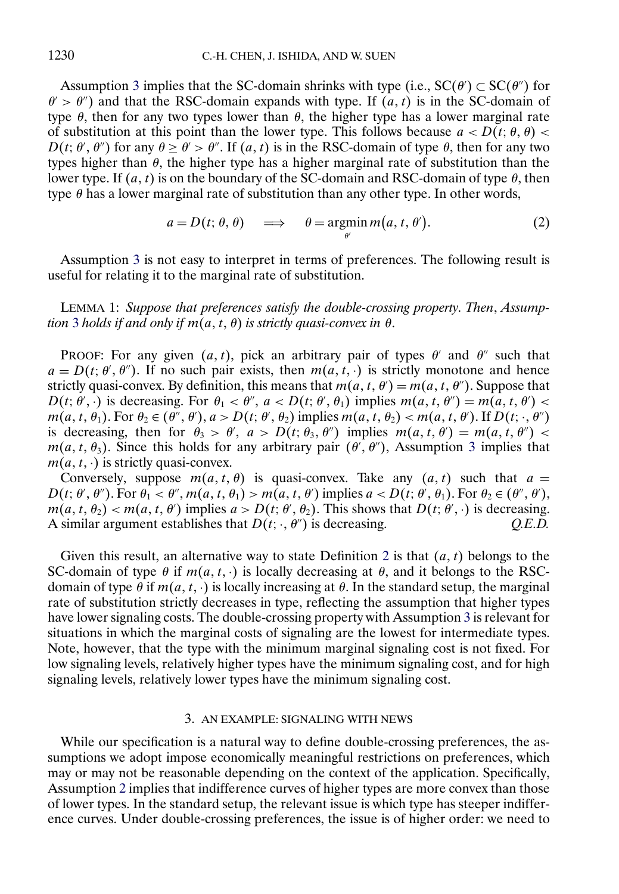Assumption 3 implies that the SC-domain shrinks with type (i.e., $\mathrm{SC}(\theta') \subset \mathrm{SC}(\theta'')$ for $\theta' > \theta''$) and that the RSC-domain expands with type. If $(a, t)$ is in the SC-domain of type $\theta$, then for any two types lower than $\theta$, the higher type has a lower marginal rate of substitution at this point than the lower type. This follows because $a < D(t; \theta, \theta) < D(t; \theta', \theta'')$ for any $\theta \geq \theta' > \theta''$. If $(a, t)$ is in the RSC-domain of type $\theta$, then for any two types higher than $\theta$, the higher type has a higher marginal rate of substitution than the lower type. If $(a, t)$ is on the boundary of the SC-domain and RSC-domain of type $\theta$, then type $\theta$ has a lower marginal rate of substitution than any other type. In other words,

$$a = D(t; \theta, \theta) \quad \Longrightarrow \quad \theta = \operatorname*{argmin}_{\theta'} m(a, t, \theta'). \tag{2}$$

Assumption 3 is not easy to interpret in terms of preferences. The following result is useful for relating it to the marginal rate of substitution.

LEMMA 1: *Suppose that preferences satisfy the double-crossing property. Then, Assumption 3 holds if and only if $m(a, t, \theta)$ is strictly quasi-convex in $\theta$.*

PROOF: For any given $(a, t)$, pick an arbitrary pair of types $\theta'$ and $\theta''$ such that $a = D(t; \theta', \theta'')$. If no such pair exists, then $m(a, t, \cdot)$ is strictly monotone and hence strictly quasi-convex. By definition, this means that $m(a, t, \theta') = m(a, t, \theta'')$. Suppose that $D(t; \theta', \cdot)$ is decreasing. For $\theta_1 < \theta''$, $a < D(t; \theta', \theta_1)$ implies $m(a, t, \theta'') = m(a, t, \theta') < m(a, t, \theta_1)$. For $\theta_2 \in (\theta'', \theta')$, $a > D(t; \theta', \theta_2)$ implies $m(a, t, \theta_2) < m(a, t, \theta')$. If $D(t; \cdot, \theta'')$ is decreasing, then for $\theta_3 > \theta'$, $a > D(t; \theta_3, \theta'')$ implies $m(a, t, \theta') = m(a, t, \theta'') < m(a, t, \theta_3)$. Since this holds for any arbitrary pair $(\theta', \theta'')$, Assumption 3 implies that $m(a, t, \cdot)$ is strictly quasi-convex.

Conversely, suppose $m(a, t, \theta)$ is quasi-convex. Take any $(a, t)$ such that $a = D(t; \theta', \theta'')$. For $\theta_1 < \theta''$, $m(a, t, \theta_1) > m(a, t, \theta')$ implies $a < D(t; \theta', \theta_1)$. For $\theta_2 \in (\theta'', \theta')$, $m(a, t, \theta_2) < m(a, t, \theta')$ implies $a > D(t; \theta', \theta_2)$. This shows that $D(t; \theta', \cdot)$ is decreasing. A similar argument establishes that $D(t; \cdot, \theta'')$ is decreasing. *Q.E.D.*

Given this result, an alternative way to state Definition 2 is that $(a, t)$ belongs to the SC-domain of type $\theta$ if $m(a, t, \cdot)$ is locally decreasing at $\theta$, and it belongs to the RSC-domain of type $\theta$ if $m(a, t, \cdot)$ is locally increasing at $\theta$. In the standard setup, the marginal rate of substitution strictly decreases in type, reflecting the assumption that higher types have lower signaling costs. The double-crossing property with Assumption 3 is relevant for situations in which the marginal costs of signaling are the lowest for intermediate types. Note, however, that the type with the minimum marginal signaling cost is not fixed. For low signaling levels, relatively higher types have the minimum signaling cost, and for high signaling levels, relatively lower types have the minimum signaling cost.

## 3. AN EXAMPLE: SIGNALING WITH NEWS

While our specification is a natural way to define double-crossing preferences, the assumptions we adopt impose economically meaningful restrictions on preferences, which may or may not be reasonable depending on the context of the application. Specifically, Assumption 2 implies that indifference curves of higher types are more convex than those of lower types. In the standard setup, the relevant issue is which type has steeper indifference curves. Under double-crossing preferences, the issue is of higher order: we need to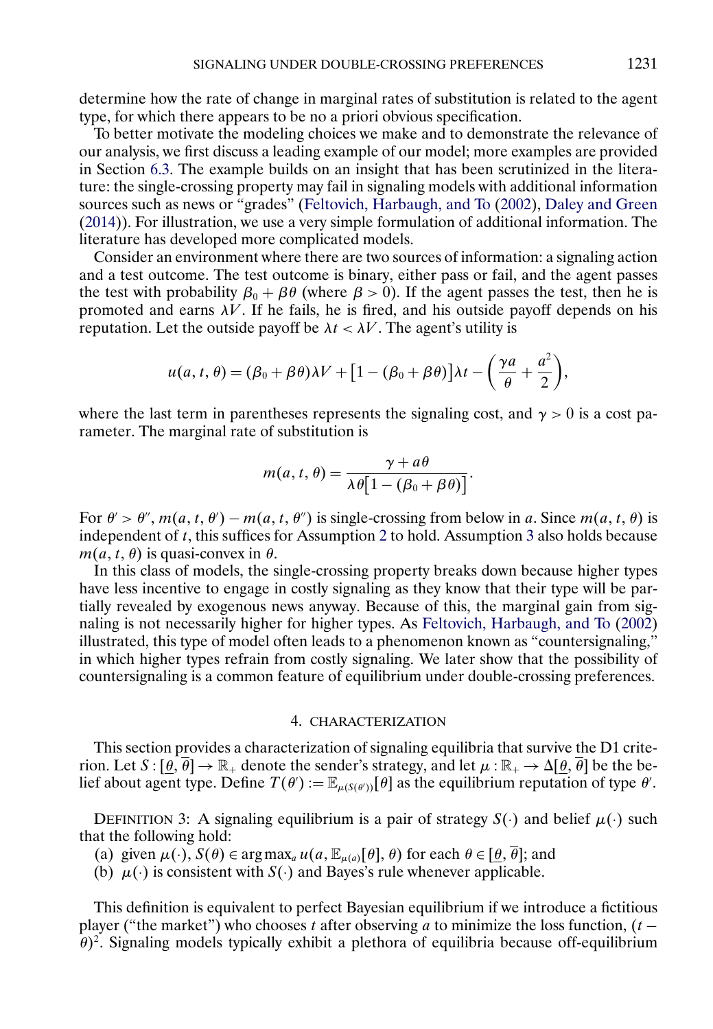determine how the rate of change in marginal rates of substitution is related to the agent type, for which there appears to be no a priori obvious specification.

To better motivate the modeling choices we make and to demonstrate the relevance of our analysis, we first discuss a leading example of our model; more examples are provided in Section 6.3. The example builds on an insight that has been scrutinized in the literature: the single-crossing property may fail in signaling models with additional information sources such as news or "grades" (Feltovich, Harbaugh, and To (2002), Daley and Green (2014)). For illustration, we use a very simple formulation of additional information. The literature has developed more complicated models.

Consider an environment where there are two sources of information: a signaling action and a test outcome. The test outcome is binary, either pass or fail, and the agent passes the test with probability $\beta_0 + \beta\theta$ (where $\beta > 0$). If the agent passes the test, then he is promoted and earns $\lambda V$. If he fails, he is fired, and his outside payoff depends on his reputation. Let the outside payoff be $\lambda t < \lambda V$. The agent's utility is

$$u(a, t, \theta) = (\beta_0 + \beta\theta)\lambda V + \left[1 - (\beta_0 + \beta\theta)\right]\lambda t - \left(\frac{\gamma a}{\theta} + \frac{a^2}{2}\right),$$

where the last term in parentheses represents the signaling cost, and $\gamma > 0$ is a cost parameter. The marginal rate of substitution is

$$m(a, t, \theta) = \frac{\gamma + a\theta}{\lambda\theta\left[1 - (\beta_0 + \beta\theta)\right]}.$$

For $\theta' > \theta''$, $m(a, t, \theta') - m(a, t, \theta'')$ is single-crossing from below in $a$. Since $m(a, t, \theta)$ is independent of $t$, this suffices for Assumption 2 to hold. Assumption 3 also holds because $m(a, t, \theta)$ is quasi-convex in $\theta$.

In this class of models, the single-crossing property breaks down because higher types have less incentive to engage in costly signaling as they know that their type will be partially revealed by exogenous news anyway. Because of this, the marginal gain from signaling is not necessarily higher for higher types. As Feltovich, Harbaugh, and To (2002) illustrated, this type of model often leads to a phenomenon known as "countersignaling," in which higher types refrain from costly signaling. We later show that the possibility of countersignaling is a common feature of equilibrium under double-crossing preferences.

## 4. CHARACTERIZATION

This section provides a characterization of signaling equilibria that survive the D1 criterion. Let $S : [\underline{\theta}, \overline{\theta}] \to \mathbb{R}_+$ denote the sender's strategy, and let $\mu : \mathbb{R}_+ \to \Delta[\underline{\theta}, \overline{\theta}]$ be the belief about agent type. Define $T(\theta') := \mathbb{E}_{\mu(S(\theta'))}[\theta]$ as the equilibrium reputation of type $\theta'$.

DEFINITION 3: A signaling equilibrium is a pair of strategy $S(\cdot)$ and belief $\mu(\cdot)$ such that the following hold:

(a) given $\mu(\cdot)$, $S(\theta) \in \arg\max_a u(a, \mathbb{E}_{\mu(a)}[\theta], \theta)$ for each $\theta \in [\underline{\theta}, \overline{\theta}]$; and
(b) $\mu(\cdot)$ is consistent with $S(\cdot)$ and Bayes's rule whenever applicable.

This definition is equivalent to perfect Bayesian equilibrium if we introduce a fictitious player ("the market") who chooses $t$ after observing $a$ to minimize the loss function, $(t - \theta)^2$. Signaling models typically exhibit a plethora of equilibria because off-equilibrium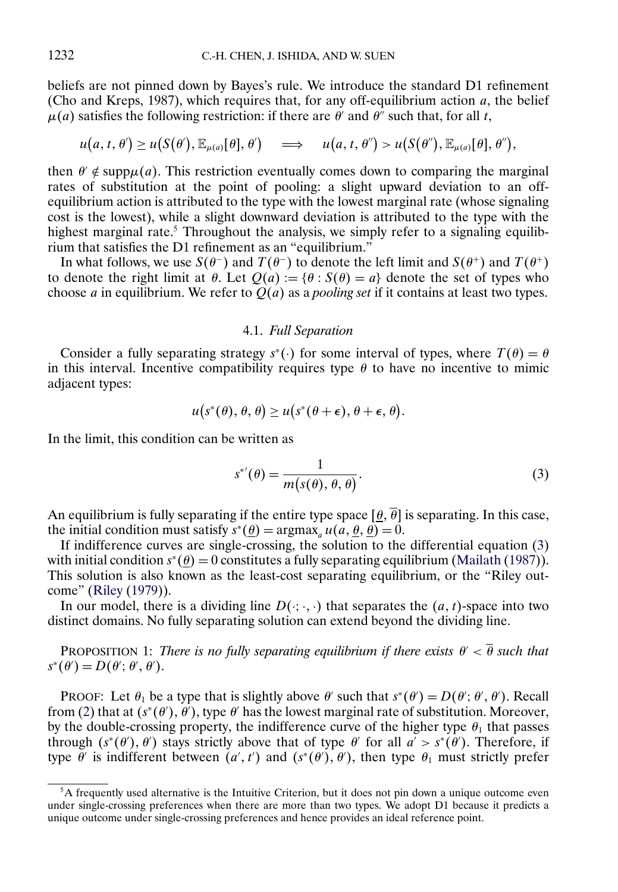beliefs are not pinned down by Bayes's rule. We introduce the standard D1 refinement (Cho and Kreps, 1987), which requires that, for any off-equilibrium action $a$, the belief $\mu(a)$ satisfies the following restriction: if there are $\theta'$ and $\theta''$ such that, for all $t$,

$$u(a, t, \theta') \geq u(S(\theta'), \mathbb{E}_{\mu(a)}[\theta], \theta') \quad \Longrightarrow \quad u(a, t, \theta'') > u(S(\theta''), \mathbb{E}_{\mu(a)}[\theta], \theta''),$$

then $\theta' \notin \operatorname{supp}\mu(a)$. This restriction eventually comes down to comparing the marginal rates of substitution at the point of pooling: a slight upward deviation to an off-equilibrium action is attributed to the type with the lowest marginal rate (whose signaling cost is the lowest), while a slight downward deviation is attributed to the type with the highest marginal rate.[5] Throughout the analysis, we simply refer to a signaling equilibrium that satisfies the D1 refinement as an "equilibrium."

In what follows, we use $S(\theta^-)$ and $T(\theta^-)$ to denote the left limit and $S(\theta^+)$ and $T(\theta^+)$ to denote the right limit at $\theta$. Let $Q(a) := \{\theta : S(\theta) = a\}$ denote the set of types who choose $a$ in equilibrium. We refer to $Q(a)$ as a *pooling set* if it contains at least two types.

### 4.1. *Full Separation*

Consider a fully separating strategy $s^*(\cdot)$ for some interval of types, where $T(\theta) = \theta$ in this interval. Incentive compatibility requires type $\theta$ to have no incentive to mimic adjacent types:

$$u(s^*(\theta), \theta, \theta) \geq u(s^*(\theta + \epsilon), \theta + \epsilon, \theta).$$

In the limit, this condition can be written as

$$s^{*\prime}(\theta) = \frac{1}{m(s(\theta), \theta, \theta)}. \tag{3}$$

An equilibrium is fully separating if the entire type space $[\underline{\theta}, \overline{\theta}]$ is separating. In this case, the initial condition must satisfy $s^*(\underline{\theta}) = \operatorname{argmax}_a u(a, \underline{\theta}, \underline{\theta}) = 0$.

If indifference curves are single-crossing, the solution to the differential equation (3) with initial condition $s^*(\underline{\theta}) = 0$ constitutes a fully separating equilibrium (Mailath (1987)). This solution is also known as the least-cost separating equilibrium, or the "Riley outcome" (Riley (1979)).

In our model, there is a dividing line $D(\cdot; \cdot, \cdot)$ that separates the $(a, t)$-space into two distinct domains. No fully separating solution can extend beyond the dividing line.

PROPOSITION 1: *There is no fully separating equilibrium if there exists $\theta' < \overline{\theta}$ such that $s^*(\theta') = D(\theta'; \theta', \theta')$.*

PROOF: Let $\theta_1$ be a type that is slightly above $\theta'$ such that $s^*(\theta') = D(\theta'; \theta', \theta')$. Recall from (2) that at $(s^*(\theta'), \theta')$, type $\theta'$ has the lowest marginal rate of substitution. Moreover, by the double-crossing property, the indifference curve of the higher type $\theta_1$ that passes through $(s^*(\theta'), \theta')$ stays strictly above that of type $\theta'$ for all $a' > s^*(\theta')$. Therefore, if type $\theta'$ is indifferent between $(a', t')$ and $(s^*(\theta'), \theta')$, then type $\theta_1$ must strictly prefer

[5] A frequently used alternative is the Intuitive Criterion, but it does not pin down a unique outcome even under single-crossing preferences when there are more than two types. We adopt D1 because it predicts a unique outcome under single-crossing preferences and hence provides an ideal reference point.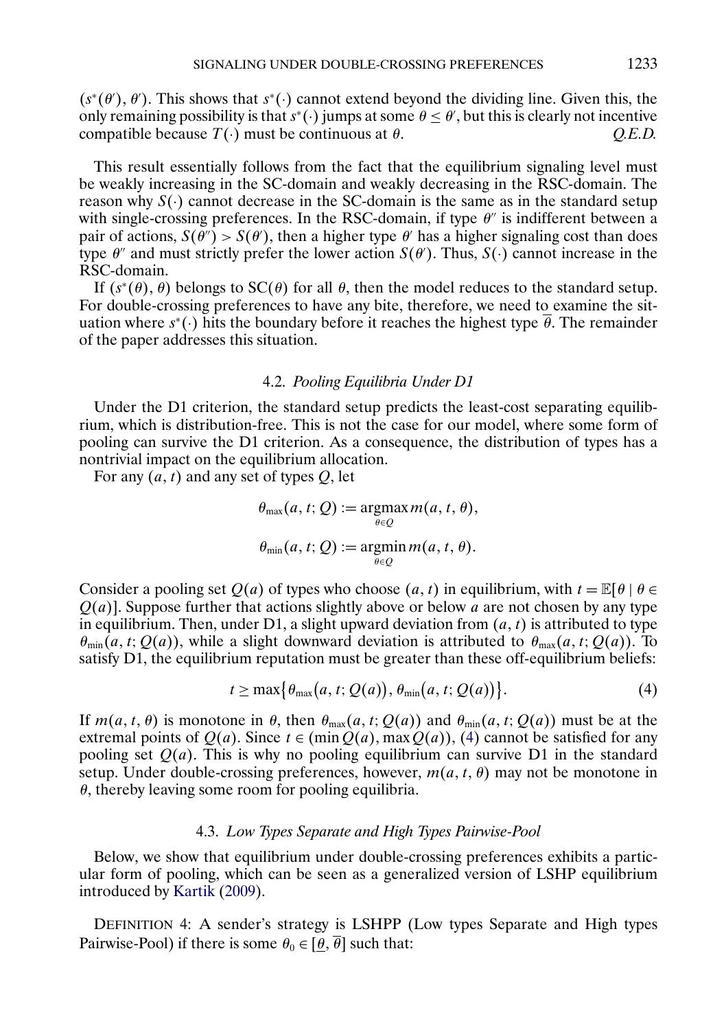$(s^*(\theta'), \theta')$. This shows that $s^*(\cdot)$ cannot extend beyond the dividing line. Given this, the only remaining possibility is that $s^*(\cdot)$ jumps at some $\theta \leq \theta'$, but this is clearly not incentive compatible because $T(\cdot)$ must be continuous at $\theta$. *Q.E.D.*

This result essentially follows from the fact that the equilibrium signaling level must be weakly increasing in the SC-domain and weakly decreasing in the RSC-domain. The reason why $S(\cdot)$ cannot decrease in the SC-domain is the same as in the standard setup with single-crossing preferences. In the RSC-domain, if type $\theta''$ is indifferent between a pair of actions, $S(\theta'') > S(\theta')$, then a higher type $\theta'$ has a higher signaling cost than does type $\theta''$ and must strictly prefer the lower action $S(\theta')$. Thus, $S(\cdot)$ cannot increase in the RSC-domain.

If $(s^*(\theta), \theta)$ belongs to $\text{SC}(\theta)$ for all $\theta$, then the model reduces to the standard setup. For double-crossing preferences to have any bite, therefore, we need to examine the situation where $s^*(\cdot)$ hits the boundary before it reaches the highest type $\overline{\theta}$. The remainder of the paper addresses this situation.

### 4.2. *Pooling Equilibria Under D1*

Under the D1 criterion, the standard setup predicts the least-cost separating equilibrium, which is distribution-free. This is not the case for our model, where some form of pooling can survive the D1 criterion. As a consequence, the distribution of types has a nontrivial impact on the equilibrium allocation.

For any $(a, t)$ and any set of types $Q$, let

$$\theta_{\max}(a, t; Q) := \underset{\theta \in Q}{\operatorname{argmax}}\, m(a, t, \theta),$$

$$\theta_{\min}(a, t; Q) := \underset{\theta \in Q}{\operatorname{argmin}}\, m(a, t, \theta).$$

Consider a pooling set $Q(a)$ of types who choose $(a, t)$ in equilibrium, with $t = \mathbb{E}[\theta \mid \theta \in Q(a)]$. Suppose further that actions slightly above or below $a$ are not chosen by any type in equilibrium. Then, under D1, a slight upward deviation from $(a, t)$ is attributed to type $\theta_{\min}(a, t; Q(a))$, while a slight downward deviation is attributed to $\theta_{\max}(a, t; Q(a))$. To satisfy D1, the equilibrium reputation must be greater than these off-equilibrium beliefs:

$$t \geq \max\{\theta_{\max}(a, t; Q(a)), \theta_{\min}(a, t; Q(a))\}. \tag{4}$$

If $m(a, t, \theta)$ is monotone in $\theta$, then $\theta_{\max}(a, t; Q(a))$ and $\theta_{\min}(a, t; Q(a))$ must be at the extremal points of $Q(a)$. Since $t \in (\min Q(a), \max Q(a))$, (4) cannot be satisfied for any pooling set $Q(a)$. This is why no pooling equilibrium can survive D1 in the standard setup. Under double-crossing preferences, however, $m(a, t, \theta)$ may not be monotone in $\theta$, thereby leaving some room for pooling equilibria.

### 4.3. *Low Types Separate and High Types Pairwise-Pool*

Below, we show that equilibrium under double-crossing preferences exhibits a particular form of pooling, which can be seen as a generalized version of LSHP equilibrium introduced by Kartik (2009).

DEFINITION 4: A sender's strategy is LSHPP (Low types Separate and High types Pairwise-Pool) if there is some $\theta_0 \in [\underline{\theta}, \overline{\theta}]$ such that: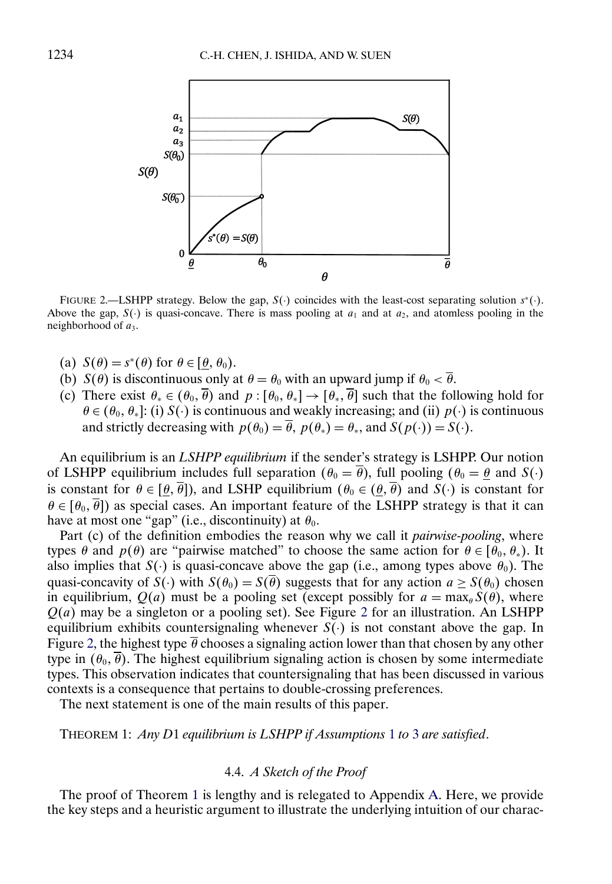FIGURE 2.—LSHPP strategy. Below the gap, $S(\cdot)$ coincides with the least-cost separating solution $s^*(\cdot)$. Above the gap, $S(\cdot)$ is quasi-concave. There is mass pooling at $a_1$ and at $a_2$, and atomless pooling in the neighborhood of $a_3$.

(a) $S(\theta) = s^*(\theta)$ for $\theta \in [\underline{\theta}, \theta_0)$.

(b) $S(\theta)$ is discontinuous only at $\theta = \theta_0$ with an upward jump if $\theta_0 < \overline{\theta}$.

(c) There exist $\theta_* \in (\theta_0, \overline{\theta})$ and $p : [\theta_0, \theta_*] \to [\theta_*, \overline{\theta}]$ such that the following hold for $\theta \in (\theta_0, \theta_*]$: (i) $S(\cdot)$ is continuous and weakly increasing; and (ii) $p(\cdot)$ is continuous and strictly decreasing with $p(\theta_0) = \overline{\theta}$, $p(\theta_*) = \theta_*$, and $S(p(\cdot)) = S(\cdot)$.

An equilibrium is an *LSHPP equilibrium* if the sender's strategy is LSHPP. Our notion of LSHPP equilibrium includes full separation ($\theta_0 = \overline{\theta}$), full pooling ($\theta_0 = \underline{\theta}$ and $S(\cdot)$ is constant for $\theta \in [\underline{\theta}, \overline{\theta}]$), and LSHP equilibrium ($\theta_0 \in (\underline{\theta}, \overline{\theta})$ and $S(\cdot)$ is constant for $\theta \in [\theta_0, \overline{\theta}]$) as special cases. An important feature of the LSHPP strategy is that it can have at most one "gap" (i.e., discontinuity) at $\theta_0$.

Part (c) of the definition embodies the reason why we call it *pairwise-pooling*, where types $\theta$ and $p(\theta)$ are "pairwise matched" to choose the same action for $\theta \in [\theta_0, \theta_*)$. It also implies that $S(\cdot)$ is quasi-concave above the gap (i.e., among types above $\theta_0$). The quasi-concavity of $S(\cdot)$ with $S(\theta_0) = S(\overline{\theta})$ suggests that for any action $a \geq S(\theta_0)$ chosen in equilibrium, $Q(a)$ must be a pooling set (except possibly for $a = \max_\theta S(\theta)$, where $Q(a)$ may be a singleton or a pooling set). See Figure 2 for an illustration. An LSHPP equilibrium exhibits countersignaling whenever $S(\cdot)$ is not constant above the gap. In Figure 2, the highest type $\overline{\theta}$ chooses a signaling action lower than that chosen by any other type in $(\theta_0, \overline{\theta})$. The highest equilibrium signaling action is chosen by some intermediate types. This observation indicates that countersignaling that has been discussed in various contexts is a consequence that pertains to double-crossing preferences.

The next statement is one of the main results of this paper.

THEOREM 1: *Any D1 equilibrium is LSHPP if Assumptions 1 to 3 are satisfied.*

### 4.4. *A Sketch of the Proof*

The proof of Theorem 1 is lengthy and is relegated to Appendix A. Here, we provide the key steps and a heuristic argument to illustrate the underlying intuition of our charac-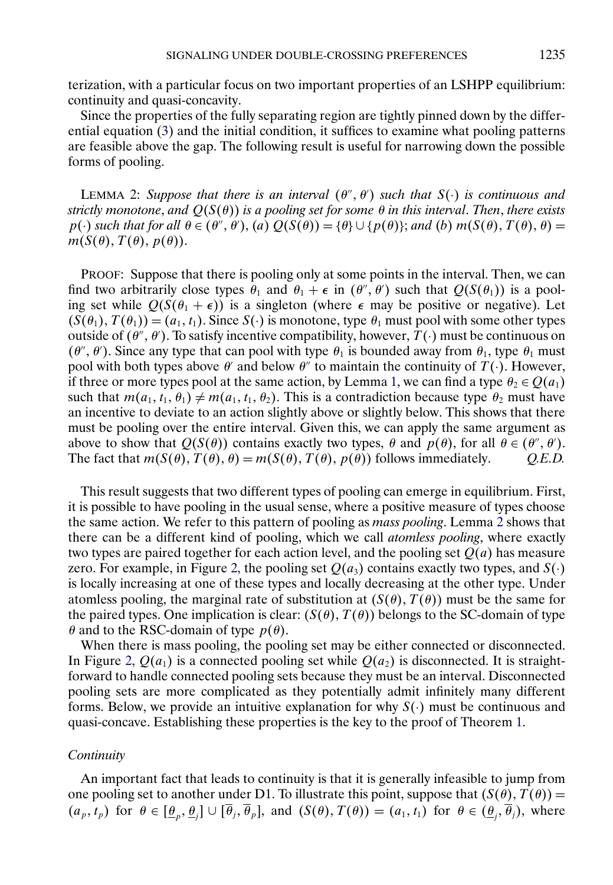terization, with a particular focus on two important properties of an LSHPP equilibrium: continuity and quasi-concavity.

Since the properties of the fully separating region are tightly pinned down by the differential equation (3) and the initial condition, it suffices to examine what pooling patterns are feasible above the gap. The following result is useful for narrowing down the possible forms of pooling.

LEMMA 2: *Suppose that there is an interval $(\theta'', \theta')$ such that $S(\cdot)$ is continuous and strictly monotone, and $Q(S(\theta))$ is a pooling set for some $\theta$ in this interval. Then, there exists $p(\cdot)$ such that for all $\theta \in (\theta'', \theta')$, (a) $Q(S(\theta)) = \{\theta\} \cup \{p(\theta)\}$; and (b) $m(S(\theta), T(\theta), \theta) = m(S(\theta), T(\theta), p(\theta))$.*

PROOF: Suppose that there is pooling only at some points in the interval. Then, we can find two arbitrarily close types $\theta_1$ and $\theta_1 + \epsilon$ in $(\theta'', \theta')$ such that $Q(S(\theta_1))$ is a pooling set while $Q(S(\theta_1 + \epsilon))$ is a singleton (where $\epsilon$ may be positive or negative). Let $(S(\theta_1), T(\theta_1)) = (a_1, t_1)$. Since $S(\cdot)$ is monotone, type $\theta_1$ must pool with some other types outside of $(\theta'', \theta')$. To satisfy incentive compatibility, however, $T(\cdot)$ must be continuous on $(\theta'', \theta')$. Since any type that can pool with type $\theta_1$ is bounded away from $\theta_1$, type $\theta_1$ must pool with both types above $\theta'$ and below $\theta''$ to maintain the continuity of $T(\cdot)$. However, if three or more types pool at the same action, by Lemma 1, we can find a type $\theta_2 \in Q(a_1)$ such that $m(a_1, t_1, \theta_1) \neq m(a_1, t_1, \theta_2)$. This is a contradiction because type $\theta_2$ must have an incentive to deviate to an action slightly above or slightly below. This shows that there must be pooling over the entire interval. Given this, we can apply the same argument as above to show that $Q(S(\theta))$ contains exactly two types, $\theta$ and $p(\theta)$, for all $\theta \in (\theta'', \theta')$. The fact that $m(S(\theta), T(\theta), \theta) = m(S(\theta), T(\theta), p(\theta))$ follows immediately. *Q.E.D.*

This result suggests that two different types of pooling can emerge in equilibrium. First, it is possible to have pooling in the usual sense, where a positive measure of types choose the same action. We refer to this pattern of pooling as *mass pooling*. Lemma 2 shows that there can be a different kind of pooling, which we call *atomless pooling*, where exactly two types are paired together for each action level, and the pooling set $Q(a)$ has measure zero. For example, in Figure 2, the pooling set $Q(a_3)$ contains exactly two types, and $S(\cdot)$ is locally increasing at one of these types and locally decreasing at the other type. Under atomless pooling, the marginal rate of substitution at $(S(\theta), T(\theta))$ must be the same for the paired types. One implication is clear: $(S(\theta), T(\theta))$ belongs to the SC-domain of type $\theta$ and to the RSC-domain of type $p(\theta)$.

When there is mass pooling, the pooling set may be either connected or disconnected. In Figure 2, $Q(a_1)$ is a connected pooling set while $Q(a_2)$ is disconnected. It is straightforward to handle connected pooling sets because they must be an interval. Disconnected pooling sets are more complicated as they potentially admit infinitely many different forms. Below, we provide an intuitive explanation for why $S(\cdot)$ must be continuous and quasi-concave. Establishing these properties is the key to the proof of Theorem 1.

### *Continuity*

An important fact that leads to continuity is that it is generally infeasible to jump from one pooling set to another under D1. To illustrate this point, suppose that $(S(\theta), T(\theta)) = (a_p, t_p)$ for $\theta \in [\underline{\theta}_p, \underline{\theta}_j] \cup [\overline{\theta}_j, \overline{\theta}_p]$, and $(S(\theta), T(\theta)) = (a_1, t_1)$ for $\theta \in (\underline{\theta}_j, \overline{\theta}_j)$, where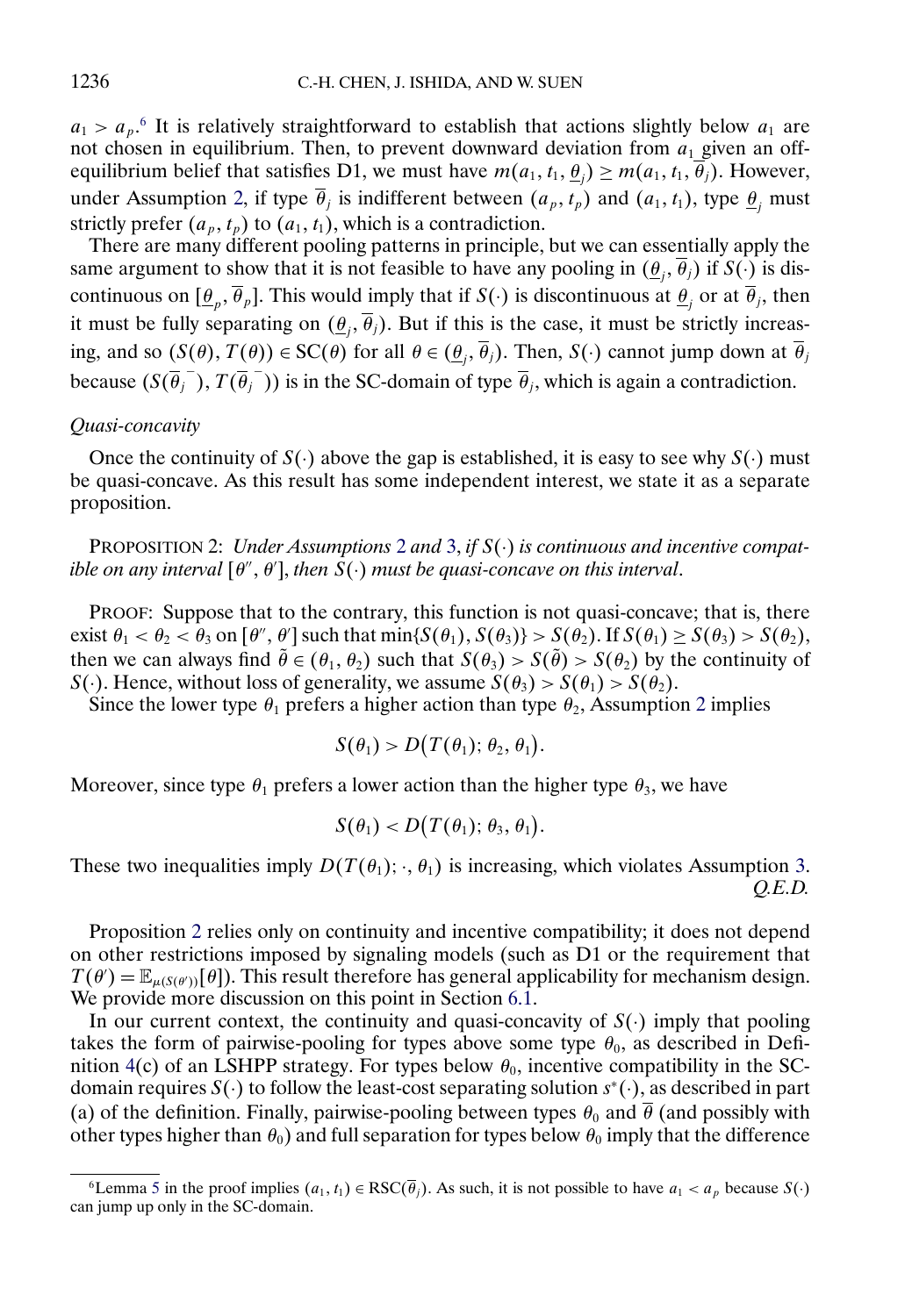$a_1 > a_p$.[6] It is relatively straightforward to establish that actions slightly below $a_1$ are not chosen in equilibrium. Then, to prevent downward deviation from $a_1$ given an off-equilibrium belief that satisfies D1, we must have $m(a_1, t_1, \underline{\theta}_j) \geq m(a_1, t_1, \overline{\theta}_j)$. However, under Assumption 2, if type $\overline{\theta}_j$ is indifferent between $(a_p, t_p)$ and $(a_1, t_1)$, type $\underline{\theta}_j$ must strictly prefer $(a_p, t_p)$ to $(a_1, t_1)$, which is a contradiction.

There are many different pooling patterns in principle, but we can essentially apply the same argument to show that it is not feasible to have any pooling in $(\underline{\theta}_j, \overline{\theta}_j)$ if $S(\cdot)$ is discontinuous on $[\underline{\theta}_p, \overline{\theta}_p]$. This would imply that if $S(\cdot)$ is discontinuous at $\underline{\theta}_j$ or at $\overline{\theta}_j$, then it must be fully separating on $(\underline{\theta}_j, \overline{\theta}_j)$. But if this is the case, it must be strictly increasing, and so $(S(\theta), T(\theta)) \in \mathrm{SC}(\theta)$ for all $\theta \in (\underline{\theta}_j, \overline{\theta}_j)$. Then, $S(\cdot)$ cannot jump down at $\overline{\theta}_j$ because $(S(\overline{\theta}_j^{\,-}), T(\overline{\theta}_j^{\,-}))$ is in the SC-domain of type $\overline{\theta}_j$, which is again a contradiction.

*Quasi-concavity*

Once the continuity of $S(\cdot)$ above the gap is established, it is easy to see why $S(\cdot)$ must be quasi-concave. As this result has some independent interest, we state it as a separate proposition.

PROPOSITION 2: *Under Assumptions 2 and 3, if $S(\cdot)$ is continuous and incentive compatible on any interval $[\theta'', \theta']$, then $S(\cdot)$ must be quasi-concave on this interval.*

PROOF: Suppose that to the contrary, this function is not quasi-concave; that is, there exist $\theta_1 < \theta_2 < \theta_3$ on $[\theta'', \theta']$ such that $\min\{S(\theta_1), S(\theta_3)\} > S(\theta_2)$. If $S(\theta_1) \geq S(\theta_3) > S(\theta_2)$, then we can always find $\tilde{\theta} \in (\theta_1, \theta_2)$ such that $S(\theta_3) > S(\tilde{\theta}) > S(\theta_2)$ by the continuity of $S(\cdot)$. Hence, without loss of generality, we assume $S(\theta_3) > S(\theta_1) > S(\theta_2)$.

Since the lower type $\theta_1$ prefers a higher action than type $\theta_2$, Assumption 2 implies

$$S(\theta_1) > D\big(T(\theta_1); \theta_2, \theta_1\big).$$

Moreover, since type $\theta_1$ prefers a lower action than the higher type $\theta_3$, we have

$$S(\theta_1) < D\big(T(\theta_1); \theta_3, \theta_1\big).$$

These two inequalities imply $D(T(\theta_1); \cdot, \theta_1)$ is increasing, which violates Assumption 3. *Q.E.D.*

Proposition 2 relies only on continuity and incentive compatibility; it does not depend on other restrictions imposed by signaling models (such as D1 or the requirement that $T(\theta') = \mathbb{E}_{\mu(S(\theta'))}[\theta]$). This result therefore has general applicability for mechanism design. We provide more discussion on this point in Section 6.1.

In our current context, the continuity and quasi-concavity of $S(\cdot)$ imply that pooling takes the form of pairwise-pooling for types above some type $\theta_0$, as described in Definition 4(c) of an LSHPP strategy. For types below $\theta_0$, incentive compatibility in the SC-domain requires $S(\cdot)$ to follow the least-cost separating solution $s^*(\cdot)$, as described in part (a) of the definition. Finally, pairwise-pooling between types $\theta_0$ and $\overline{\theta}$ (and possibly with other types higher than $\theta_0$) and full separation for types below $\theta_0$ imply that the difference

[6] Lemma 5 in the proof implies $(a_1, t_1) \in \mathrm{RSC}(\overline{\theta}_j)$. As such, it is not possible to have $a_1 < a_p$ because $S(\cdot)$ can jump up only in the SC-domain.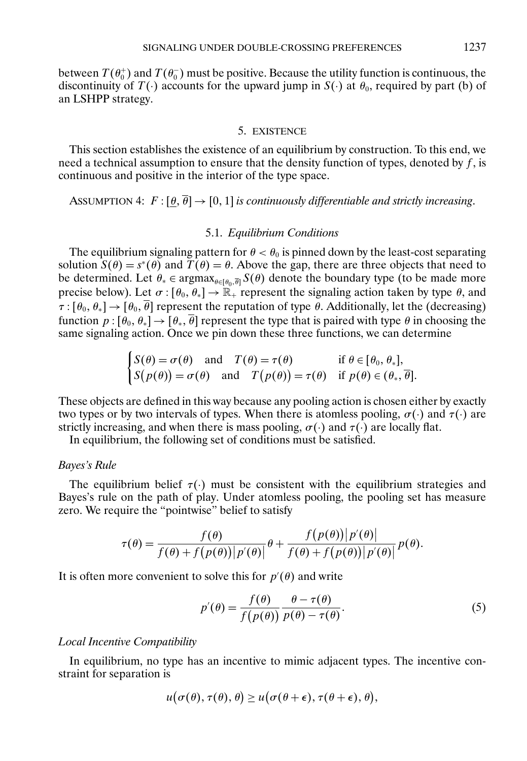between $T(\theta_0^+)$ and $T(\theta_0^-)$ must be positive. Because the utility function is continuous, the discontinuity of $T(\cdot)$ accounts for the upward jump in $S(\cdot)$ at $\theta_0$, required by part (b) of an LSHPP strategy.

## 5. EXISTENCE

This section establishes the existence of an equilibrium by construction. To this end, we need a technical assumption to ensure that the density function of types, denoted by $f$, is continuous and positive in the interior of the type space.

ASSUMPTION 4: *$F : [\underline{\theta}, \overline{\theta}] \to [0, 1]$ is continuously differentiable and strictly increasing.*

### 5.1. *Equilibrium Conditions*

The equilibrium signaling pattern for $\theta < \theta_0$ is pinned down by the least-cost separating solution $S(\theta) = s^*(\theta)$ and $T(\theta) = \theta$. Above the gap, there are three objects that need to be determined. Let $\theta_* \in \operatorname{argmax}_{\theta \in [\theta_0, \overline{\theta}]} S(\theta)$ denote the boundary type (to be made more precise below). Let $\sigma : [\theta_0, \theta_*] \to \mathbb{R}_+$ represent the signaling action taken by type $\theta$, and $\tau : [\theta_0, \theta_*] \to [\theta_0, \overline{\theta}]$ represent the reputation of type $\theta$. Additionally, let the (decreasing) function $p : [\theta_0, \theta_*] \to [\theta_*, \overline{\theta}]$ represent the type that is paired with type $\theta$ in choosing the same signaling action. Once we pin down these three functions, we can determine

$$\begin{cases} S(\theta) = \sigma(\theta) \quad \text{and} \quad T(\theta) = \tau(\theta) & \text{if } \theta \in [\theta_0, \theta_*], \\ S\big(p(\theta)\big) = \sigma(\theta) \quad \text{and} \quad T\big(p(\theta)\big) = \tau(\theta) & \text{if } p(\theta) \in (\theta_*, \overline{\theta}]. \end{cases}$$

These objects are defined in this way because any pooling action is chosen either by exactly two types or by two intervals of types. When there is atomless pooling, $\sigma(\cdot)$ and $\tau(\cdot)$ are strictly increasing, and when there is mass pooling, $\sigma(\cdot)$ and $\tau(\cdot)$ are locally flat.

In equilibrium, the following set of conditions must be satisfied.

#### *Bayes's Rule*

The equilibrium belief $\tau(\cdot)$ must be consistent with the equilibrium strategies and Bayes's rule on the path of play. Under atomless pooling, the pooling set has measure zero. We require the "pointwise" belief to satisfy

$$\tau(\theta) = \frac{f(\theta)}{f(\theta) + f\big(p(\theta)\big)\big|p'(\theta)\big|}\theta + \frac{f\big(p(\theta)\big)\big|p'(\theta)\big|}{f(\theta) + f\big(p(\theta)\big)\big|p'(\theta)\big|}p(\theta).$$

It is often more convenient to solve this for $p'(\theta)$ and write

$$p'(\theta) = \frac{f(\theta)}{f\big(p(\theta)\big)} \frac{\theta - \tau(\theta)}{p(\theta) - \tau(\theta)}. \tag{5}$$

#### *Local Incentive Compatibility*

In equilibrium, no type has an incentive to mimic adjacent types. The incentive constraint for separation is

$$u\big(\sigma(\theta), \tau(\theta), \theta\big) \geq u\big(\sigma(\theta + \epsilon), \tau(\theta + \epsilon), \theta\big),$$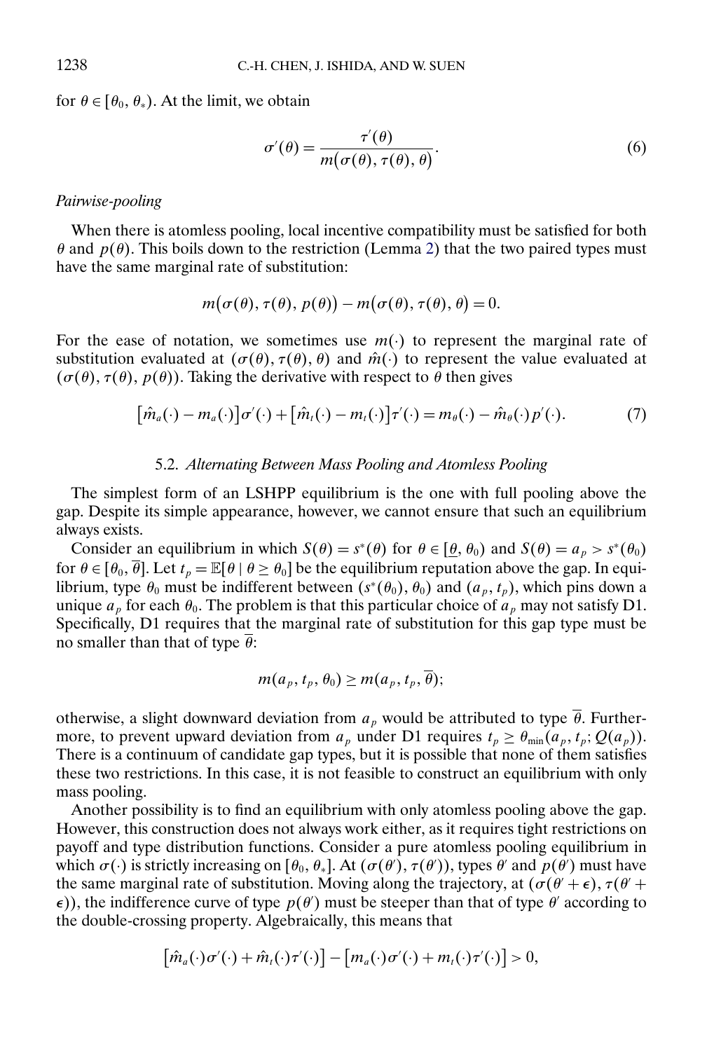for $\theta \in [\theta_0, \theta_*)$. At the limit, we obtain

$$\sigma'(\theta) = \frac{\tau'(\theta)}{m(\sigma(\theta), \tau(\theta), \theta)}. \tag{6}$$

*Pairwise-pooling*

When there is atomless pooling, local incentive compatibility must be satisfied for both $\theta$ and $p(\theta)$. This boils down to the restriction (Lemma 2) that the two paired types must have the same marginal rate of substitution:

$$m(\sigma(\theta), \tau(\theta), p(\theta)) - m(\sigma(\theta), \tau(\theta), \theta) = 0.$$

For the ease of notation, we sometimes use $m(\cdot)$ to represent the marginal rate of substitution evaluated at $(\sigma(\theta), \tau(\theta), \theta)$ and $\hat{m}(\cdot)$ to represent the value evaluated at $(\sigma(\theta), \tau(\theta), p(\theta))$. Taking the derivative with respect to $\theta$ then gives

$$[\hat{m}_a(\cdot) - m_a(\cdot)]\sigma'(\cdot) + [\hat{m}_t(\cdot) - m_t(\cdot)]\tau'(\cdot) = m_\theta(\cdot) - \hat{m}_\theta(\cdot)p'(\cdot). \tag{7}$$

### 5.2. *Alternating Between Mass Pooling and Atomless Pooling*

The simplest form of an LSHPP equilibrium is the one with full pooling above the gap. Despite its simple appearance, however, we cannot ensure that such an equilibrium always exists.

Consider an equilibrium in which $S(\theta) = s^*(\theta)$ for $\theta \in [\underline{\theta}, \theta_0)$ and $S(\theta) = a_p > s^*(\theta_0)$ for $\theta \in [\theta_0, \overline{\theta}]$. Let $t_p = \mathbb{E}[\theta \mid \theta \geq \theta_0]$ be the equilibrium reputation above the gap. In equilibrium, type $\theta_0$ must be indifferent between $(s^*(\theta_0), \theta_0)$ and $(a_p, t_p)$, which pins down a unique $a_p$ for each $\theta_0$. The problem is that this particular choice of $a_p$ may not satisfy D1. Specifically, D1 requires that the marginal rate of substitution for this gap type must be no smaller than that of type $\overline{\theta}$:

$$m(a_p, t_p, \theta_0) \geq m(a_p, t_p, \overline{\theta});$$

otherwise, a slight downward deviation from $a_p$ would be attributed to type $\overline{\theta}$. Furthermore, to prevent upward deviation from $a_p$ under D1 requires $t_p \geq \theta_{\min}(a_p, t_p; Q(a_p))$. There is a continuum of candidate gap types, but it is possible that none of them satisfies these two restrictions. In this case, it is not feasible to construct an equilibrium with only mass pooling.

Another possibility is to find an equilibrium with only atomless pooling above the gap. However, this construction does not always work either, as it requires tight restrictions on payoff and type distribution functions. Consider a pure atomless pooling equilibrium in which $\sigma(\cdot)$ is strictly increasing on $[\theta_0, \theta_*]$. At $(\sigma(\theta'), \tau(\theta'))$, types $\theta'$ and $p(\theta')$ must have the same marginal rate of substitution. Moving along the trajectory, at $(\sigma(\theta' + \epsilon), \tau(\theta' + \epsilon))$, the indifference curve of type $p(\theta')$ must be steeper than that of type $\theta'$ according to the double-crossing property. Algebraically, this means that

$$[\hat{m}_a(\cdot)\sigma'(\cdot) + \hat{m}_t(\cdot)\tau'(\cdot)] - [m_a(\cdot)\sigma'(\cdot) + m_t(\cdot)\tau'(\cdot)] > 0,$$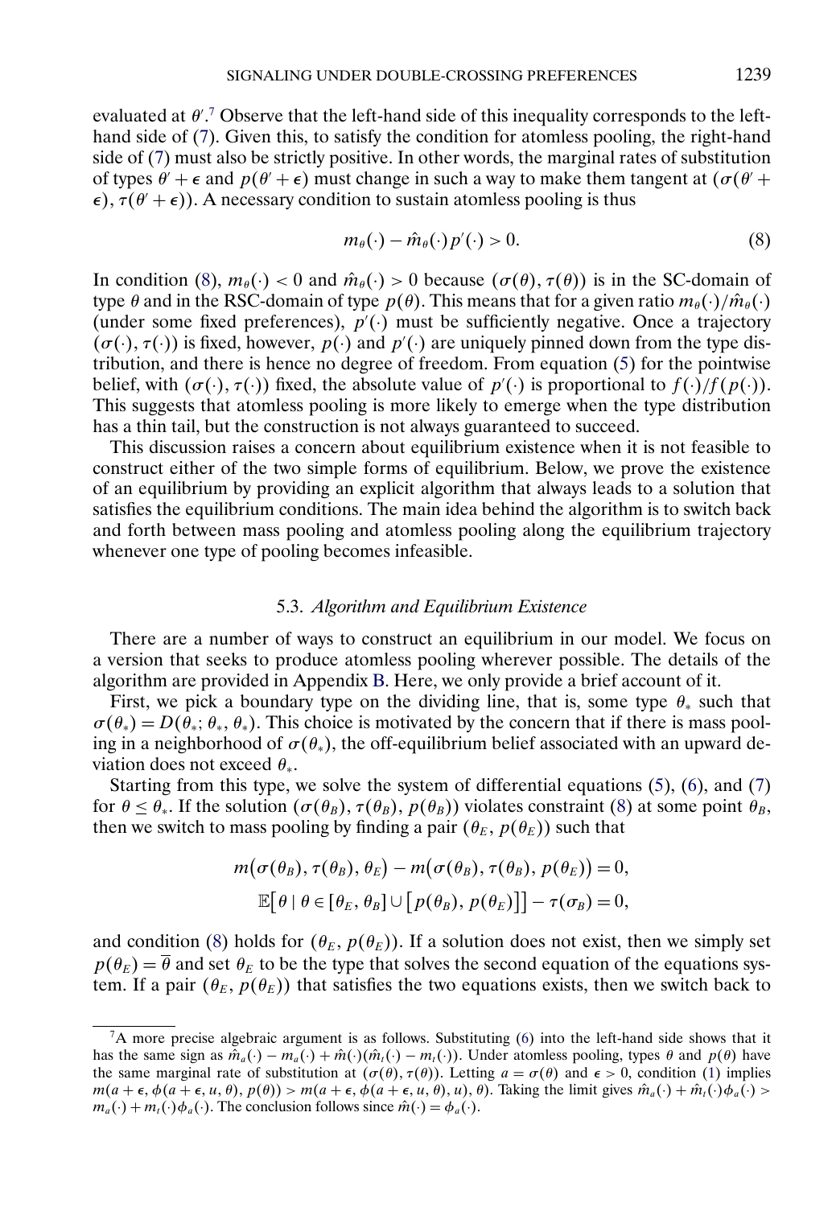evaluated at $\theta'$.[7] Observe that the left-hand side of this inequality corresponds to the left-hand side of (7). Given this, to satisfy the condition for atomless pooling, the right-hand side of (7) must also be strictly positive. In other words, the marginal rates of substitution of types $\theta' + \epsilon$ and $p(\theta' + \epsilon)$ must change in such a way to make them tangent at $(\sigma(\theta' + \epsilon), \tau(\theta' + \epsilon))$. A necessary condition to sustain atomless pooling is thus

$$m_\theta(\cdot) - \hat{m}_\theta(\cdot)p'(\cdot) > 0. \tag{8}$$

In condition (8), $m_\theta(\cdot) < 0$ and $\hat{m}_\theta(\cdot) > 0$ because $(\sigma(\theta), \tau(\theta))$ is in the SC-domain of type $\theta$ and in the RSC-domain of type $p(\theta)$. This means that for a given ratio $m_\theta(\cdot)/\hat{m}_\theta(\cdot)$ (under some fixed preferences), $p'(\cdot)$ must be sufficiently negative. Once a trajectory $(\sigma(\cdot), \tau(\cdot))$ is fixed, however, $p(\cdot)$ and $p'(\cdot)$ are uniquely pinned down from the type distribution, and there is hence no degree of freedom. From equation (5) for the pointwise belief, with $(\sigma(\cdot), \tau(\cdot))$ fixed, the absolute value of $p'(\cdot)$ is proportional to $f(\cdot)/f(p(\cdot))$. This suggests that atomless pooling is more likely to emerge when the type distribution has a thin tail, but the construction is not always guaranteed to succeed.

This discussion raises a concern about equilibrium existence when it is not feasible to construct either of the two simple forms of equilibrium. Below, we prove the existence of an equilibrium by providing an explicit algorithm that always leads to a solution that satisfies the equilibrium conditions. The main idea behind the algorithm is to switch back and forth between mass pooling and atomless pooling along the equilibrium trajectory whenever one type of pooling becomes infeasible.

### 5.3. *Algorithm and Equilibrium Existence*

There are a number of ways to construct an equilibrium in our model. We focus on a version that seeks to produce atomless pooling wherever possible. The details of the algorithm are provided in Appendix B. Here, we only provide a brief account of it.

First, we pick a boundary type on the dividing line, that is, some type $\theta_*$ such that $\sigma(\theta_*) = D(\theta_*; \theta_*, \theta_*)$. This choice is motivated by the concern that if there is mass pooling in a neighborhood of $\sigma(\theta_*)$, the off-equilibrium belief associated with an upward deviation does not exceed $\theta_*$.

Starting from this type, we solve the system of differential equations (5), (6), and (7) for $\theta \leq \theta_*$. If the solution $(\sigma(\theta_B), \tau(\theta_B), p(\theta_B))$ violates constraint (8) at some point $\theta_B$, then we switch to mass pooling by finding a pair $(\theta_E, p(\theta_E))$ such that

$$m(\sigma(\theta_B), \tau(\theta_B), \theta_E) - m(\sigma(\theta_B), \tau(\theta_B), p(\theta_E)) = 0,$$
$$\mathbb{E}[\theta \mid \theta \in [\theta_E, \theta_B] \cup [p(\theta_B), p(\theta_E)]] - \tau(\sigma_B) = 0,$$

and condition (8) holds for $(\theta_E, p(\theta_E))$. If a solution does not exist, then we simply set $p(\theta_E) = \overline{\theta}$ and set $\theta_E$ to be the type that solves the second equation of the equations system. If a pair $(\theta_E, p(\theta_E))$ that satisfies the two equations exists, then we switch back to

---

[7] A more precise algebraic argument is as follows. Substituting (6) into the left-hand side shows that it has the same sign as $\hat{m}_a(\cdot) - m_a(\cdot) + \hat{m}(\cdot)(\hat{m}_t(\cdot) - m_t(\cdot))$. Under atomless pooling, types $\theta$ and $p(\theta)$ have the same marginal rate of substitution at $(\sigma(\theta), \tau(\theta))$. Letting $a = \sigma(\theta)$ and $\epsilon > 0$, condition (1) implies $m(a + \epsilon, \phi(a + \epsilon, u, \theta), p(\theta)) > m(a + \epsilon, \phi(a + \epsilon, u, \theta), u), \theta)$. Taking the limit gives $\hat{m}_a(\cdot) + \hat{m}_t(\cdot)\phi_a(\cdot) > m_a(\cdot) + m_t(\cdot)\phi_a(\cdot)$. The conclusion follows since $\hat{m}(\cdot) = \phi_a(\cdot)$.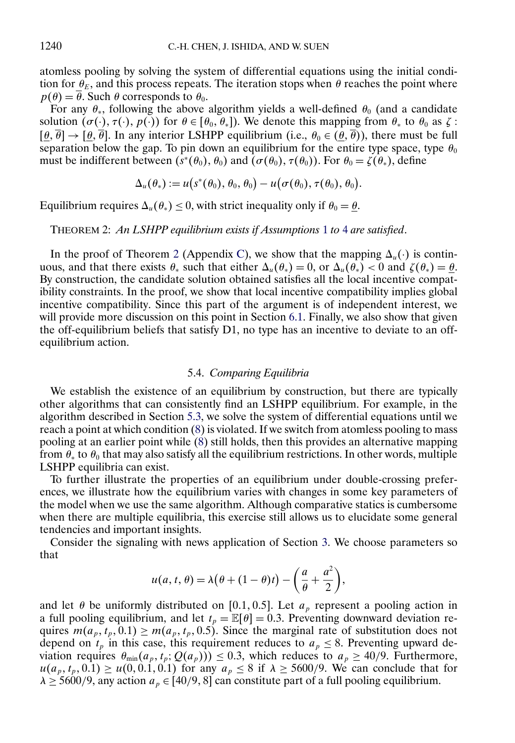atomless pooling by solving the system of differential equations using the initial condition for $\underline{\theta}_E$, and this process repeats. The iteration stops when $\theta$ reaches the point where $p(\theta) = \overline{\theta}$. Such $\theta$ corresponds to $\theta_0$.

For any $\theta_*$, following the above algorithm yields a well-defined $\theta_0$ (and a candidate solution $(\sigma(\cdot), \tau(\cdot), p(\cdot))$ for $\theta \in [\theta_0, \theta_*]$). We denote this mapping from $\theta_*$ to $\theta_0$ as $\zeta : [\underline{\theta}, \overline{\theta}] \to [\underline{\theta}, \overline{\theta}]$. In any interior LSHPP equilibrium (i.e., $\theta_0 \in (\underline{\theta}, \overline{\theta})$), there must be full separation below the gap. To pin down an equilibrium for the entire type space, type $\theta_0$ must be indifferent between $(s^*(\theta_0), \theta_0)$ and $(\sigma(\theta_0), \tau(\theta_0))$. For $\theta_0 = \zeta(\theta_*)$, define

$$\Delta_u(\theta_*) := u(s^*(\theta_0), \theta_0, \theta_0) - u(\sigma(\theta_0), \tau(\theta_0), \theta_0).$$

Equilibrium requires $\Delta_u(\theta_*) \leq 0$, with strict inequality only if $\theta_0 = \underline{\theta}$.

THEOREM 2: *An LSHPP equilibrium exists if Assumptions 1 to 4 are satisfied.*

In the proof of Theorem 2 (Appendix C), we show that the mapping $\Delta_u(\cdot)$ is continuous, and that there exists $\theta_*$ such that either $\Delta_u(\theta_*) = 0$, or $\Delta_u(\theta_*) < 0$ and $\zeta(\theta_*) = \underline{\theta}$. By construction, the candidate solution obtained satisfies all the local incentive compatibility constraints. In the proof, we show that local incentive compatibility implies global incentive compatibility. Since this part of the argument is of independent interest, we will provide more discussion on this point in Section 6.1. Finally, we also show that given the off-equilibrium beliefs that satisfy D1, no type has an incentive to deviate to an off-equilibrium action.

### 5.4. *Comparing Equilibria*

We establish the existence of an equilibrium by construction, but there are typically other algorithms that can consistently find an LSHPP equilibrium. For example, in the algorithm described in Section 5.3, we solve the system of differential equations until we reach a point at which condition (8) is violated. If we switch from atomless pooling to mass pooling at an earlier point while (8) still holds, then this provides an alternative mapping from $\theta_*$ to $\theta_0$ that may also satisfy all the equilibrium restrictions. In other words, multiple LSHPP equilibria can exist.

To further illustrate the properties of an equilibrium under double-crossing preferences, we illustrate how the equilibrium varies with changes in some key parameters of the model when we use the same algorithm. Although comparative statics is cumbersome when there are multiple equilibria, this exercise still allows us to elucidate some general tendencies and important insights.

Consider the signaling with news application of Section 3. We choose parameters so that

$$u(a, t, \theta) = \lambda(\theta + (1 - \theta)t) - \left(\frac{a}{\theta} + \frac{a^2}{2}\right),$$

and let $\theta$ be uniformly distributed on $[0.1, 0.5]$. Let $a_p$ represent a pooling action in a full pooling equilibrium, and let $t_p = \mathbb{E}[\theta] = 0.3$. Preventing downward deviation requires $m(a_p, t_p, 0.1) \geq m(a_p, t_p, 0.5)$. Since the marginal rate of substitution does not depend on $t_p$ in this case, this requirement reduces to $a_p \leq 8$. Preventing upward deviation requires $\theta_{\min}(a_p, t_p; Q(a_p))) \leq 0.3$, which reduces to $a_p \geq 40/9$. Furthermore, $u(a_p, t_p, 0.1) \geq u(0, 0.1, 0.1)$ for any $a_p \leq 8$ if $\lambda \geq 5600/9$. We can conclude that for $\lambda \geq 5600/9$, any action $a_p \in [40/9, 8]$ can constitute part of a full pooling equilibrium.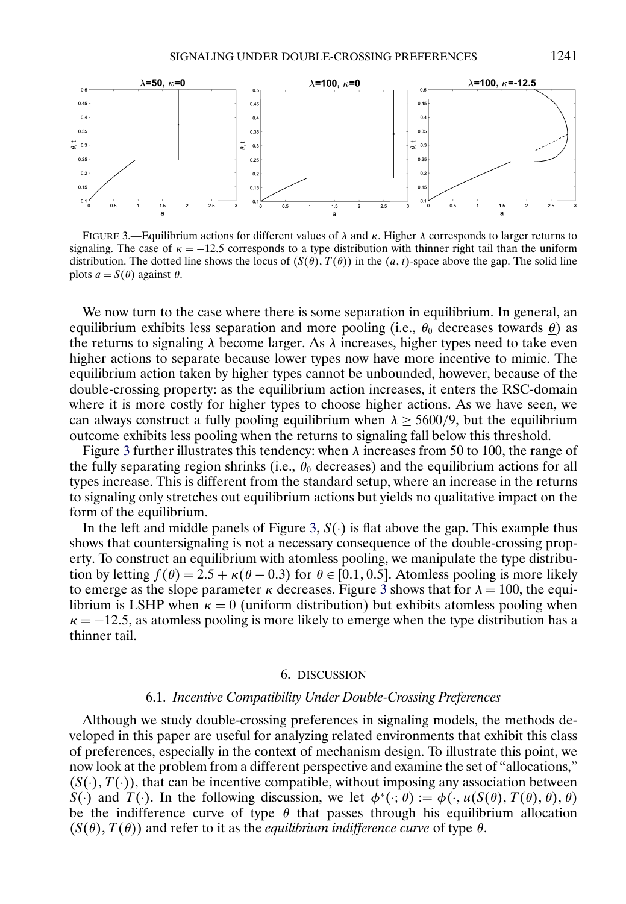FIGURE 3.—Equilibrium actions for different values of $\lambda$ and $\kappa$. Higher $\lambda$ corresponds to larger returns to signaling. The case of $\kappa = -12.5$ corresponds to a type distribution with thinner right tail than the uniform distribution. The dotted line shows the locus of $(S(\theta), T(\theta))$ in the $(a, t)$-space above the gap. The solid line plots $a = S(\theta)$ against $\theta$.

We now turn to the case where there is some separation in equilibrium. In general, an equilibrium exhibits less separation and more pooling (i.e., $\theta_0$ decreases towards $\underline{\theta}$) as the returns to signaling $\lambda$ become larger. As $\lambda$ increases, higher types need to take even higher actions to separate because lower types now have more incentive to mimic. The equilibrium action taken by higher types cannot be unbounded, however, because of the double-crossing property: as the equilibrium action increases, it enters the RSC-domain where it is more costly for higher types to choose higher actions. As we have seen, we can always construct a fully pooling equilibrium when $\lambda \geq 5600/9$, but the equilibrium outcome exhibits less pooling when the returns to signaling fall below this threshold.

Figure 3 further illustrates this tendency: when $\lambda$ increases from 50 to 100, the range of the fully separating region shrinks (i.e., $\theta_0$ decreases) and the equilibrium actions for all types increase. This is different from the standard setup, where an increase in the returns to signaling only stretches out equilibrium actions but yields no qualitative impact on the form of the equilibrium.

In the left and middle panels of Figure 3, $S(\cdot)$ is flat above the gap. This example thus shows that countersignaling is not a necessary consequence of the double-crossing property. To construct an equilibrium with atomless pooling, we manipulate the type distribution by letting $f(\theta) = 2.5 + \kappa(\theta - 0.3)$ for $\theta \in [0.1, 0.5]$. Atomless pooling is more likely to emerge as the slope parameter $\kappa$ decreases. Figure 3 shows that for $\lambda = 100$, the equilibrium is LSHP when $\kappa = 0$ (uniform distribution) but exhibits atomless pooling when $\kappa = -12.5$, as atomless pooling is more likely to emerge when the type distribution has a thinner tail.

## 6. DISCUSSION

### 6.1. *Incentive Compatibility Under Double-Crossing Preferences*

Although we study double-crossing preferences in signaling models, the methods developed in this paper are useful for analyzing related environments that exhibit this class of preferences, especially in the context of mechanism design. To illustrate this point, we now look at the problem from a different perspective and examine the set of "allocations," $(S(\cdot), T(\cdot))$, that can be incentive compatible, without imposing any association between $S(\cdot)$ and $T(\cdot)$. In the following discussion, we let $\phi^*(\cdot; \theta) := \phi(\cdot, u(S(\theta), T(\theta), \theta), \theta)$ be the indifference curve of type $\theta$ that passes through his equilibrium allocation $(S(\theta), T(\theta))$ and refer to it as the *equilibrium indifference curve* of type $\theta$.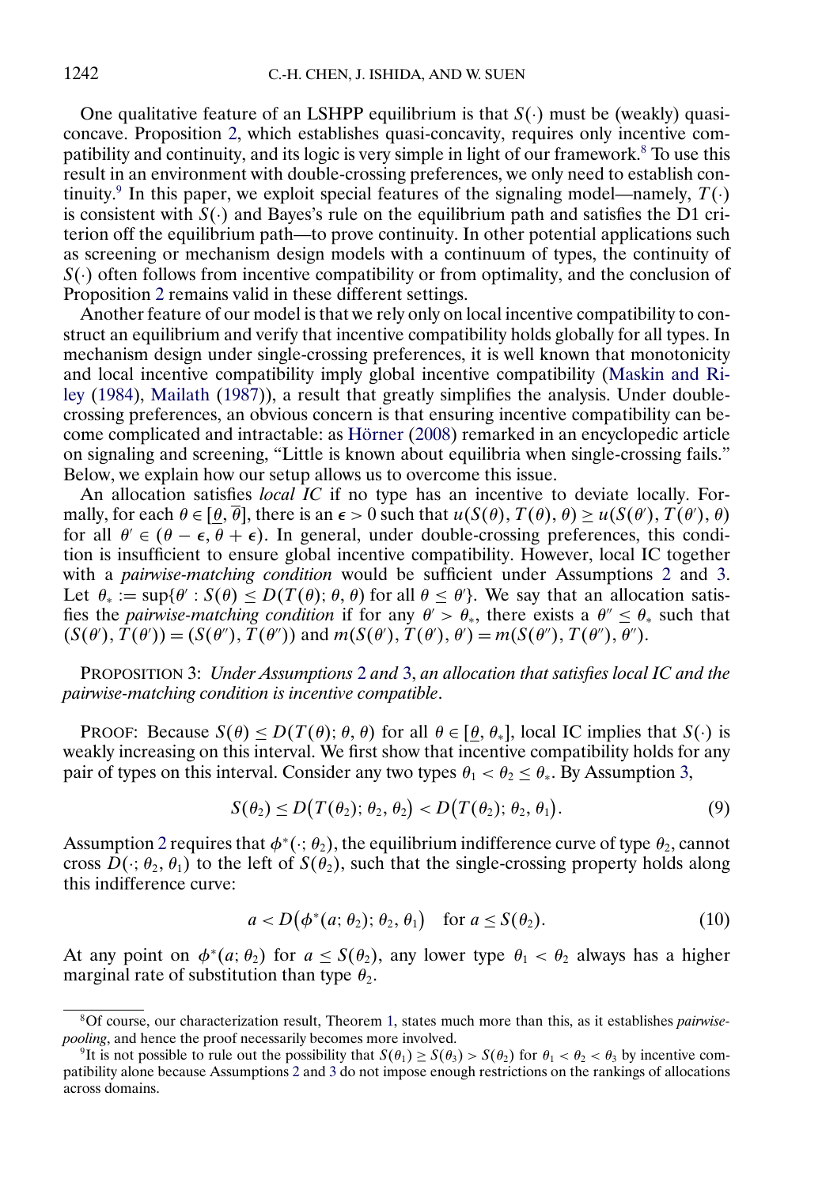One qualitative feature of an LSHPP equilibrium is that $S(\cdot)$ must be (weakly) quasi-concave. Proposition 2, which establishes quasi-concavity, requires only incentive compatibility and continuity, and its logic is very simple in light of our framework.[8] To use this result in an environment with double-crossing preferences, we only need to establish continuity.[9] In this paper, we exploit special features of the signaling model—namely, $T(\cdot)$ is consistent with $S(\cdot)$ and Bayes's rule on the equilibrium path and satisfies the D1 criterion off the equilibrium path—to prove continuity. In other potential applications such as screening or mechanism design models with a continuum of types, the continuity of $S(\cdot)$ often follows from incentive compatibility or from optimality, and the conclusion of Proposition 2 remains valid in these different settings.

Another feature of our model is that we rely only on local incentive compatibility to construct an equilibrium and verify that incentive compatibility holds globally for all types. In mechanism design under single-crossing preferences, it is well known that monotonicity and local incentive compatibility imply global incentive compatibility (Maskin and Riley (1984), Mailath (1987)), a result that greatly simplifies the analysis. Under double-crossing preferences, an obvious concern is that ensuring incentive compatibility can become complicated and intractable: as Hörner (2008) remarked in an encyclopedic article on signaling and screening, "Little is known about equilibria when single-crossing fails." Below, we explain how our setup allows us to overcome this issue.

An allocation satisfies *local IC* if no type has an incentive to deviate locally. Formally, for each $\theta \in [\underline{\theta}, \overline{\theta}]$, there is an $\epsilon > 0$ such that $u(S(\theta), T(\theta), \theta) \geq u(S(\theta'), T(\theta'), \theta)$ for all $\theta' \in (\theta - \epsilon, \theta + \epsilon)$. In general, under double-crossing preferences, this condition is insufficient to ensure global incentive compatibility. However, local IC together with a *pairwise-matching condition* would be sufficient under Assumptions 2 and 3. Let $\theta_* := \sup\{\theta' : S(\theta) \leq D(T(\theta); \theta, \theta) \text{ for all } \theta \leq \theta'\}$. We say that an allocation satisfies the *pairwise-matching condition* if for any $\theta' > \theta_*$, there exists a $\theta'' \leq \theta_*$ such that $(S(\theta'), T(\theta')) = (S(\theta''), T(\theta''))$ and $m(S(\theta'), T(\theta'), \theta') = m(S(\theta''), T(\theta''), \theta'')$.

PROPOSITION 3: *Under Assumptions 2 and 3, an allocation that satisfies local IC and the pairwise-matching condition is incentive compatible.*

PROOF: Because $S(\theta) \leq D(T(\theta); \theta, \theta)$ for all $\theta \in [\underline{\theta}, \theta_*]$, local IC implies that $S(\cdot)$ is weakly increasing on this interval. We first show that incentive compatibility holds for any pair of types on this interval. Consider any two types $\theta_1 < \theta_2 \leq \theta_*$. By Assumption 3,

$$S(\theta_2) \leq D\big(T(\theta_2); \theta_2, \theta_2\big) < D\big(T(\theta_2); \theta_2, \theta_1\big). \tag{9}$$

Assumption 2 requires that $\phi^*(\cdot; \theta_2)$, the equilibrium indifference curve of type $\theta_2$, cannot cross $D(\cdot; \theta_2, \theta_1)$ to the left of $S(\theta_2)$, such that the single-crossing property holds along this indifference curve:

$$a < D\big(\phi^*(a; \theta_2); \theta_2, \theta_1\big) \quad \text{for } a \leq S(\theta_2). \tag{10}$$

At any point on $\phi^*(a; \theta_2)$ for $a \leq S(\theta_2)$, any lower type $\theta_1 < \theta_2$ always has a higher marginal rate of substitution than type $\theta_2$.

[8] Of course, our characterization result, Theorem 1, states much more than this, as it establishes *pairwise-pooling*, and hence the proof necessarily becomes more involved.

[9] It is not possible to rule out the possibility that $S(\theta_1) \geq S(\theta_3) > S(\theta_2)$ for $\theta_1 < \theta_2 < \theta_3$ by incentive compatibility alone because Assumptions 2 and 3 do not impose enough restrictions on the rankings of allocations across domains.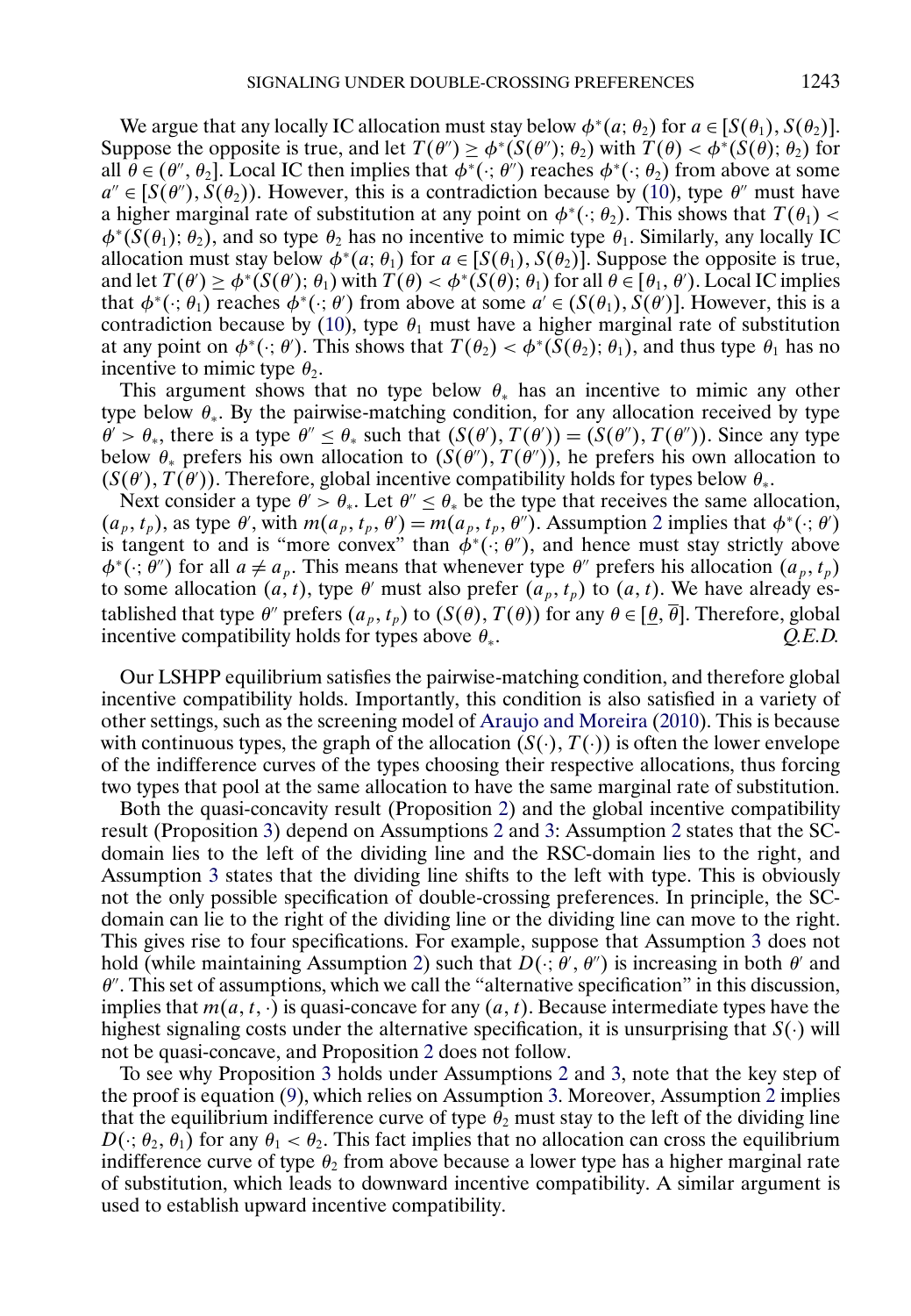We argue that any locally IC allocation must stay below $\phi^*(a; \theta_2)$ for $a \in [S(\theta_1), S(\theta_2)]$. Suppose the opposite is true, and let $T(\theta'') \geq \phi^*(S(\theta''); \theta_2)$ with $T(\theta) < \phi^*(S(\theta); \theta_2)$ for all $\theta \in (\theta'', \theta_2]$. Local IC then implies that $\phi^*(\cdot; \theta'')$ reaches $\phi^*(\cdot; \theta_2)$ from above at some $a'' \in [S(\theta''), S(\theta_2))$. However, this is a contradiction because by (10), type $\theta''$ must have a higher marginal rate of substitution at any point on $\phi^*(\cdot; \theta_2)$. This shows that $T(\theta_1) < \phi^*(S(\theta_1); \theta_2)$, and so type $\theta_2$ has no incentive to mimic type $\theta_1$. Similarly, any locally IC allocation must stay below $\phi^*(a; \theta_1)$ for $a \in [S(\theta_1), S(\theta_2)]$. Suppose the opposite is true, and let $T(\theta') \geq \phi^*(S(\theta'); \theta_1)$ with $T(\theta) < \phi^*(S(\theta); \theta_1)$ for all $\theta \in [\theta_1, \theta')$. Local IC implies that $\phi^*(\cdot; \theta_1)$ reaches $\phi^*(\cdot; \theta')$ from above at some $a' \in (S(\theta_1), S(\theta')]$. However, this is a contradiction because by (10), type $\theta_1$ must have a higher marginal rate of substitution at any point on $\phi^*(\cdot; \theta')$. This shows that $T(\theta_2) < \phi^*(S(\theta_2); \theta_1)$, and thus type $\theta_1$ has no incentive to mimic type $\theta_2$.

This argument shows that no type below $\theta_*$ has an incentive to mimic any other type below $\theta_*$. By the pairwise-matching condition, for any allocation received by type $\theta' > \theta_*$, there is a type $\theta'' \leq \theta_*$ such that $(S(\theta'), T(\theta')) = (S(\theta''), T(\theta''))$. Since any type below $\theta_*$ prefers his own allocation to $(S(\theta''), T(\theta''))$, he prefers his own allocation to $(S(\theta'), T(\theta'))$. Therefore, global incentive compatibility holds for types below $\theta_*$.

Next consider a type $\theta' > \theta_*$. Let $\theta'' \leq \theta_*$ be the type that receives the same allocation, $(a_p, t_p)$, as type $\theta'$, with $m(a_p, t_p, \theta') = m(a_p, t_p, \theta'')$. Assumption 2 implies that $\phi^*(\cdot; \theta')$ is tangent to and is "more convex" than $\phi^*(\cdot; \theta'')$, and hence must stay strictly above $\phi^*(\cdot; \theta'')$ for all $a \neq a_p$. This means that whenever type $\theta''$ prefers his allocation $(a_p, t_p)$ to some allocation $(a, t)$, type $\theta'$ must also prefer $(a_p, t_p)$ to $(a, t)$. We have already established that type $\theta''$ prefers $(a_p, t_p)$ to $(S(\theta), T(\theta))$ for any $\theta \in [\underline{\theta}, \overline{\theta}]$. Therefore, global incentive compatibility holds for types above $\theta_*$. *Q.E.D.*

Our LSHPP equilibrium satisfies the pairwise-matching condition, and therefore global incentive compatibility holds. Importantly, this condition is also satisfied in a variety of other settings, such as the screening model of Araujo and Moreira (2010). This is because with continuous types, the graph of the allocation $(S(\cdot), T(\cdot))$ is often the lower envelope of the indifference curves of the types choosing their respective allocations, thus forcing two types that pool at the same allocation to have the same marginal rate of substitution.

Both the quasi-concavity result (Proposition 2) and the global incentive compatibility result (Proposition 3) depend on Assumptions 2 and 3: Assumption 2 states that the SC-domain lies to the left of the dividing line and the RSC-domain lies to the right, and Assumption 3 states that the dividing line shifts to the left with type. This is obviously not the only possible specification of double-crossing preferences. In principle, the SC-domain can lie to the right of the dividing line or the dividing line can move to the right. This gives rise to four specifications. For example, suppose that Assumption 3 does not hold (while maintaining Assumption 2) such that $D(\cdot; \theta', \theta'')$ is increasing in both $\theta'$ and $\theta''$. This set of assumptions, which we call the "alternative specification" in this discussion, implies that $m(a, t, \cdot)$ is quasi-concave for any $(a, t)$. Because intermediate types have the highest signaling costs under the alternative specification, it is unsurprising that $S(\cdot)$ will not be quasi-concave, and Proposition 2 does not follow.

To see why Proposition 3 holds under Assumptions 2 and 3, note that the key step of the proof is equation (9), which relies on Assumption 3. Moreover, Assumption 2 implies that the equilibrium indifference curve of type $\theta_2$ must stay to the left of the dividing line $D(\cdot; \theta_2, \theta_1)$ for any $\theta_1 < \theta_2$. This fact implies that no allocation can cross the equilibrium indifference curve of type $\theta_2$ from above because a lower type has a higher marginal rate of substitution, which leads to downward incentive compatibility. A similar argument is used to establish upward incentive compatibility.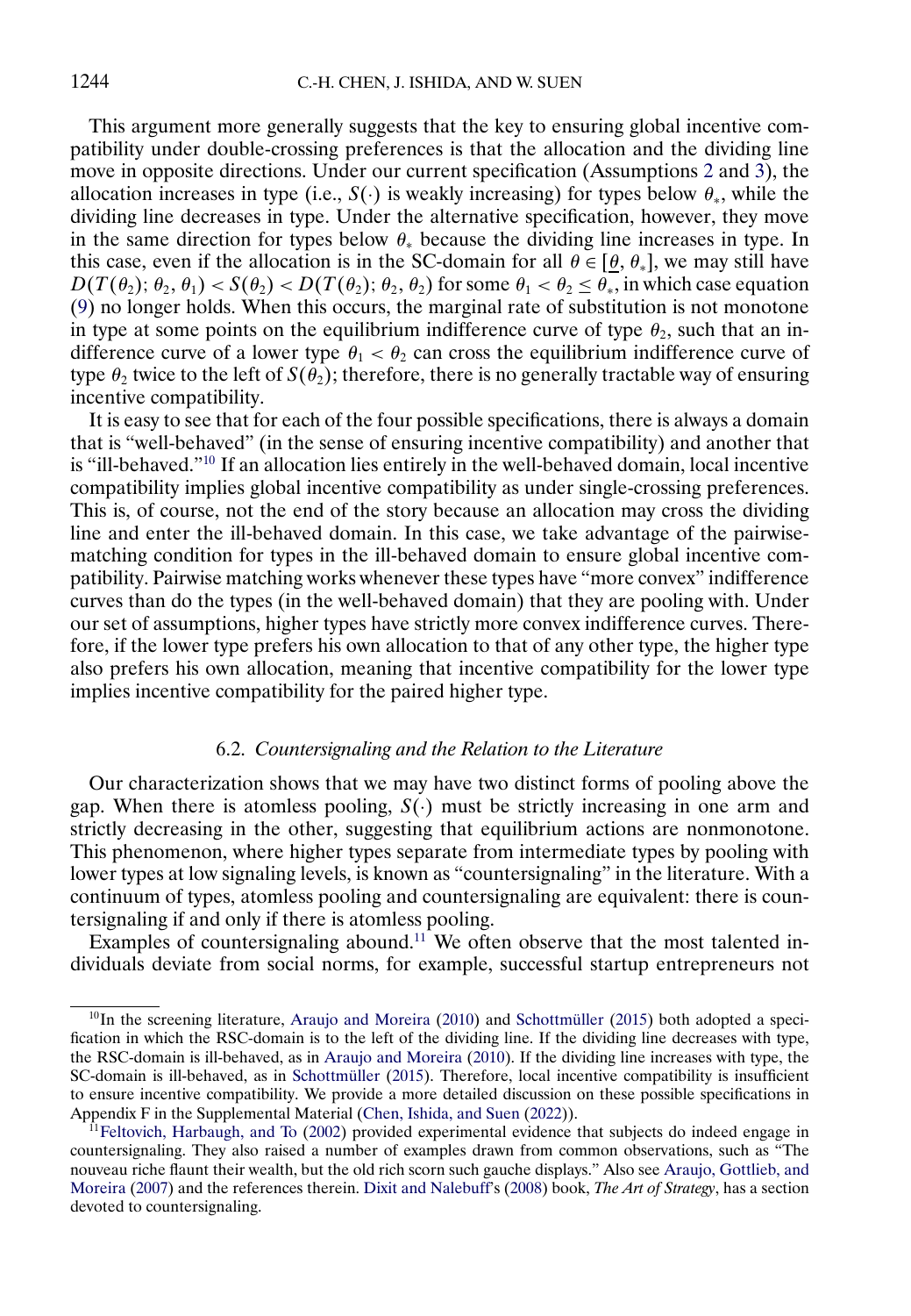This argument more generally suggests that the key to ensuring global incentive compatibility under double-crossing preferences is that the allocation and the dividing line move in opposite directions. Under our current specification (Assumptions 2 and 3), the allocation increases in type (i.e., $S(\cdot)$ is weakly increasing) for types below $\theta_*$, while the dividing line decreases in type. Under the alternative specification, however, they move in the same direction for types below $\theta_*$ because the dividing line increases in type. In this case, even if the allocation is in the SC-domain for all $\theta \in [\underline{\theta}, \theta_*]$, we may still have $D(T(\theta_2); \theta_2, \theta_1) < S(\theta_2) < D(T(\theta_2); \theta_2, \theta_2)$ for some $\theta_1 < \theta_2 \leq \theta_*$, in which case equation (9) no longer holds. When this occurs, the marginal rate of substitution is not monotone in type at some points on the equilibrium indifference curve of type $\theta_2$, such that an indifference curve of a lower type $\theta_1 < \theta_2$ can cross the equilibrium indifference curve of type $\theta_2$ twice to the left of $S(\theta_2)$; therefore, there is no generally tractable way of ensuring incentive compatibility.

It is easy to see that for each of the four possible specifications, there is always a domain that is "well-behaved" (in the sense of ensuring incentive compatibility) and another that is "ill-behaved."[10] If an allocation lies entirely in the well-behaved domain, local incentive compatibility implies global incentive compatibility as under single-crossing preferences. This is, of course, not the end of the story because an allocation may cross the dividing line and enter the ill-behaved domain. In this case, we take advantage of the pairwise-matching condition for types in the ill-behaved domain to ensure global incentive compatibility. Pairwise matching works whenever these types have "more convex" indifference curves than do the types (in the well-behaved domain) that they are pooling with. Under our set of assumptions, higher types have strictly more convex indifference curves. Therefore, if the lower type prefers his own allocation to that of any other type, the higher type also prefers his own allocation, meaning that incentive compatibility for the lower type implies incentive compatibility for the paired higher type.

### 6.2. *Countersignaling and the Relation to the Literature*

Our characterization shows that we may have two distinct forms of pooling above the gap. When there is atomless pooling, $S(\cdot)$ must be strictly increasing in one arm and strictly decreasing in the other, suggesting that equilibrium actions are nonmonotone. This phenomenon, where higher types separate from intermediate types by pooling with lower types at low signaling levels, is known as "countersignaling" in the literature. With a continuum of types, atomless pooling and countersignaling are equivalent: there is countersignaling if and only if there is atomless pooling.

Examples of countersignaling abound.[11] We often observe that the most talented individuals deviate from social norms, for example, successful startup entrepreneurs not

---

[10] In the screening literature, Araujo and Moreira (2010) and Schottmüller (2015) both adopted a specification in which the RSC-domain is to the left of the dividing line. If the dividing line decreases with type, the RSC-domain is ill-behaved, as in Araujo and Moreira (2010). If the dividing line increases with type, the SC-domain is ill-behaved, as in Schottmüller (2015). Therefore, local incentive compatibility is insufficient to ensure incentive compatibility. We provide a more detailed discussion on these possible specifications in Appendix F in the Supplemental Material (Chen, Ishida, and Suen (2022)).

[11] Feltovich, Harbaugh, and To (2002) provided experimental evidence that subjects do indeed engage in countersignaling. They also raised a number of examples drawn from common observations, such as "The nouveau riche flaunt their wealth, but the old rich scorn such gauche displays." Also see Araujo, Gottlieb, and Moreira (2007) and the references therein. Dixit and Nalebuff's (2008) book, *The Art of Strategy*, has a section devoted to countersignaling.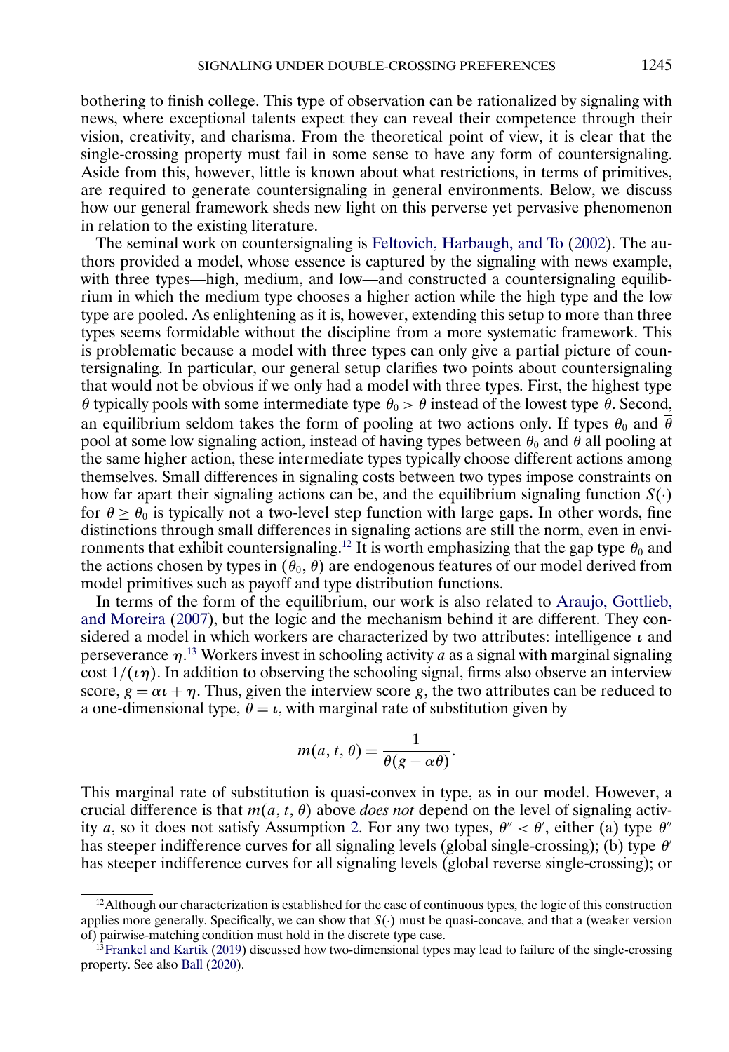bothering to finish college. This type of observation can be rationalized by signaling with news, where exceptional talents expect they can reveal their competence through their vision, creativity, and charisma. From the theoretical point of view, it is clear that the single-crossing property must fail in some sense to have any form of countersignaling. Aside from this, however, little is known about what restrictions, in terms of primitives, are required to generate countersignaling in general environments. Below, we discuss how our general framework sheds new light on this perverse yet pervasive phenomenon in relation to the existing literature.

The seminal work on countersignaling is Feltovich, Harbaugh, and To (2002). The authors provided a model, whose essence is captured by the signaling with news example, with three types—high, medium, and low—and constructed a countersignaling equilibrium in which the medium type chooses a higher action while the high type and the low type are pooled. As enlightening as it is, however, extending this setup to more than three types seems formidable without the discipline from a more systematic framework. This is problematic because a model with three types can only give a partial picture of countersignaling. In particular, our general setup clarifies two points about countersignaling that would not be obvious if we only had a model with three types. First, the highest type $\overline{\theta}$ typically pools with some intermediate type $\theta_0 > \underline{\theta}$ instead of the lowest type $\underline{\theta}$. Second, an equilibrium seldom takes the form of pooling at two actions only. If types $\theta_0$ and $\overline{\theta}$ pool at some low signaling action, instead of having types between $\theta_0$ and $\overline{\theta}$ all pooling at the same higher action, these intermediate types typically choose different actions among themselves. Small differences in signaling costs between two types impose constraints on how far apart their signaling actions can be, and the equilibrium signaling function $S(\cdot)$ for $\theta \geq \theta_0$ is typically not a two-level step function with large gaps. In other words, fine distinctions through small differences in signaling actions are still the norm, even in environments that exhibit countersignaling.[12] It is worth emphasizing that the gap type $\theta_0$ and the actions chosen by types in $(\theta_0, \overline{\theta})$ are endogenous features of our model derived from model primitives such as payoff and type distribution functions.

In terms of the form of the equilibrium, our work is also related to Araujo, Gottlieb, and Moreira (2007), but the logic and the mechanism behind it are different. They considered a model in which workers are characterized by two attributes: intelligence $\iota$ and perseverance $\eta$.[13] Workers invest in schooling activity $a$ as a signal with marginal signaling cost $1/(\iota\eta)$. In addition to observing the schooling signal, firms also observe an interview score, $g = \alpha\iota + \eta$. Thus, given the interview score $g$, the two attributes can be reduced to a one-dimensional type, $\theta = \iota$, with marginal rate of substitution given by

$$m(a, t, \theta) = \frac{1}{\theta(g - \alpha\theta)}.$$

This marginal rate of substitution is quasi-convex in type, as in our model. However, a crucial difference is that $m(a, t, \theta)$ above *does not* depend on the level of signaling activity $a$, so it does not satisfy Assumption 2. For any two types, $\theta'' < \theta'$, either (a) type $\theta''$ has steeper indifference curves for all signaling levels (global single-crossing); (b) type $\theta'$ has steeper indifference curves for all signaling levels (global reverse single-crossing); or

[12] Although our characterization is established for the case of continuous types, the logic of this construction applies more generally. Specifically, we can show that $S(\cdot)$ must be quasi-concave, and that a (weaker version of) pairwise-matching condition must hold in the discrete type case.

[13] Frankel and Kartik (2019) discussed how two-dimensional types may lead to failure of the single-crossing property. See also Ball (2020).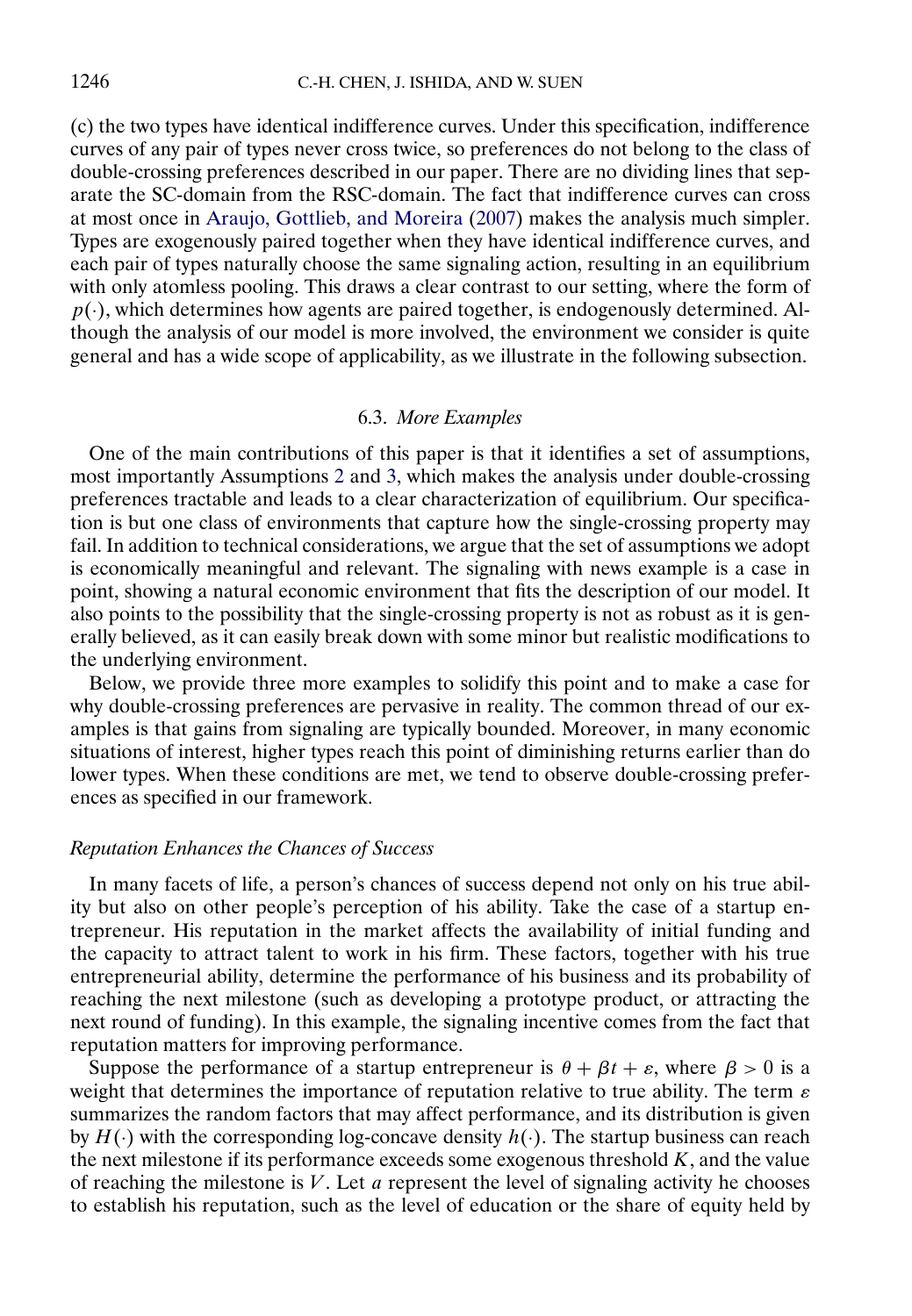(c) the two types have identical indifference curves. Under this specification, indifference curves of any pair of types never cross twice, so preferences do not belong to the class of double-crossing preferences described in our paper. There are no dividing lines that separate the SC-domain from the RSC-domain. The fact that indifference curves can cross at most once in Araujo, Gottlieb, and Moreira (2007) makes the analysis much simpler. Types are exogenously paired together when they have identical indifference curves, and each pair of types naturally choose the same signaling action, resulting in an equilibrium with only atomless pooling. This draws a clear contrast to our setting, where the form of $p(\cdot)$, which determines how agents are paired together, is endogenously determined. Although the analysis of our model is more involved, the environment we consider is quite general and has a wide scope of applicability, as we illustrate in the following subsection.

### 6.3. *More Examples*

One of the main contributions of this paper is that it identifies a set of assumptions, most importantly Assumptions 2 and 3, which makes the analysis under double-crossing preferences tractable and leads to a clear characterization of equilibrium. Our specification is but one class of environments that capture how the single-crossing property may fail. In addition to technical considerations, we argue that the set of assumptions we adopt is economically meaningful and relevant. The signaling with news example is a case in point, showing a natural economic environment that fits the description of our model. It also points to the possibility that the single-crossing property is not as robust as it is generally believed, as it can easily break down with some minor but realistic modifications to the underlying environment.

Below, we provide three more examples to solidify this point and to make a case for why double-crossing preferences are pervasive in reality. The common thread of our examples is that gains from signaling are typically bounded. Moreover, in many economic situations of interest, higher types reach this point of diminishing returns earlier than do lower types. When these conditions are met, we tend to observe double-crossing preferences as specified in our framework.

*Reputation Enhances the Chances of Success*

In many facets of life, a person's chances of success depend not only on his true ability but also on other people's perception of his ability. Take the case of a startup entrepreneur. His reputation in the market affects the availability of initial funding and the capacity to attract talent to work in his firm. These factors, together with his true entrepreneurial ability, determine the performance of his business and its probability of reaching the next milestone (such as developing a prototype product, or attracting the next round of funding). In this example, the signaling incentive comes from the fact that reputation matters for improving performance.

Suppose the performance of a startup entrepreneur is $\theta + \beta t + \varepsilon$, where $\beta > 0$ is a weight that determines the importance of reputation relative to true ability. The term $\varepsilon$ summarizes the random factors that may affect performance, and its distribution is given by $H(\cdot)$ with the corresponding log-concave density $h(\cdot)$. The startup business can reach the next milestone if its performance exceeds some exogenous threshold $K$, and the value of reaching the milestone is $V$. Let $a$ represent the level of signaling activity he chooses to establish his reputation, such as the level of education or the share of equity held by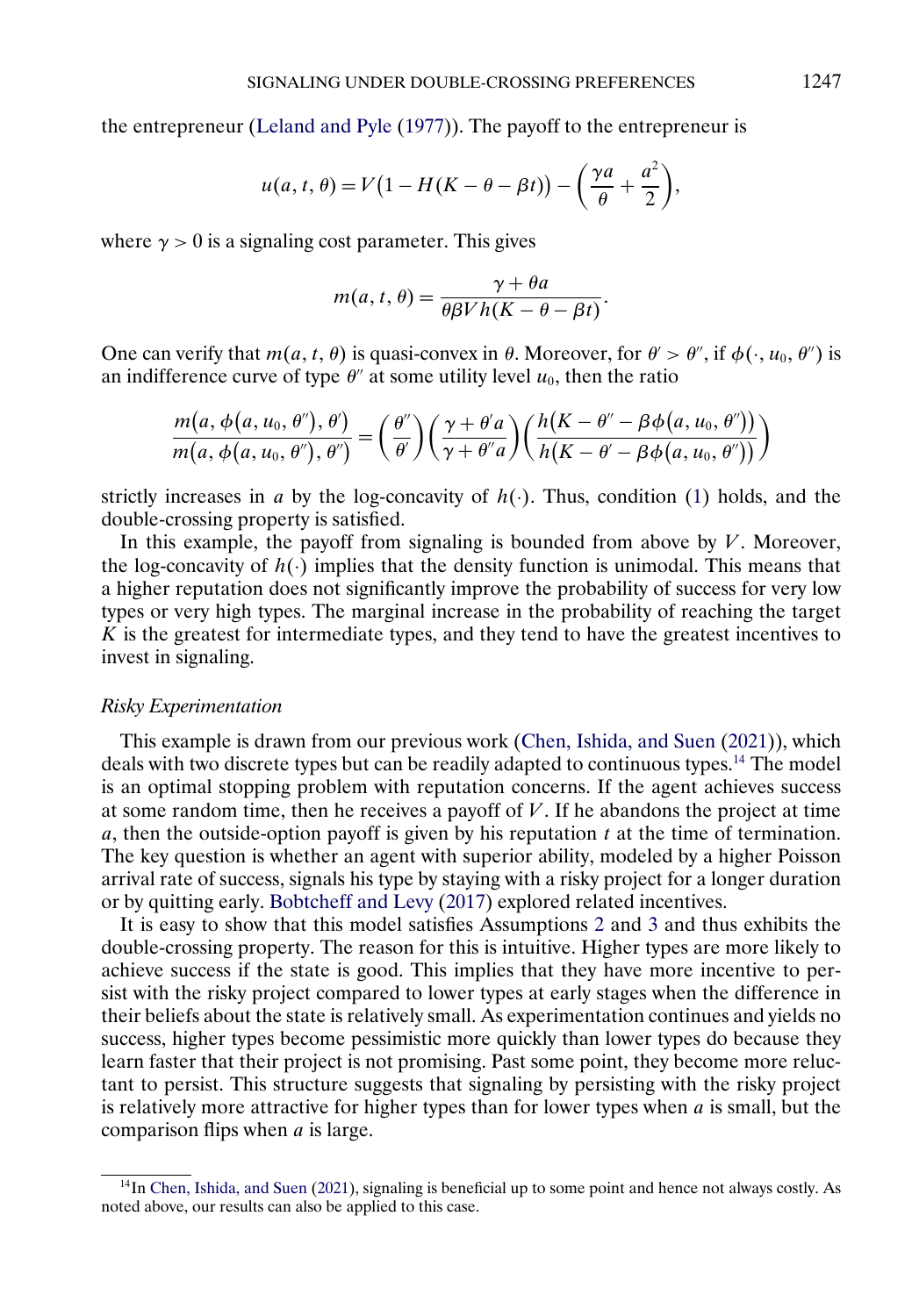the entrepreneur (Leland and Pyle (1977)). The payoff to the entrepreneur is

$$u(a, t, \theta) = V\big(1 - H(K - \theta - \beta t)\big) - \left(\frac{\gamma a}{\theta} + \frac{a^2}{2}\right),$$

where $\gamma > 0$ is a signaling cost parameter. This gives

$$m(a, t, \theta) = \frac{\gamma + \theta a}{\theta \beta V h(K - \theta - \beta t)}.$$

One can verify that $m(a, t, \theta)$ is quasi-convex in $\theta$. Moreover, for $\theta' > \theta''$, if $\phi(\cdot, u_0, \theta'')$ is an indifference curve of type $\theta''$ at some utility level $u_0$, then the ratio

$$\frac{m\big(a, \phi(a, u_0, \theta''), \theta'\big)}{m\big(a, \phi(a, u_0, \theta''), \theta''\big)} = \left(\frac{\theta''}{\theta'}\right)\left(\frac{\gamma + \theta' a}{\gamma + \theta'' a}\right)\left(\frac{h\big(K - \theta'' - \beta\phi(a, u_0, \theta'')\big)}{h\big(K - \theta' - \beta\phi(a, u_0, \theta'')\big)}\right)$$

strictly increases in $a$ by the log-concavity of $h(\cdot)$. Thus, condition (1) holds, and the double-crossing property is satisfied.

In this example, the payoff from signaling is bounded from above by $V$. Moreover, the log-concavity of $h(\cdot)$ implies that the density function is unimodal. This means that a higher reputation does not significantly improve the probability of success for very low types or very high types. The marginal increase in the probability of reaching the target $K$ is the greatest for intermediate types, and they tend to have the greatest incentives to invest in signaling.

*Risky Experimentation*

This example is drawn from our previous work (Chen, Ishida, and Suen (2021)), which deals with two discrete types but can be readily adapted to continuous types.[14] The model is an optimal stopping problem with reputation concerns. If the agent achieves success at some random time, then he receives a payoff of $V$. If he abandons the project at time $a$, then the outside-option payoff is given by his reputation $t$ at the time of termination. The key question is whether an agent with superior ability, modeled by a higher Poisson arrival rate of success, signals his type by staying with a risky project for a longer duration or by quitting early. Bobtcheff and Levy (2017) explored related incentives.

It is easy to show that this model satisfies Assumptions 2 and 3 and thus exhibits the double-crossing property. The reason for this is intuitive. Higher types are more likely to achieve success if the state is good. This implies that they have more incentive to persist with the risky project compared to lower types at early stages when the difference in their beliefs about the state is relatively small. As experimentation continues and yields no success, higher types become pessimistic more quickly than lower types do because they learn faster that their project is not promising. Past some point, they become more reluctant to persist. This structure suggests that signaling by persisting with the risky project is relatively more attractive for higher types than for lower types when $a$ is small, but the comparison flips when $a$ is large.

[14] In Chen, Ishida, and Suen (2021), signaling is beneficial up to some point and hence not always costly. As noted above, our results can also be applied to this case.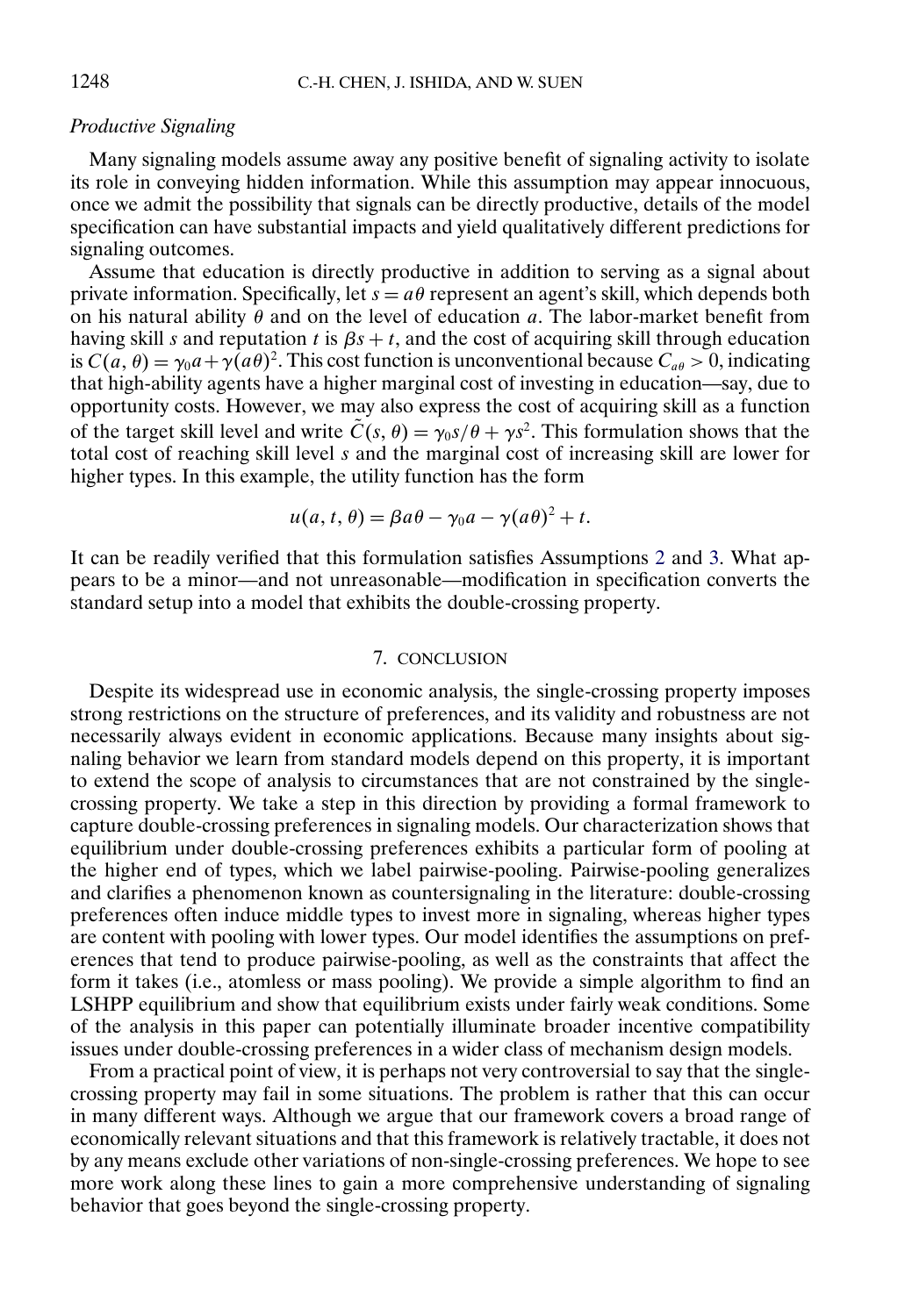*Productive Signaling*

Many signaling models assume away any positive benefit of signaling activity to isolate its role in conveying hidden information. While this assumption may appear innocuous, once we admit the possibility that signals can be directly productive, details of the model specification can have substantial impacts and yield qualitatively different predictions for signaling outcomes.

Assume that education is directly productive in addition to serving as a signal about private information. Specifically, let $s = a\theta$ represent an agent's skill, which depends both on his natural ability $\theta$ and on the level of education $a$. The labor-market benefit from having skill $s$ and reputation $t$ is $\beta s + t$, and the cost of acquiring skill through education is $C(a, \theta) = \gamma_0 a + \gamma(a\theta)^2$. This cost function is unconventional because $C_{a\theta} > 0$, indicating that high-ability agents have a higher marginal cost of investing in education—say, due to opportunity costs. However, we may also express the cost of acquiring skill as a function of the target skill level and write $\tilde{C}(s, \theta) = \gamma_0 s/\theta + \gamma s^2$. This formulation shows that the total cost of reaching skill level $s$ and the marginal cost of increasing skill are lower for higher types. In this example, the utility function has the form

$$u(a, t, \theta) = \beta a\theta - \gamma_0 a - \gamma(a\theta)^2 + t.$$

It can be readily verified that this formulation satisfies Assumptions 2 and 3. What appears to be a minor—and not unreasonable—modification in specification converts the standard setup into a model that exhibits the double-crossing property.

## 7. CONCLUSION

Despite its widespread use in economic analysis, the single-crossing property imposes strong restrictions on the structure of preferences, and its validity and robustness are not necessarily always evident in economic applications. Because many insights about signaling behavior we learn from standard models depend on this property, it is important to extend the scope of analysis to circumstances that are not constrained by the single-crossing property. We take a step in this direction by providing a formal framework to capture double-crossing preferences in signaling models. Our characterization shows that equilibrium under double-crossing preferences exhibits a particular form of pooling at the higher end of types, which we label pairwise-pooling. Pairwise-pooling generalizes and clarifies a phenomenon known as countersignaling in the literature: double-crossing preferences often induce middle types to invest more in signaling, whereas higher types are content with pooling with lower types. Our model identifies the assumptions on preferences that tend to produce pairwise-pooling, as well as the constraints that affect the form it takes (i.e., atomless or mass pooling). We provide a simple algorithm to find an LSHPP equilibrium and show that equilibrium exists under fairly weak conditions. Some of the analysis in this paper can potentially illuminate broader incentive compatibility issues under double-crossing preferences in a wider class of mechanism design models.

From a practical point of view, it is perhaps not very controversial to say that the single-crossing property may fail in some situations. The problem is rather that this can occur in many different ways. Although we argue that our framework covers a broad range of economically relevant situations and that this framework is relatively tractable, it does not by any means exclude other variations of non-single-crossing preferences. We hope to see more work along these lines to gain a more comprehensive understanding of signaling behavior that goes beyond the single-crossing property.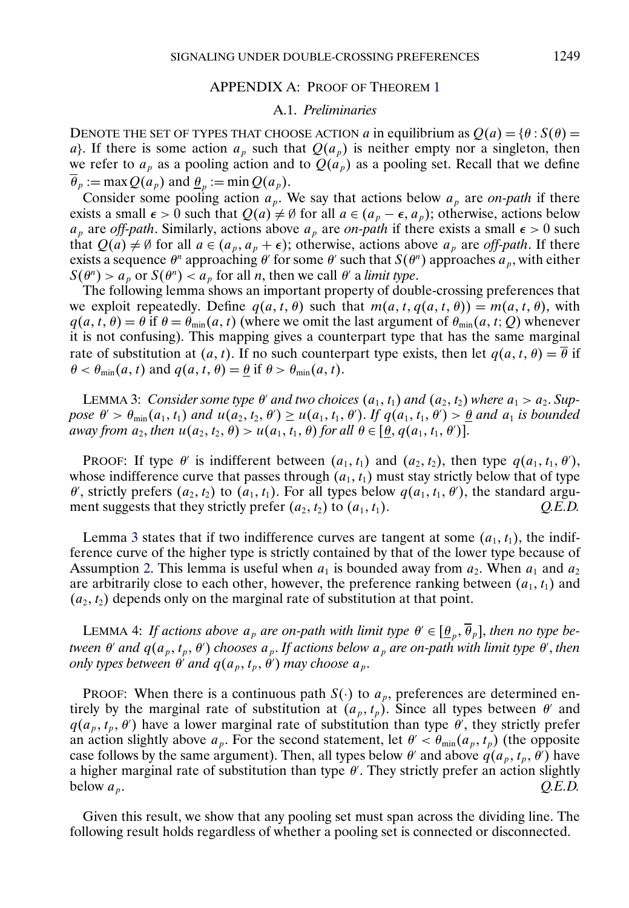## APPENDIX A: PROOF OF THEOREM 1

### A.1. *Preliminaries*

DENOTE THE SET OF TYPES THAT CHOOSE ACTION $a$ in equilibrium as $Q(a) = \{\theta : S(\theta) = a\}$. If there is some action $a_p$ such that $Q(a_p)$ is neither empty nor a singleton, then we refer to $a_p$ as a pooling action and to $Q(a_p)$ as a pooling set. Recall that we define $\overline{\theta}_p := \max Q(a_p)$ and $\underline{\theta}_p := \min Q(a_p)$.

Consider some pooling action $a_p$. We say that actions below $a_p$ are *on-path* if there exists a small $\epsilon > 0$ such that $Q(a) \neq \emptyset$ for all $a \in (a_p - \epsilon, a_p)$; otherwise, actions below $a_p$ are *off-path*. Similarly, actions above $a_p$ are *on-path* if there exists a small $\epsilon > 0$ such that $Q(a) \neq \emptyset$ for all $a \in (a_p, a_p + \epsilon)$; otherwise, actions above $a_p$ are *off-path*. If there exists a sequence $\theta^n$ approaching $\theta'$ for some $\theta'$ such that $S(\theta^n)$ approaches $a_p$, with either $S(\theta^n) > a_p$ or $S(\theta^n) < a_p$ for all $n$, then we call $\theta'$ a *limit type*.

The following lemma shows an important property of double-crossing preferences that we exploit repeatedly. Define $q(a, t, \theta)$ such that $m(a, t, q(a, t, \theta)) = m(a, t, \theta)$, with $q(a, t, \theta) = \theta$ if $\theta = \theta_{\min}(a, t)$ (where we omit the last argument of $\theta_{\min}(a, t; Q)$ whenever it is not confusing). This mapping gives a counterpart type that has the same marginal rate of substitution at $(a, t)$. If no such counterpart type exists, then let $q(a, t, \theta) = \overline{\theta}$ if $\theta < \theta_{\min}(a, t)$ and $q(a, t, \theta) = \underline{\theta}$ if $\theta > \theta_{\min}(a, t)$.

LEMMA 3: *Consider some type $\theta'$ and two choices $(a_1, t_1)$ and $(a_2, t_2)$ where $a_1 > a_2$. Suppose $\theta' > \theta_{\min}(a_1, t_1)$ and $u(a_2, t_2, \theta') \geq u(a_1, t_1, \theta')$. If $q(a_1, t_1, \theta') > \underline{\theta}$ and $a_1$ is bounded away from $a_2$, then $u(a_2, t_2, \theta) > u(a_1, t_1, \theta)$ for all $\theta \in [\underline{\theta}, q(a_1, t_1, \theta')]$.*

PROOF: If type $\theta'$ is indifferent between $(a_1, t_1)$ and $(a_2, t_2)$, then type $q(a_1, t_1, \theta')$, whose indifference curve that passes through $(a_1, t_1)$ must stay strictly below that of type $\theta'$, strictly prefers $(a_2, t_2)$ to $(a_1, t_1)$. For all types below $q(a_1, t_1, \theta')$, the standard argument suggests that they strictly prefer $(a_2, t_2)$ to $(a_1, t_1)$. *Q.E.D.*

Lemma 3 states that if two indifference curves are tangent at some $(a_1, t_1)$, the indifference curve of the higher type is strictly contained by that of the lower type because of Assumption 2. This lemma is useful when $a_1$ is bounded away from $a_2$. When $a_1$ and $a_2$ are arbitrarily close to each other, however, the preference ranking between $(a_1, t_1)$ and $(a_2, t_2)$ depends only on the marginal rate of substitution at that point.

LEMMA 4: *If actions above $a_p$ are on-path with limit type $\theta' \in [\underline{\theta}_p, \overline{\theta}_p]$, then no type between $\theta'$ and $q(a_p, t_p, \theta')$ chooses $a_p$. If actions below $a_p$ are on-path with limit type $\theta'$, then only types between $\theta'$ and $q(a_p, t_p, \theta')$ may choose $a_p$.*

PROOF: When there is a continuous path $S(\cdot)$ to $a_p$, preferences are determined entirely by the marginal rate of substitution at $(a_p, t_p)$. Since all types between $\theta'$ and $q(a_p, t_p, \theta')$ have a lower marginal rate of substitution than type $\theta'$, they strictly prefer an action slightly above $a_p$. For the second statement, let $\theta' < \theta_{\min}(a_p, t_p)$ (the opposite case follows by the same argument). Then, all types below $\theta'$ and above $q(a_p, t_p, \theta')$ have a higher marginal rate of substitution than type $\theta'$. They strictly prefer an action slightly below $a_p$. *Q.E.D.*

Given this result, we show that any pooling set must span across the dividing line. The following result holds regardless of whether a pooling set is connected or disconnected.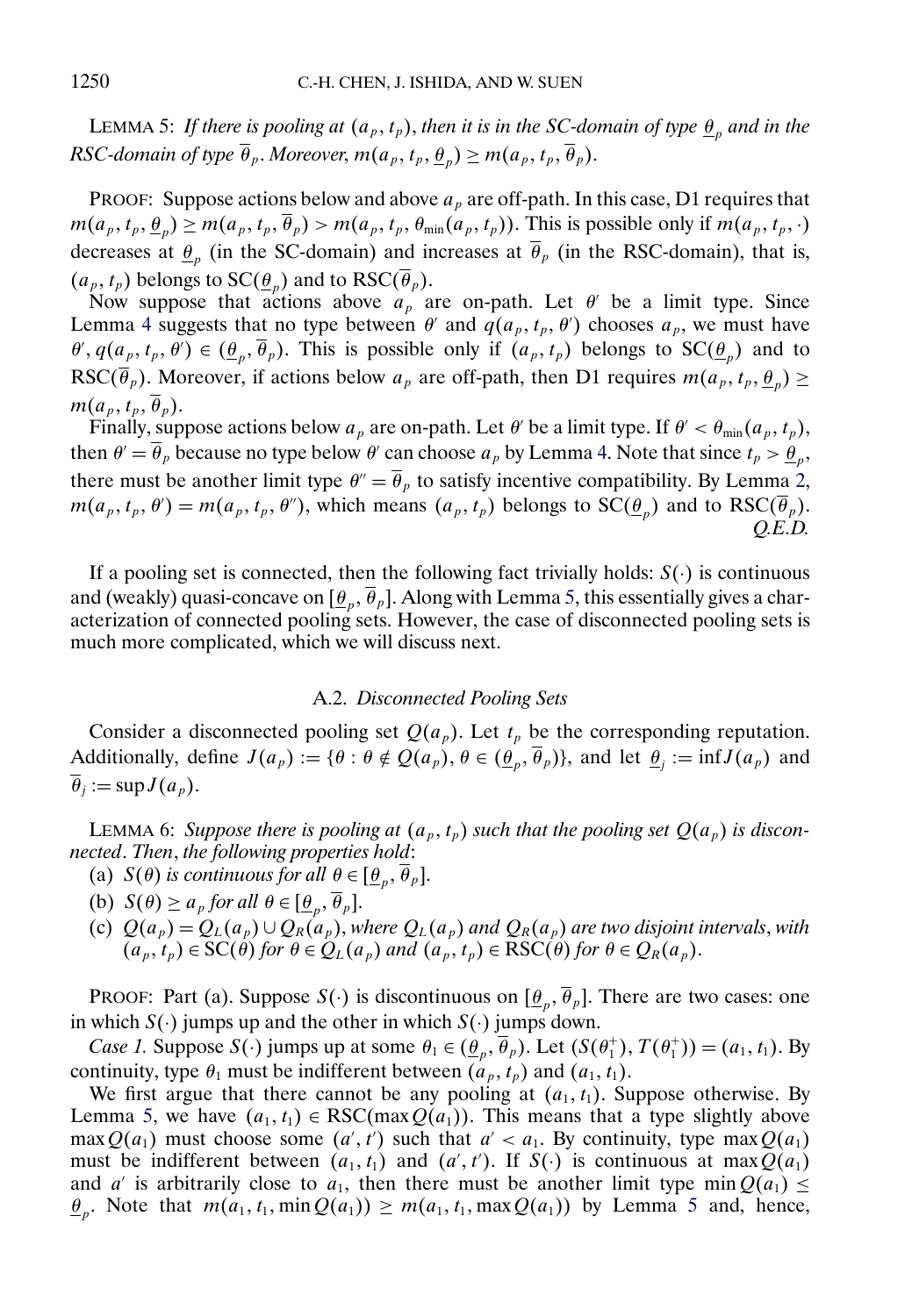LEMMA 5: *If there is pooling at $(a_p, t_p)$, then it is in the SC-domain of type $\underline{\theta}_p$ and in the RSC-domain of type $\overline{\theta}_p$. Moreover, $m(a_p, t_p, \underline{\theta}_p) \geq m(a_p, t_p, \overline{\theta}_p)$.*

PROOF: Suppose actions below and above $a_p$ are off-path. In this case, D1 requires that $m(a_p, t_p, \underline{\theta}_p) \geq m(a_p, t_p, \overline{\theta}_p) > m(a_p, t_p, \theta_{\min}(a_p, t_p))$. This is possible only if $m(a_p, t_p, \cdot)$ decreases at $\underline{\theta}_p$ (in the SC-domain) and increases at $\overline{\theta}_p$ (in the RSC-domain), that is, $(a_p, t_p)$ belongs to $\text{SC}(\underline{\theta}_p)$ and to $\text{RSC}(\overline{\theta}_p)$.

Now suppose that actions above $a_p$ are on-path. Let $\theta'$ be a limit type. Since Lemma 4 suggests that no type between $\theta'$ and $q(a_p, t_p, \theta')$ chooses $a_p$, we must have $\theta', q(a_p, t_p, \theta') \in (\underline{\theta}_p, \overline{\theta}_p)$. This is possible only if $(a_p, t_p)$ belongs to $\text{SC}(\underline{\theta}_p)$ and to $\text{RSC}(\overline{\theta}_p)$. Moreover, if actions below $a_p$ are off-path, then D1 requires $m(a_p, t_p, \underline{\theta}_p) \geq m(a_p, t_p, \overline{\theta}_p)$.

Finally, suppose actions below $a_p$ are on-path. Let $\theta'$ be a limit type. If $\theta' < \theta_{\min}(a_p, t_p)$, then $\theta' = \overline{\theta}_p$ because no type below $\theta'$ can choose $a_p$ by Lemma 4. Note that since $t_p > \underline{\theta}_p$, there must be another limit type $\theta'' = \overline{\theta}_p$ to satisfy incentive compatibility. By Lemma 2, $m(a_p, t_p, \theta') = m(a_p, t_p, \theta'')$, which means $(a_p, t_p)$ belongs to $\text{SC}(\underline{\theta}_p)$ and to $\text{RSC}(\overline{\theta}_p)$. *Q.E.D.*

If a pooling set is connected, then the following fact trivially holds: $S(\cdot)$ is continuous and (weakly) quasi-concave on $[\underline{\theta}_p, \overline{\theta}_p]$. Along with Lemma 5, this essentially gives a characterization of connected pooling sets. However, the case of disconnected pooling sets is much more complicated, which we will discuss next.

### A.2. *Disconnected Pooling Sets*

Consider a disconnected pooling set $Q(a_p)$. Let $t_p$ be the corresponding reputation. Additionally, define $J(a_p) := \{\theta : \theta \notin Q(a_p), \theta \in (\underline{\theta}_p, \overline{\theta}_p)\}$, and let $\underline{\theta}_j := \inf J(a_p)$ and $\overline{\theta}_j := \sup J(a_p)$.

LEMMA 6: *Suppose there is pooling at $(a_p, t_p)$ such that the pooling set $Q(a_p)$ is disconnected. Then, the following properties hold*:

(a) *$S(\theta)$ is continuous for all $\theta \in [\underline{\theta}_p, \overline{\theta}_p]$.*

(b) *$S(\theta) \geq a_p$ for all $\theta \in [\underline{\theta}_p, \overline{\theta}_p]$.*

(c) *$Q(a_p) = Q_L(a_p) \cup Q_R(a_p)$, where $Q_L(a_p)$ and $Q_R(a_p)$ are two disjoint intervals, with $(a_p, t_p) \in \text{SC}(\theta)$ for $\theta \in Q_L(a_p)$ and $(a_p, t_p) \in \text{RSC}(\theta)$ for $\theta \in Q_R(a_p)$.*

PROOF: Part (a). Suppose $S(\cdot)$ is discontinuous on $[\underline{\theta}_p, \overline{\theta}_p]$. There are two cases: one in which $S(\cdot)$ jumps up and the other in which $S(\cdot)$ jumps down.

*Case 1.* Suppose $S(\cdot)$ jumps up at some $\theta_1 \in (\underline{\theta}_p, \overline{\theta}_p)$. Let $(S(\theta_1^+), T(\theta_1^+)) = (a_1, t_1)$. By continuity, type $\theta_1$ must be indifferent between $(a_p, t_p)$ and $(a_1, t_1)$.

We first argue that there cannot be any pooling at $(a_1, t_1)$. Suppose otherwise. By Lemma 5, we have $(a_1, t_1) \in \text{RSC}(\max Q(a_1))$. This means that a type slightly above $\max Q(a_1)$ must choose some $(a', t')$ such that $a' < a_1$. By continuity, type $\max Q(a_1)$ must be indifferent between $(a_1, t_1)$ and $(a', t')$. If $S(\cdot)$ is continuous at $\max Q(a_1)$ and $a'$ is arbitrarily close to $a_1$, then there must be another limit type $\min Q(a_1) \leq \underline{\theta}_p$. Note that $m(a_1, t_1, \min Q(a_1)) \geq m(a_1, t_1, \max Q(a_1))$ by Lemma 5 and, hence,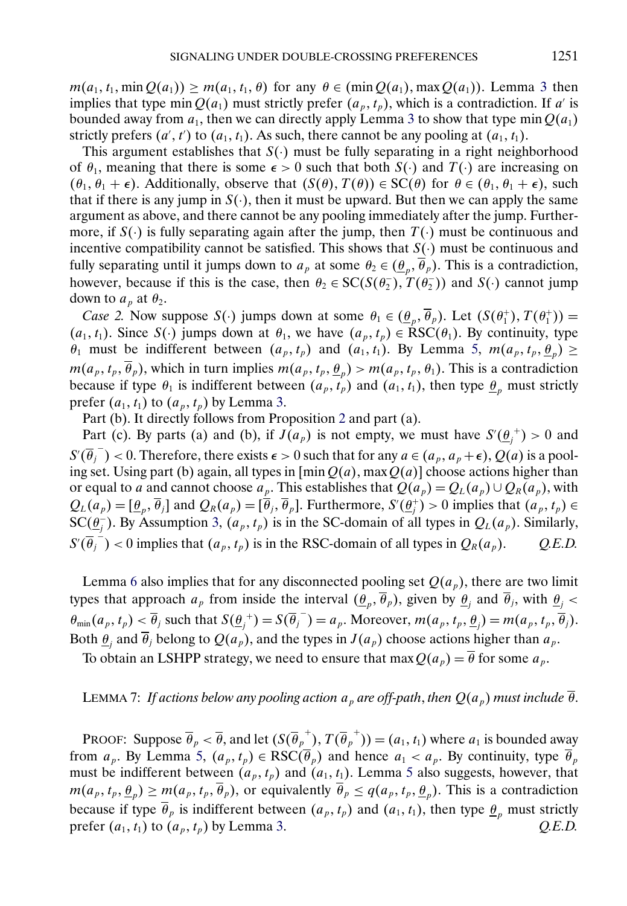$m(a_1, t_1, \min Q(a_1)) \geq m(a_1, t_1, \theta)$ for any $\theta \in (\min Q(a_1), \max Q(a_1))$. Lemma 3 then implies that type $\min Q(a_1)$ must strictly prefer $(a_p, t_p)$, which is a contradiction. If $a'$ is bounded away from $a_1$, then we can directly apply Lemma 3 to show that type $\min Q(a_1)$ strictly prefers $(a', t')$ to $(a_1, t_1)$. As such, there cannot be any pooling at $(a_1, t_1)$.

This argument establishes that $S(\cdot)$ must be fully separating in a right neighborhood of $\theta_1$, meaning that there is some $\epsilon > 0$ such that both $S(\cdot)$ and $T(\cdot)$ are increasing on $(\theta_1, \theta_1 + \epsilon)$. Additionally, observe that $(S(\theta), T(\theta)) \in \mathrm{SC}(\theta)$ for $\theta \in (\theta_1, \theta_1 + \epsilon)$, such that if there is any jump in $S(\cdot)$, then it must be upward. But then we can apply the same argument as above, and there cannot be any pooling immediately after the jump. Furthermore, if $S(\cdot)$ is fully separating again after the jump, then $T(\cdot)$ must be continuous and incentive compatibility cannot be satisfied. This shows that $S(\cdot)$ must be continuous and fully separating until it jumps down to $a_p$ at some $\theta_2 \in (\underline{\theta}_p, \overline{\theta}_p)$. This is a contradiction, however, because if this is the case, then $\theta_2 \in \mathrm{SC}(S(\theta_2^-), T(\theta_2^-))$ and $S(\cdot)$ cannot jump down to $a_p$ at $\theta_2$.

*Case 2.* Now suppose $S(\cdot)$ jumps down at some $\theta_1 \in (\underline{\theta}_p, \overline{\theta}_p)$. Let $(S(\theta_1^+), T(\theta_1^+)) = (a_1, t_1)$. Since $S(\cdot)$ jumps down at $\theta_1$, we have $(a_p, t_p) \in \mathrm{RSC}(\theta_1)$. By continuity, type $\theta_1$ must be indifferent between $(a_p, t_p)$ and $(a_1, t_1)$. By Lemma 5, $m(a_p, t_p, \underline{\theta}_p) \geq m(a_p, t_p, \overline{\theta}_p)$, which in turn implies $m(a_p, t_p, \underline{\theta}_p) > m(a_p, t_p, \theta_1)$. This is a contradiction because if type $\theta_1$ is indifferent between $(a_p, t_p)$ and $(a_1, t_1)$, then type $\underline{\theta}_p$ must strictly prefer $(a_1, t_1)$ to $(a_p, t_p)$ by Lemma 3.

Part (b). It directly follows from Proposition 2 and part (a).

Part (c). By parts (a) and (b), if $J(a_p)$ is not empty, we must have $S'(\underline{\theta}_j^{\,+}) > 0$ and $S'(\overline{\theta}_j^{\,-}) < 0$. Therefore, there exists $\epsilon > 0$ such that for any $a \in (a_p, a_p + \epsilon)$, $Q(a)$ is a pooling set. Using part (b) again, all types in $[\min Q(a), \max Q(a)]$ choose actions higher than or equal to $a$ and cannot choose $a_p$. This establishes that $Q(a_p) = Q_L(a_p) \cup Q_R(a_p)$, with $Q_L(a_p) = [\underline{\theta}_p, \overline{\theta}_j]$ and $Q_R(a_p) = [\overline{\theta}_j, \overline{\theta}_p]$. Furthermore, $S'(\underline{\theta}_j^+) > 0$ implies that $(a_p, t_p) \in \mathrm{SC}(\underline{\theta}_j^-)$. By Assumption 3, $(a_p, t_p)$ is in the SC-domain of all types in $Q_L(a_p)$. Similarly, $S'(\overline{\theta}_j^{\,-}) < 0$ implies that $(a_p, t_p)$ is in the RSC-domain of all types in $Q_R(a_p)$. *Q.E.D.*

Lemma 6 also implies that for any disconnected pooling set $Q(a_p)$, there are two limit types that approach $a_p$ from inside the interval $(\underline{\theta}_p, \overline{\theta}_p)$, given by $\underline{\theta}_j$ and $\overline{\theta}_j$, with $\underline{\theta}_j < \theta_{\min}(a_p, t_p) < \overline{\theta}_j$ such that $S(\underline{\theta}_j^{\,+}) = S(\overline{\theta}_j^{\,-}) = a_p$. Moreover, $m(a_p, t_p, \underline{\theta}_j) = m(a_p, t_p, \overline{\theta}_j)$. Both $\underline{\theta}_j$ and $\overline{\theta}_j$ belong to $Q(a_p)$, and the types in $J(a_p)$ choose actions higher than $a_p$.

To obtain an LSHPP strategy, we need to ensure that $\max Q(a_p) = \overline{\theta}$ for some $a_p$.

LEMMA 7: *If actions below any pooling action $a_p$ are off-path, then $Q(a_p)$ must include $\overline{\theta}$.*

PROOF: Suppose $\overline{\theta}_p < \overline{\theta}$, and let $(S(\overline{\theta}_p^{\,+}), T(\overline{\theta}_p^{\,+})) = (a_1, t_1)$ where $a_1$ is bounded away from $a_p$. By Lemma 5, $(a_p, t_p) \in \mathrm{RSC}(\overline{\theta}_p)$ and hence $a_1 < a_p$. By continuity, type $\overline{\theta}_p$ must be indifferent between $(a_p, t_p)$ and $(a_1, t_1)$. Lemma 5 also suggests, however, that $m(a_p, t_p, \underline{\theta}_p) \geq m(a_p, t_p, \overline{\theta}_p)$, or equivalently $\overline{\theta}_p \leq q(a_p, t_p, \underline{\theta}_p)$. This is a contradiction because if type $\overline{\theta}_p$ is indifferent between $(a_p, t_p)$ and $(a_1, t_1)$, then type $\underline{\theta}_p$ must strictly prefer $(a_1, t_1)$ to $(a_p, t_p)$ by Lemma 3. *Q.E.D.*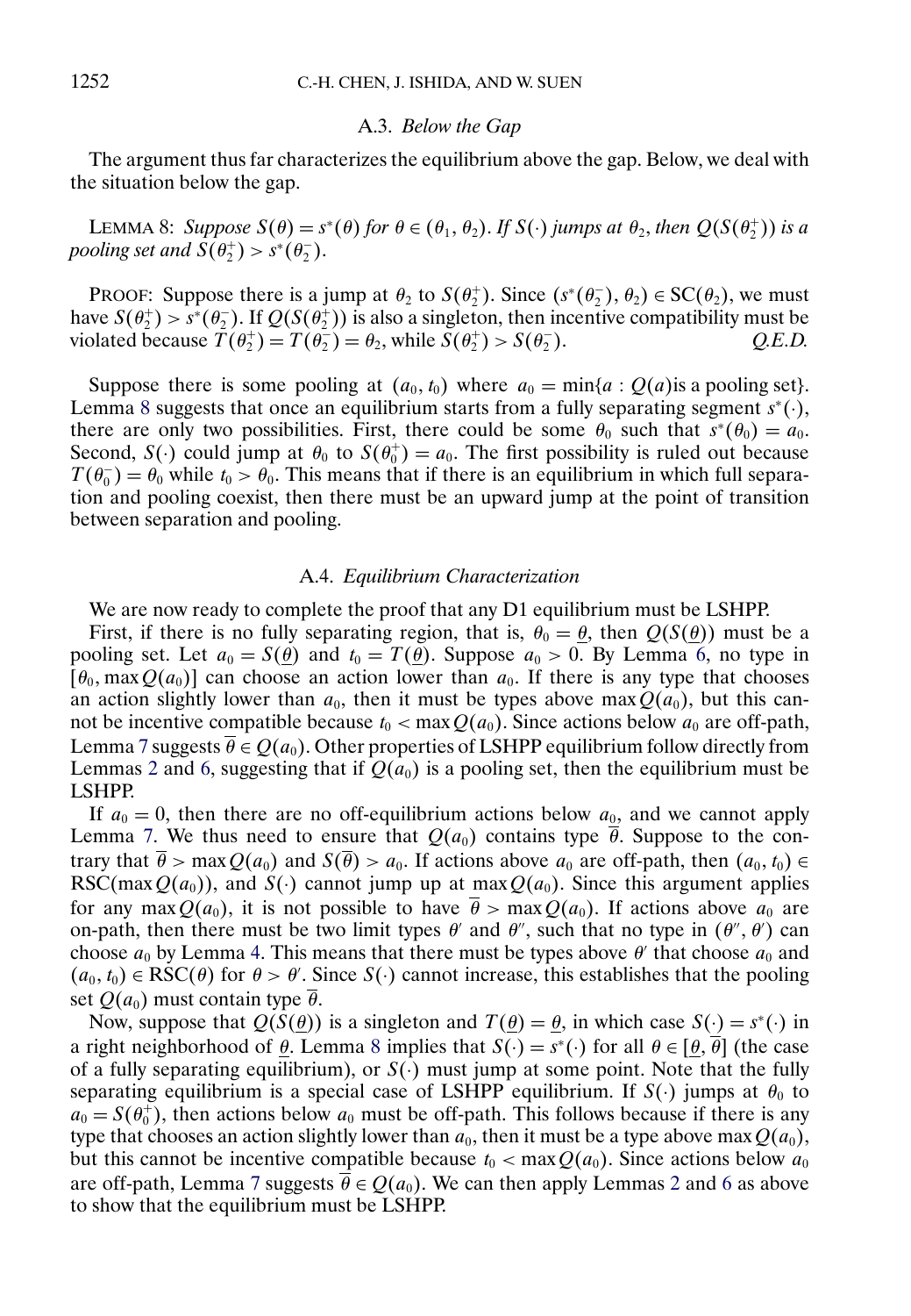### A.3. *Below the Gap*

The argument thus far characterizes the equilibrium above the gap. Below, we deal with the situation below the gap.

LEMMA 8: *Suppose $S(\theta) = s^*(\theta)$ for $\theta \in (\theta_1, \theta_2)$. If $S(\cdot)$ jumps at $\theta_2$, then $Q(S(\theta_2^+))$ is a pooling set and $S(\theta_2^+) > s^*(\theta_2^-)$.*

PROOF: Suppose there is a jump at $\theta_2$ to $S(\theta_2^+)$. Since $(s^*(\theta_2^-), \theta_2) \in \mathrm{SC}(\theta_2)$, we must have $S(\theta_2^+) > s^*(\theta_2^-)$. If $Q(S(\theta_2^+))$ is also a singleton, then incentive compatibility must be violated because $T(\theta_2^+) = T(\theta_2^-) = \theta_2$, while $S(\theta_2^+) > S(\theta_2^-)$. *Q.E.D.*

Suppose there is some pooling at $(a_0, t_0)$ where $a_0 = \min\{a : Q(a) \text{is a pooling set}\}$. Lemma 8 suggests that once an equilibrium starts from a fully separating segment $s^*(\cdot)$, there are only two possibilities. First, there could be some $\theta_0$ such that $s^*(\theta_0) = a_0$. Second, $S(\cdot)$ could jump at $\theta_0$ to $S(\theta_0^+) = a_0$. The first possibility is ruled out because $T(\theta_0^-) = \theta_0$ while $t_0 > \theta_0$. This means that if there is an equilibrium in which full separation and pooling coexist, then there must be an upward jump at the point of transition between separation and pooling.

### A.4. *Equilibrium Characterization*

We are now ready to complete the proof that any D1 equilibrium must be LSHPP.

First, if there is no fully separating region, that is, $\theta_0 = \underline{\theta}$, then $Q(S(\underline{\theta}))$ must be a pooling set. Let $a_0 = S(\underline{\theta})$ and $t_0 = T(\underline{\theta})$. Suppose $a_0 > 0$. By Lemma 6, no type in $[\theta_0, \max Q(a_0)]$ can choose an action lower than $a_0$. If there is any type that chooses an action slightly lower than $a_0$, then it must be types above $\max Q(a_0)$, but this cannot be incentive compatible because $t_0 < \max Q(a_0)$. Since actions below $a_0$ are off-path, Lemma 7 suggests $\overline{\theta} \in Q(a_0)$. Other properties of LSHPP equilibrium follow directly from Lemmas 2 and 6, suggesting that if $Q(a_0)$ is a pooling set, then the equilibrium must be LSHPP.

If $a_0 = 0$, then there are no off-equilibrium actions below $a_0$, and we cannot apply Lemma 7. We thus need to ensure that $Q(a_0)$ contains type $\overline{\theta}$. Suppose to the contrary that $\overline{\theta} > \max Q(a_0)$ and $S(\overline{\theta}) > a_0$. If actions above $a_0$ are off-path, then $(a_0, t_0) \in \mathrm{RSC}(\max Q(a_0))$, and $S(\cdot)$ cannot jump up at $\max Q(a_0)$. Since this argument applies for any $\max Q(a_0)$, it is not possible to have $\overline{\theta} > \max Q(a_0)$. If actions above $a_0$ are on-path, then there must be two limit types $\theta'$ and $\theta''$, such that no type in $(\theta'', \theta')$ can choose $a_0$ by Lemma 4. This means that there must be types above $\theta'$ that choose $a_0$ and $(a_0, t_0) \in \mathrm{RSC}(\theta)$ for $\theta > \theta'$. Since $S(\cdot)$ cannot increase, this establishes that the pooling set $Q(a_0)$ must contain type $\overline{\theta}$.

Now, suppose that $Q(S(\underline{\theta}))$ is a singleton and $T(\underline{\theta}) = \underline{\theta}$, in which case $S(\cdot) = s^*(\cdot)$ in a right neighborhood of $\underline{\theta}$. Lemma 8 implies that $S(\cdot) = s^*(\cdot)$ for all $\theta \in [\underline{\theta}, \overline{\theta}]$ (the case of a fully separating equilibrium), or $S(\cdot)$ must jump at some point. Note that the fully separating equilibrium is a special case of LSHPP equilibrium. If $S(\cdot)$ jumps at $\theta_0$ to $a_0 = S(\theta_0^+)$, then actions below $a_0$ must be off-path. This follows because if there is any type that chooses an action slightly lower than $a_0$, then it must be a type above $\max Q(a_0)$, but this cannot be incentive compatible because $t_0 < \max Q(a_0)$. Since actions below $a_0$ are off-path, Lemma 7 suggests $\overline{\theta} \in Q(a_0)$. We can then apply Lemmas 2 and 6 as above to show that the equilibrium must be LSHPP.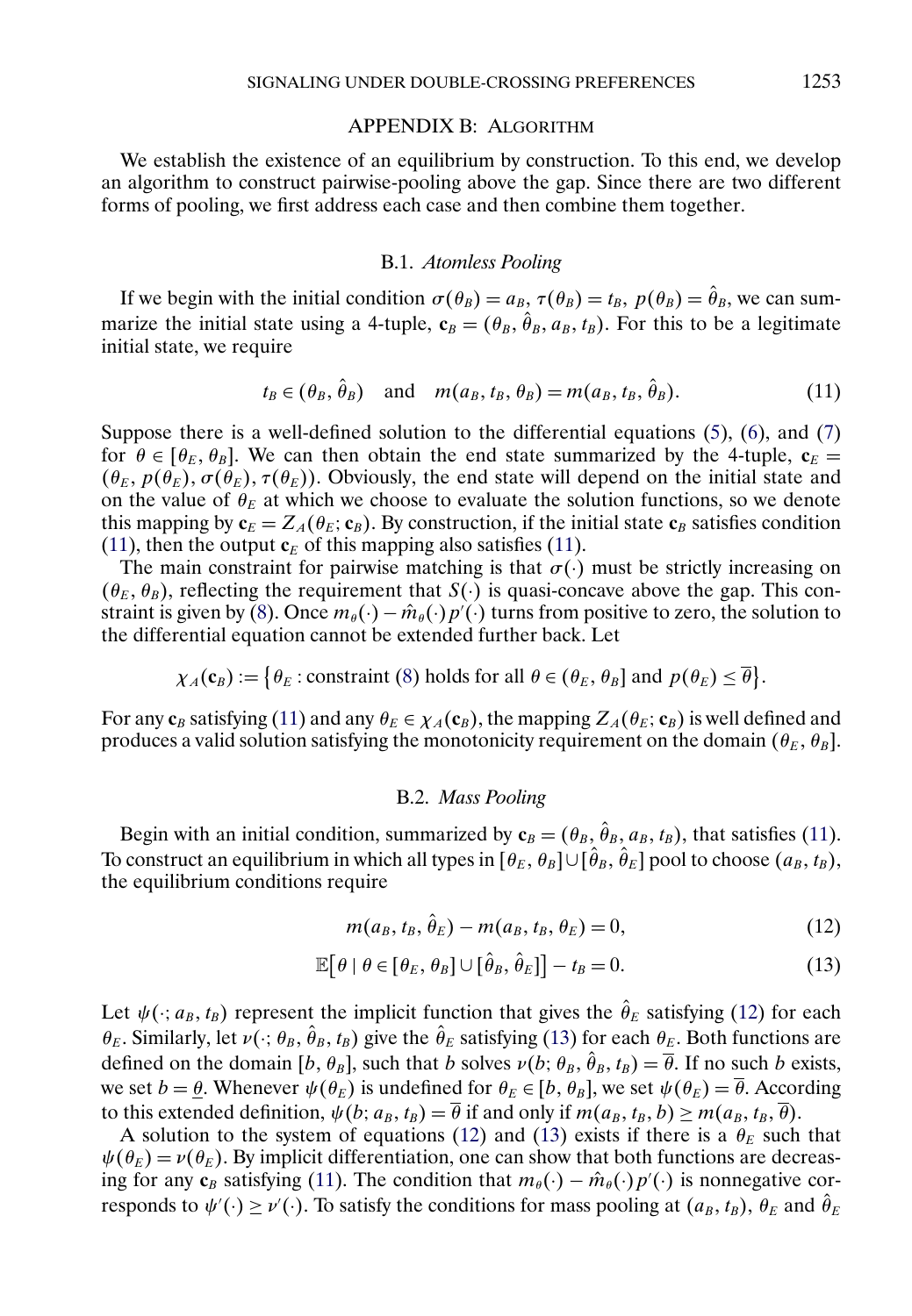## APPENDIX B: ALGORITHM

We establish the existence of an equilibrium by construction. To this end, we develop an algorithm to construct pairwise-pooling above the gap. Since there are two different forms of pooling, we first address each case and then combine them together.

### B.1. *Atomless Pooling*

If we begin with the initial condition $\sigma(\theta_B) = a_B$, $\tau(\theta_B) = t_B$, $p(\theta_B) = \hat{\theta}_B$, we can summarize the initial state using a 4-tuple, $\mathbf{c}_B = (\theta_B, \hat{\theta}_B, a_B, t_B)$. For this to be a legitimate initial state, we require

$$t_B \in (\theta_B, \hat{\theta}_B) \quad \text{and} \quad m(a_B, t_B, \theta_B) = m(a_B, t_B, \hat{\theta}_B). \tag{11}$$

Suppose there is a well-defined solution to the differential equations (5), (6), and (7) for $\theta \in [\theta_E, \theta_B]$. We can then obtain the end state summarized by the 4-tuple, $\mathbf{c}_E = (\theta_E, p(\theta_E), \sigma(\theta_E), \tau(\theta_E))$. Obviously, the end state will depend on the initial state and on the value of $\theta_E$ at which we choose to evaluate the solution functions, so we denote this mapping by $\mathbf{c}_E = Z_A(\theta_E; \mathbf{c}_B)$. By construction, if the initial state $\mathbf{c}_B$ satisfies condition (11), then the output $\mathbf{c}_E$ of this mapping also satisfies (11).

The main constraint for pairwise matching is that $\sigma(\cdot)$ must be strictly increasing on $(\theta_E, \theta_B)$, reflecting the requirement that $S(\cdot)$ is quasi-concave above the gap. This constraint is given by (8). Once $m_\theta(\cdot) - \hat{m}_\theta(\cdot)p'(\cdot)$ turns from positive to zero, the solution to the differential equation cannot be extended further back. Let

$$\chi_A(\mathbf{c}_B) := \{\theta_E : \text{constraint (8) holds for all } \theta \in (\theta_E, \theta_B] \text{ and } p(\theta_E) \leq \overline{\theta}\}.$$

For any $\mathbf{c}_B$ satisfying (11) and any $\theta_E \in \chi_A(\mathbf{c}_B)$, the mapping $Z_A(\theta_E; \mathbf{c}_B)$ is well defined and produces a valid solution satisfying the monotonicity requirement on the domain $(\theta_E, \theta_B]$.

### B.2. *Mass Pooling*

Begin with an initial condition, summarized by $\mathbf{c}_B = (\theta_B, \hat{\theta}_B, a_B, t_B)$, that satisfies (11). To construct an equilibrium in which all types in $[\theta_E, \theta_B] \cup [\hat{\theta}_B, \hat{\theta}_E]$ pool to choose $(a_B, t_B)$, the equilibrium conditions require

$$m(a_B, t_B, \hat{\theta}_E) - m(a_B, t_B, \theta_E) = 0, \tag{12}$$

$$\mathbb{E}[\theta \mid \theta \in [\theta_E, \theta_B] \cup [\hat{\theta}_B, \hat{\theta}_E]] - t_B = 0. \tag{13}$$

Let $\psi(\cdot; a_B, t_B)$ represent the implicit function that gives the $\hat{\theta}_E$ satisfying (12) for each $\theta_E$. Similarly, let $\nu(\cdot; \theta_B, \hat{\theta}_B, t_B)$ give the $\hat{\theta}_E$ satisfying (13) for each $\theta_E$. Both functions are defined on the domain $[b, \theta_B]$, such that $b$ solves $\nu(b; \theta_B, \hat{\theta}_B, t_B) = \overline{\theta}$. If no such $b$ exists, we set $b = \underline{\theta}$. Whenever $\psi(\theta_E)$ is undefined for $\theta_E \in [b, \theta_B]$, we set $\psi(\theta_E) = \overline{\theta}$. According to this extended definition, $\psi(b; a_B, t_B) = \overline{\theta}$ if and only if $m(a_B, t_B, b) \geq m(a_B, t_B, \overline{\theta})$.

A solution to the system of equations (12) and (13) exists if there is a $\theta_E$ such that $\psi(\theta_E) = \nu(\theta_E)$. By implicit differentiation, one can show that both functions are decreasing for any $\mathbf{c}_B$ satisfying (11). The condition that $m_\theta(\cdot) - \hat{m}_\theta(\cdot)p'(\cdot)$ is nonnegative corresponds to $\psi'(\cdot) \geq \nu'(\cdot)$. To satisfy the conditions for mass pooling at $(a_B, t_B)$, $\theta_E$ and $\hat{\theta}_E$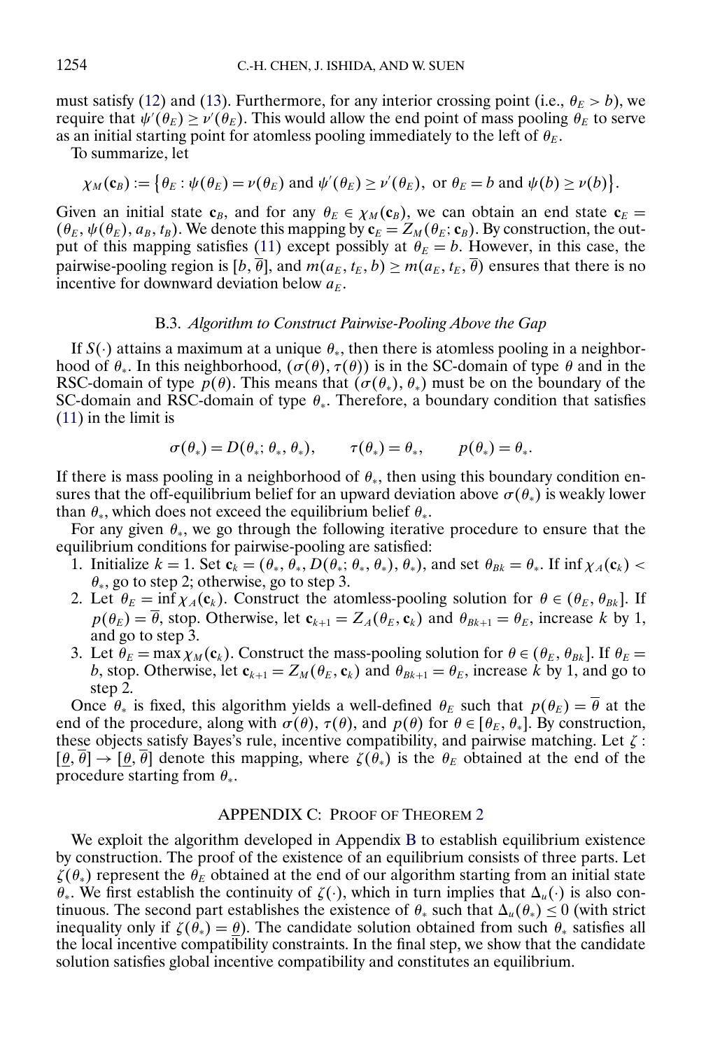must satisfy (12) and (13). Furthermore, for any interior crossing point (i.e., $\theta_E > b$), we require that $\psi'(\theta_E) \geq \nu'(\theta_E)$. This would allow the end point of mass pooling $\theta_E$ to serve as an initial starting point for atomless pooling immediately to the left of $\theta_E$.

To summarize, let

$$\chi_M(\mathbf{c}_B) := \{\theta_E : \psi(\theta_E) = \nu(\theta_E) \text{ and } \psi'(\theta_E) \geq \nu'(\theta_E), \text{ or } \theta_E = b \text{ and } \psi(b) \geq \nu(b)\}.$$

Given an initial state $\mathbf{c}_B$, and for any $\theta_E \in \chi_M(\mathbf{c}_B)$, we can obtain an end state $\mathbf{c}_E = (\theta_E, \psi(\theta_E), a_B, t_B)$. We denote this mapping by $\mathbf{c}_E = Z_M(\theta_E; \mathbf{c}_B)$. By construction, the output of this mapping satisfies (11) except possibly at $\theta_E = b$. However, in this case, the pairwise-pooling region is $[b, \overline{\theta}]$, and $m(a_E, t_E, b) \geq m(a_E, t_E, \overline{\theta})$ ensures that there is no incentive for downward deviation below $a_E$.

### B.3. *Algorithm to Construct Pairwise-Pooling Above the Gap*

If $S(\cdot)$ attains a maximum at a unique $\theta_*$, then there is atomless pooling in a neighborhood of $\theta_*$. In this neighborhood, $(\sigma(\theta), \tau(\theta))$ is in the SC-domain of type $\theta$ and in the RSC-domain of type $p(\theta)$. This means that $(\sigma(\theta_*), \theta_*)$ must be on the boundary of the SC-domain and RSC-domain of type $\theta_*$. Therefore, a boundary condition that satisfies (11) in the limit is

$$\sigma(\theta_*) = D(\theta_*; \theta_*, \theta_*), \qquad \tau(\theta_*) = \theta_*, \qquad p(\theta_*) = \theta_*.$$

If there is mass pooling in a neighborhood of $\theta_*$, then using this boundary condition ensures that the off-equilibrium belief for an upward deviation above $\sigma(\theta_*)$ is weakly lower than $\theta_*$, which does not exceed the equilibrium belief $\theta_*$.

For any given $\theta_*$, we go through the following iterative procedure to ensure that the equilibrium conditions for pairwise-pooling are satisfied:

1. Initialize $k = 1$. Set $\mathbf{c}_k = (\theta_*, \theta_*, D(\theta_*; \theta_*, \theta_*), \theta_*)$, and set $\theta_{Bk} = \theta_*$. If $\inf \chi_A(\mathbf{c}_k) < \theta_*$, go to step 2; otherwise, go to step 3.
2. Let $\theta_E = \inf \chi_A(\mathbf{c}_k)$. Construct the atomless-pooling solution for $\theta \in (\theta_E, \theta_{Bk}]$. If $p(\theta_E) = \overline{\theta}$, stop. Otherwise, let $\mathbf{c}_{k+1} = Z_A(\theta_E, \mathbf{c}_k)$ and $\theta_{Bk+1} = \theta_E$, increase $k$ by 1, and go to step 3.
3. Let $\theta_E = \max \chi_M(\mathbf{c}_k)$. Construct the mass-pooling solution for $\theta \in (\theta_E, \theta_{Bk}]$. If $\theta_E = b$, stop. Otherwise, let $\mathbf{c}_{k+1} = Z_M(\theta_E, \mathbf{c}_k)$ and $\theta_{Bk+1} = \theta_E$, increase $k$ by 1, and go to step 2.

Once $\theta_*$ is fixed, this algorithm yields a well-defined $\theta_E$ such that $p(\theta_E) = \overline{\theta}$ at the end of the procedure, along with $\sigma(\theta)$, $\tau(\theta)$, and $p(\theta)$ for $\theta \in [\theta_E, \theta_*]$. By construction, these objects satisfy Bayes's rule, incentive compatibility, and pairwise matching. Let $\zeta : [\underline{\theta}, \overline{\theta}] \to [\underline{\theta}, \overline{\theta}]$ denote this mapping, where $\zeta(\theta_*)$ is the $\theta_E$ obtained at the end of the procedure starting from $\theta_*$.

## APPENDIX C: Proof of Theorem 2

We exploit the algorithm developed in Appendix B to establish equilibrium existence by construction. The proof of the existence of an equilibrium consists of three parts. Let $\zeta(\theta_*)$ represent the $\theta_E$ obtained at the end of our algorithm starting from an initial state $\theta_*$. We first establish the continuity of $\zeta(\cdot)$, which in turn implies that $\Delta_u(\cdot)$ is also continuous. The second part establishes the existence of $\theta_*$ such that $\Delta_u(\theta_*) \leq 0$ (with strict inequality only if $\zeta(\theta_*) = \underline{\theta}$). The candidate solution obtained from such $\theta_*$ satisfies all the local incentive compatibility constraints. In the final step, we show that the candidate solution satisfies global incentive compatibility and constitutes an equilibrium.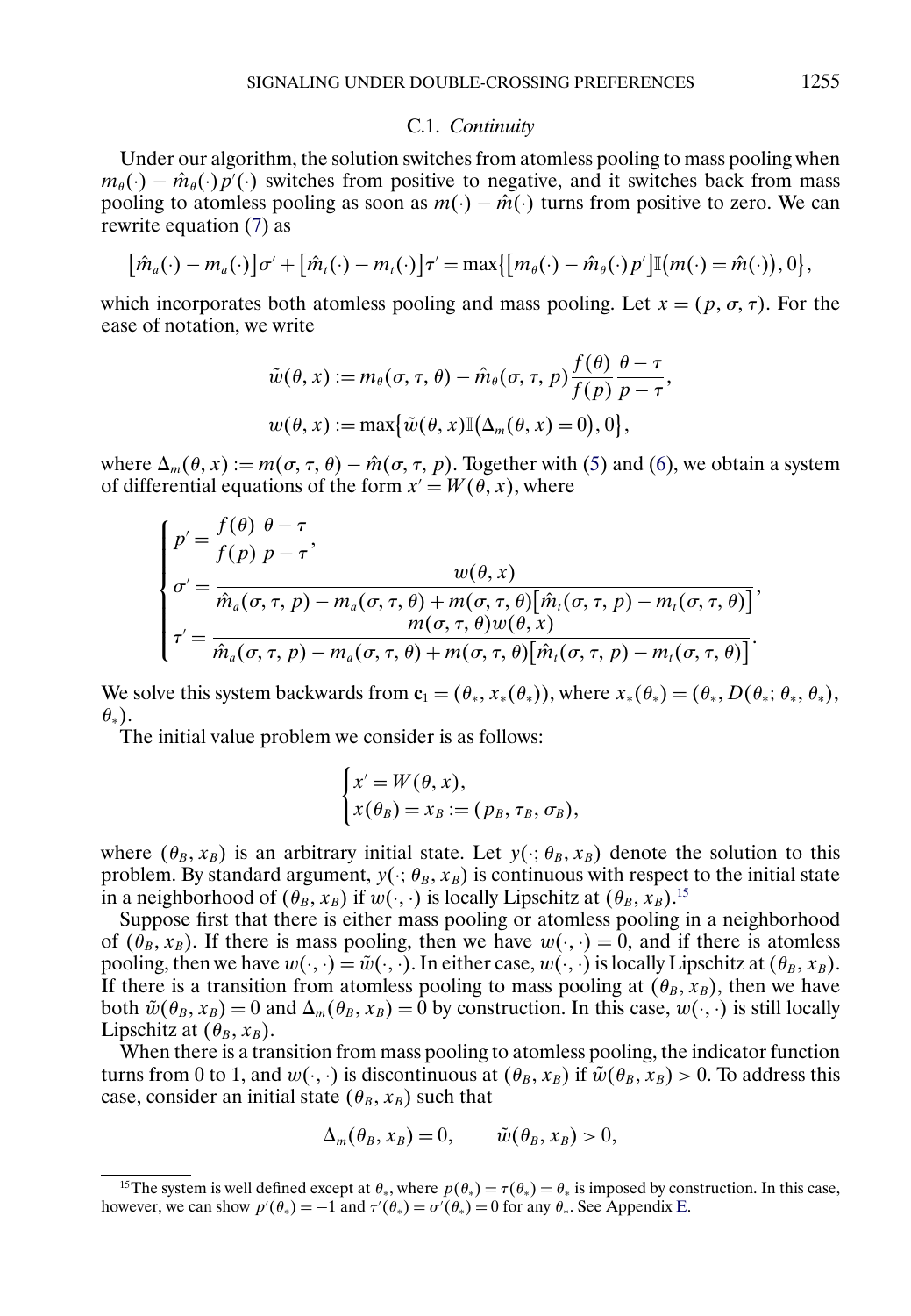### C.1. *Continuity*

Under our algorithm, the solution switches from atomless pooling to mass pooling when $m_\theta(\cdot) - \hat{m}_\theta(\cdot)p'(\cdot)$ switches from positive to negative, and it switches back from mass pooling to atomless pooling as soon as $m(\cdot) - \hat{m}(\cdot)$ turns from positive to zero. We can rewrite equation (7) as

$$\big[\hat{m}_a(\cdot) - m_a(\cdot)\big]\sigma' + \big[\hat{m}_t(\cdot) - m_t(\cdot)\big]\tau' = \max\big\{\big[m_\theta(\cdot) - \hat{m}_\theta(\cdot)p'\big]\mathbb{I}\big(m(\cdot) = \hat{m}(\cdot)\big), 0\big\},$$

which incorporates both atomless pooling and mass pooling. Let $x = (p, \sigma, \tau)$. For the ease of notation, we write

$$\tilde{w}(\theta, x) := m_\theta(\sigma, \tau, \theta) - \hat{m}_\theta(\sigma, \tau, p)\frac{f(\theta)}{f(p)}\frac{\theta - \tau}{p - \tau},$$

$$w(\theta, x) := \max\big\{\tilde{w}(\theta, x)\mathbb{I}\big(\Delta_m(\theta, x) = 0\big), 0\big\},$$

where $\Delta_m(\theta, x) := m(\sigma, \tau, \theta) - \hat{m}(\sigma, \tau, p)$. Together with (5) and (6), we obtain a system of differential equations of the form $x' = W(\theta, x)$, where

$$\begin{cases} p' = \dfrac{f(\theta)}{f(p)}\dfrac{\theta - \tau}{p - \tau}, \\ \sigma' = \dfrac{w(\theta, x)}{\hat{m}_a(\sigma, \tau, p) - m_a(\sigma, \tau, \theta) + m(\sigma, \tau, \theta)\big[\hat{m}_t(\sigma, \tau, p) - m_t(\sigma, \tau, \theta)\big]}, \\ \tau' = \dfrac{m(\sigma, \tau, \theta)w(\theta, x)}{\hat{m}_a(\sigma, \tau, p) - m_a(\sigma, \tau, \theta) + m(\sigma, \tau, \theta)\big[\hat{m}_t(\sigma, \tau, p) - m_t(\sigma, \tau, \theta)\big]}. \end{cases}$$

We solve this system backwards from $\mathbf{c}_1 = (\theta_*, x_*(\theta_*))$, where $x_*(\theta_*) = (\theta_*, D(\theta_*; \theta_*, \theta_*), \theta_*)$.

The initial value problem we consider is as follows:

$$\begin{cases} x' = W(\theta, x), \\ x(\theta_B) = x_B := (p_B, \tau_B, \sigma_B), \end{cases}$$

where $(\theta_B, x_B)$ is an arbitrary initial state. Let $y(\cdot; \theta_B, x_B)$ denote the solution to this problem. By standard argument, $y(\cdot; \theta_B, x_B)$ is continuous with respect to the initial state in a neighborhood of $(\theta_B, x_B)$ if $w(\cdot, \cdot)$ is locally Lipschitz at $(\theta_B, x_B)$.[15]

Suppose first that there is either mass pooling or atomless pooling in a neighborhood of $(\theta_B, x_B)$. If there is mass pooling, then we have $w(\cdot, \cdot) = 0$, and if there is atomless pooling, then we have $w(\cdot, \cdot) = \tilde{w}(\cdot, \cdot)$. In either case, $w(\cdot, \cdot)$ is locally Lipschitz at $(\theta_B, x_B)$. If there is a transition from atomless pooling to mass pooling at $(\theta_B, x_B)$, then we have both $\tilde{w}(\theta_B, x_B) = 0$ and $\Delta_m(\theta_B, x_B) = 0$ by construction. In this case, $w(\cdot, \cdot)$ is still locally Lipschitz at $(\theta_B, x_B)$.

When there is a transition from mass pooling to atomless pooling, the indicator function turns from 0 to 1, and $w(\cdot, \cdot)$ is discontinuous at $(\theta_B, x_B)$ if $\tilde{w}(\theta_B, x_B) > 0$. To address this case, consider an initial state $(\theta_B, x_B)$ such that

$$\Delta_m(\theta_B, x_B) = 0, \qquad \tilde{w}(\theta_B, x_B) > 0,$$

[15]The system is well defined except at $\theta_*$, where $p(\theta_*) = \tau(\theta_*) = \theta_*$ is imposed by construction. In this case, however, we can show $p'(\theta_*) = -1$ and $\tau'(\theta_*) = \sigma'(\theta_*) = 0$ for any $\theta_*$. See Appendix E.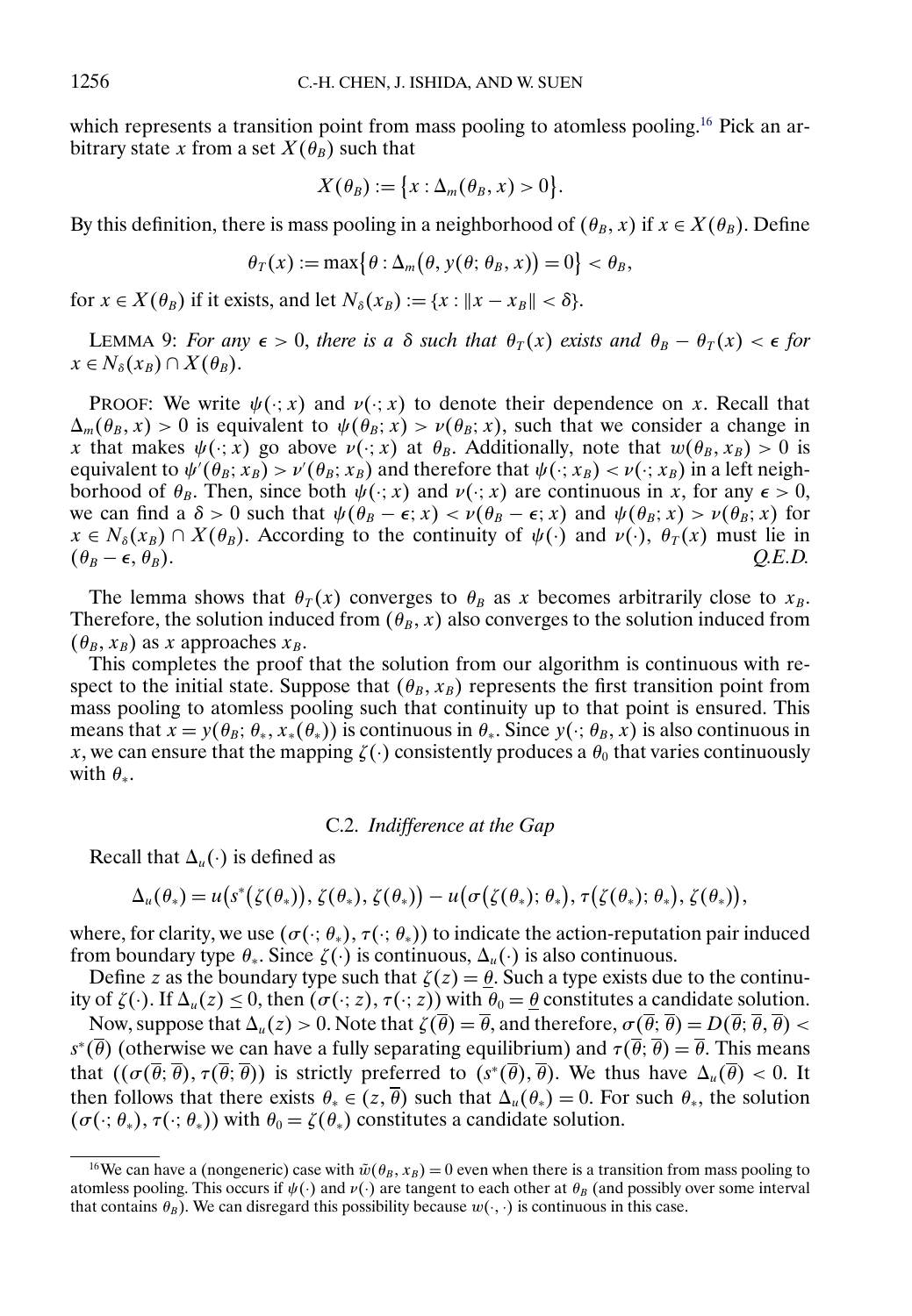which represents a transition point from mass pooling to atomless pooling.[16] Pick an arbitrary state $x$ from a set $X(\theta_B)$ such that

$$X(\theta_B) := \{x : \Delta_m(\theta_B, x) > 0\}.$$

By this definition, there is mass pooling in a neighborhood of $(\theta_B, x)$ if $x \in X(\theta_B)$. Define

$$\theta_T(x) := \max\{\theta : \Delta_m(\theta, y(\theta; \theta_B, x)) = 0\} < \theta_B,$$

for $x \in X(\theta_B)$ if it exists, and let $N_\delta(x_B) := \{x : \|x - x_B\| < \delta\}$.

LEMMA 9: *For any $\epsilon > 0$, there is a $\delta$ such that $\theta_T(x)$ exists and $\theta_B - \theta_T(x) < \epsilon$ for $x \in N_\delta(x_B) \cap X(\theta_B)$.*

PROOF: We write $\psi(\cdot; x)$ and $\nu(\cdot; x)$ to denote their dependence on $x$. Recall that $\Delta_m(\theta_B, x) > 0$ is equivalent to $\psi(\theta_B; x) > \nu(\theta_B; x)$, such that we consider a change in $x$ that makes $\psi(\cdot; x)$ go above $\nu(\cdot; x)$ at $\theta_B$. Additionally, note that $w(\theta_B, x_B) > 0$ is equivalent to $\psi'(\theta_B; x_B) > \nu'(\theta_B; x_B)$ and therefore that $\psi(\cdot; x_B) < \nu(\cdot; x_B)$ in a left neighborhood of $\theta_B$. Then, since both $\psi(\cdot; x)$ and $\nu(\cdot; x)$ are continuous in $x$, for any $\epsilon > 0$, we can find a $\delta > 0$ such that $\psi(\theta_B - \epsilon; x) < \nu(\theta_B - \epsilon; x)$ and $\psi(\theta_B; x) > \nu(\theta_B; x)$ for $x \in N_\delta(x_B) \cap X(\theta_B)$. According to the continuity of $\psi(\cdot)$ and $\nu(\cdot)$, $\theta_T(x)$ must lie in $(\theta_B - \epsilon, \theta_B)$. *Q.E.D.*

The lemma shows that $\theta_T(x)$ converges to $\theta_B$ as $x$ becomes arbitrarily close to $x_B$. Therefore, the solution induced from $(\theta_B, x)$ also converges to the solution induced from $(\theta_B, x_B)$ as $x$ approaches $x_B$.

This completes the proof that the solution from our algorithm is continuous with respect to the initial state. Suppose that $(\theta_B, x_B)$ represents the first transition point from mass pooling to atomless pooling such that continuity up to that point is ensured. This means that $x = y(\theta_B; \theta_*, x_*(\theta_*))$ is continuous in $\theta_*$. Since $y(\cdot; \theta_B, x)$ is also continuous in $x$, we can ensure that the mapping $\zeta(\cdot)$ consistently produces a $\theta_0$ that varies continuously with $\theta_*$.

### C.2. *Indifference at the Gap*

Recall that $\Delta_u(\cdot)$ is defined as

$$\Delta_u(\theta_*) = u\big(s^*(\zeta(\theta_*)), \zeta(\theta_*), \zeta(\theta_*)\big) - u\big(\sigma(\zeta(\theta_*); \theta_*), \tau(\zeta(\theta_*); \theta_*), \zeta(\theta_*)\big),$$

where, for clarity, we use $(\sigma(\cdot; \theta_*), \tau(\cdot; \theta_*))$ to indicate the action-reputation pair induced from boundary type $\theta_*$. Since $\zeta(\cdot)$ is continuous, $\Delta_u(\cdot)$ is also continuous.

Define $z$ as the boundary type such that $\zeta(z) = \underline{\theta}$. Such a type exists due to the continuity of $\zeta(\cdot)$. If $\Delta_u(z) \leq 0$, then $(\sigma(\cdot; z), \tau(\cdot; z))$ with $\theta_0 = \underline{\theta}$ constitutes a candidate solution.

Now, suppose that $\Delta_u(z) > 0$. Note that $\zeta(\overline{\theta}) = \overline{\theta}$, and therefore, $\sigma(\overline{\theta}; \overline{\theta}) = D(\overline{\theta}; \overline{\theta}, \overline{\theta}) < s^*(\overline{\theta})$ (otherwise we can have a fully separating equilibrium) and $\tau(\overline{\theta}; \overline{\theta}) = \overline{\theta}$. This means that $((\sigma(\overline{\theta}; \overline{\theta}), \tau(\overline{\theta}; \overline{\theta}))$ is strictly preferred to $(s^*(\overline{\theta}), \overline{\theta})$. We thus have $\Delta_u(\overline{\theta}) < 0$. It then follows that there exists $\theta_* \in (z, \overline{\theta})$ such that $\Delta_u(\theta_*) = 0$. For such $\theta_*$, the solution $(\sigma(\cdot; \theta_*), \tau(\cdot; \theta_*))$ with $\theta_0 = \zeta(\theta_*)$ constitutes a candidate solution.

---

[16]We can have a (nongeneric) case with $\tilde{w}(\theta_B, x_B) = 0$ even when there is a transition from mass pooling to atomless pooling. This occurs if $\psi(\cdot)$ and $\nu(\cdot)$ are tangent to each other at $\theta_B$ (and possibly over some interval that contains $\theta_B$). We can disregard this possibility because $w(\cdot, \cdot)$ is continuous in this case.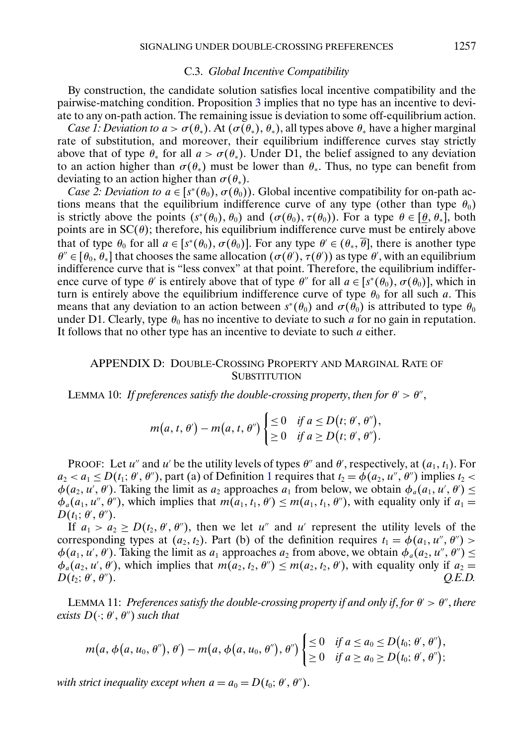### C.3. *Global Incentive Compatibility*

By construction, the candidate solution satisfies local incentive compatibility and the pairwise-matching condition. Proposition 3 implies that no type has an incentive to deviate to any on-path action. The remaining issue is deviation to some off-equilibrium action.

*Case 1: Deviation to $a > \sigma(\theta_*)$.* At $(\sigma(\theta_*), \theta_*)$, all types above $\theta_*$ have a higher marginal rate of substitution, and moreover, their equilibrium indifference curves stay strictly above that of type $\theta_*$ for all $a > \sigma(\theta_*)$. Under D1, the belief assigned to any deviation to an action higher than $\sigma(\theta_*)$ must be lower than $\theta_*$. Thus, no type can benefit from deviating to an action higher than $\sigma(\theta_*)$.

*Case 2: Deviation to $a \in [s^*(\theta_0), \sigma(\theta_0))$.* Global incentive compatibility for on-path actions means that the equilibrium indifference curve of any type (other than type $\theta_0$) is strictly above the points $(s^*(\theta_0), \theta_0)$ and $(\sigma(\theta_0), \tau(\theta_0))$. For a type $\theta \in [\underline{\theta}, \theta_*]$, both points are in $\mathrm{SC}(\theta)$; therefore, his equilibrium indifference curve must be entirely above that of type $\theta_0$ for all $a \in [s^*(\theta_0), \sigma(\theta_0)]$. For any type $\theta' \in (\theta_*, \overline{\theta}]$, there is another type $\theta'' \in [\theta_0, \theta_*]$ that chooses the same allocation $(\sigma(\theta'), \tau(\theta'))$ as type $\theta'$, with an equilibrium indifference curve that is "less convex" at that point. Therefore, the equilibrium indifference curve of type $\theta'$ is entirely above that of type $\theta''$ for all $a \in [s^*(\theta_0), \sigma(\theta_0)]$, which in turn is entirely above the equilibrium indifference curve of type $\theta_0$ for all such $a$. This means that any deviation to an action between $s^*(\theta_0)$ and $\sigma(\theta_0)$ is attributed to type $\theta_0$ under D1. Clearly, type $\theta_0$ has no incentive to deviate to such $a$ for no gain in reputation. It follows that no other type has an incentive to deviate to such $a$ either.

## APPENDIX D: DOUBLE-CROSSING PROPERTY AND MARGINAL RATE OF SUBSTITUTION

LEMMA 10: *If preferences satisfy the double-crossing property, then for $\theta' > \theta''$,*

$$m(a, t, \theta') - m(a, t, \theta'') \begin{cases} \leq 0 & \text{if } a \leq D(t; \theta', \theta''), \\ \geq 0 & \text{if } a \geq D(t; \theta', \theta''). \end{cases}$$

PROOF: Let $u''$ and $u'$ be the utility levels of types $\theta''$ and $\theta'$, respectively, at $(a_1, t_1)$. For $a_2 < a_1 \leq D(t_1; \theta', \theta'')$, part (a) of Definition 1 requires that $t_2 = \phi(a_2, u'', \theta'')$ implies $t_2 < \phi(a_2, u', \theta')$. Taking the limit as $a_2$ approaches $a_1$ from below, we obtain $\phi_a(a_1, u', \theta') \leq \phi_a(a_1, u'', \theta'')$, which implies that $m(a_1, t_1, \theta') \leq m(a_1, t_1, \theta'')$, with equality only if $a_1 = D(t_1; \theta', \theta'')$.

If $a_1 > a_2 \geq D(t_2, \theta', \theta'')$, then we let $u''$ and $u'$ represent the utility levels of the corresponding types at $(a_2, t_2)$. Part (b) of the definition requires $t_1 = \phi(a_1, u'', \theta'') > \phi(a_1, u', \theta')$. Taking the limit as $a_1$ approaches $a_2$ from above, we obtain $\phi_a(a_2, u'', \theta'') \leq \phi_a(a_2, u', \theta')$, which implies that $m(a_2, t_2, \theta'') \leq m(a_2, t_2, \theta')$, with equality only if $a_2 = D(t_2; \theta', \theta'')$. *Q.E.D.*

LEMMA 11: *Preferences satisfy the double-crossing property if and only if, for $\theta' > \theta''$, there exists $D(\cdot; \theta', \theta'')$ such that*

$$m(a, \phi(a, u_0, \theta''), \theta') - m(a, \phi(a, u_0, \theta''), \theta'') \begin{cases} \leq 0 & \text{if } a \leq a_0 \leq D(t_0; \theta', \theta''), \\ \geq 0 & \text{if } a \geq a_0 \geq D(t_0; \theta', \theta''); \end{cases}$$

*with strict inequality except when $a = a_0 = D(t_0; \theta', \theta'')$.*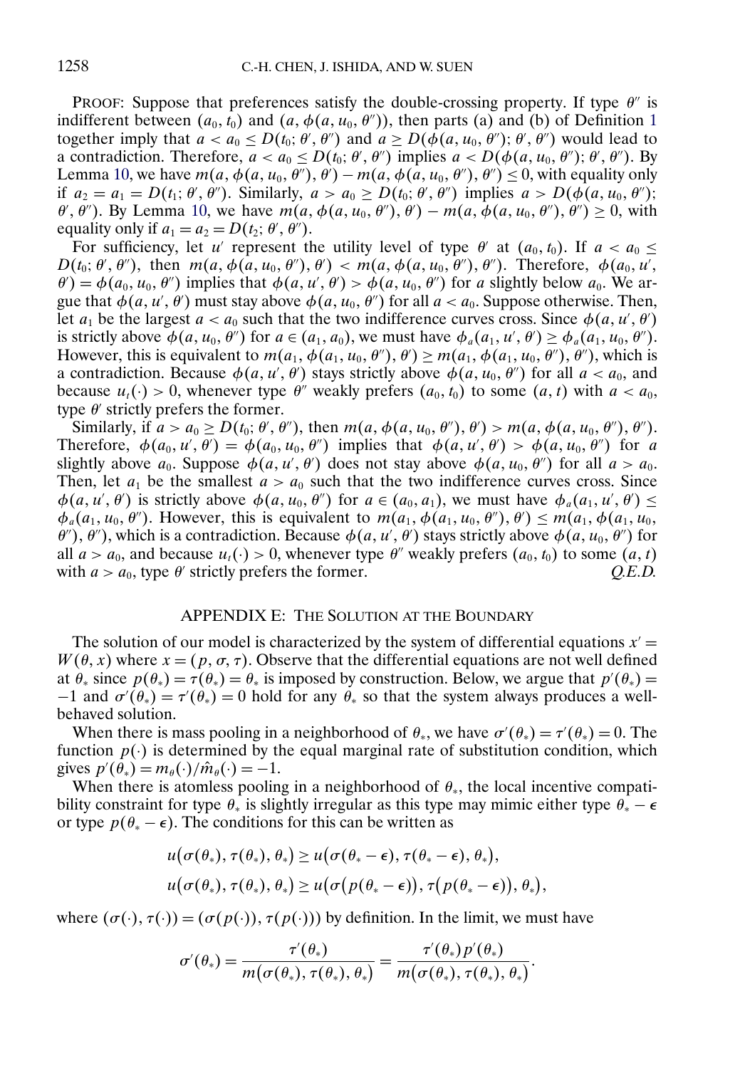PROOF: Suppose that preferences satisfy the double-crossing property. If type $\theta''$ is indifferent between $(a_0, t_0)$ and $(a, \phi(a, u_0, \theta''))$, then parts (a) and (b) of Definition 1 together imply that $a < a_0 \leq D(t_0; \theta', \theta'')$ and $a \geq D(\phi(a, u_0, \theta''); \theta', \theta'')$ would lead to a contradiction. Therefore, $a < a_0 \leq D(t_0; \theta', \theta'')$ implies $a < D(\phi(a, u_0, \theta''); \theta', \theta'')$. By Lemma 10, we have $m(a, \phi(a, u_0, \theta''), \theta') - m(a, \phi(a, u_0, \theta''), \theta'') \leq 0$, with equality only if $a_2 = a_1 = D(t_1; \theta', \theta'')$. Similarly, $a > a_0 \geq D(t_0; \theta', \theta'')$ implies $a > D(\phi(a, u_0, \theta''); \theta', \theta'')$. By Lemma 10, we have $m(a, \phi(a, u_0, \theta''), \theta') - m(a, \phi(a, u_0, \theta''), \theta'') \geq 0$, with equality only if $a_1 = a_2 = D(t_2; \theta', \theta'')$.

For sufficiency, let $u'$ represent the utility level of type $\theta'$ at $(a_0, t_0)$. If $a < a_0 \leq D(t_0; \theta', \theta'')$, then $m(a, \phi(a, u_0, \theta''), \theta') < m(a, \phi(a, u_0, \theta''), \theta'')$. Therefore, $\phi(a_0, u', \theta') = \phi(a_0, u_0, \theta'')$ implies that $\phi(a, u', \theta') > \phi(a, u_0, \theta'')$ for $a$ slightly below $a_0$. We argue that $\phi(a, u', \theta')$ must stay above $\phi(a, u_0, \theta'')$ for all $a < a_0$. Suppose otherwise. Then, let $a_1$ be the largest $a < a_0$ such that the two indifference curves cross. Since $\phi(a, u', \theta')$ is strictly above $\phi(a, u_0, \theta'')$ for $a \in (a_1, a_0)$, we must have $\phi_a(a_1, u', \theta') \geq \phi_a(a_1, u_0, \theta'')$. However, this is equivalent to $m(a_1, \phi(a_1, u_0, \theta''), \theta') \geq m(a_1, \phi(a_1, u_0, \theta''), \theta'')$, which is a contradiction. Because $\phi(a, u', \theta')$ stays strictly above $\phi(a, u_0, \theta'')$ for all $a < a_0$, and because $u_t(\cdot) > 0$, whenever type $\theta''$ weakly prefers $(a_0, t_0)$ to some $(a, t)$ with $a < a_0$, type $\theta'$ strictly prefers the former.

Similarly, if $a > a_0 \geq D(t_0; \theta', \theta'')$, then $m(a, \phi(a, u_0, \theta''), \theta') > m(a, \phi(a, u_0, \theta''), \theta'')$. Therefore, $\phi(a_0, u', \theta') = \phi(a_0, u_0, \theta'')$ implies that $\phi(a, u', \theta') > \phi(a, u_0, \theta'')$ for $a$ slightly above $a_0$. Suppose $\phi(a, u', \theta')$ does not stay above $\phi(a, u_0, \theta'')$ for all $a > a_0$. Then, let $a_1$ be the smallest $a > a_0$ such that the two indifference curves cross. Since $\phi(a, u', \theta')$ is strictly above $\phi(a, u_0, \theta'')$ for $a \in (a_0, a_1)$, we must have $\phi_a(a_1, u', \theta') \leq \phi_a(a_1, u_0, \theta'')$. However, this is equivalent to $m(a_1, \phi(a_1, u_0, \theta''), \theta') \leq m(a_1, \phi(a_1, u_0, \theta''), \theta'')$, which is a contradiction. Because $\phi(a, u', \theta')$ stays strictly above $\phi(a, u_0, \theta'')$ for all $a > a_0$, and because $u_t(\cdot) > 0$, whenever type $\theta''$ weakly prefers $(a_0, t_0)$ to some $(a, t)$ with $a > a_0$, type $\theta'$ strictly prefers the former. *Q.E.D.*

## APPENDIX E: THE SOLUTION AT THE BOUNDARY

The solution of our model is characterized by the system of differential equations $x' = W(\theta, x)$ where $x = (p, \sigma, \tau)$. Observe that the differential equations are not well defined at $\theta_*$ since $p(\theta_*) = \tau(\theta_*) = \theta_*$ is imposed by construction. Below, we argue that $p'(\theta_*) = -1$ and $\sigma'(\theta_*) = \tau'(\theta_*) = 0$ hold for any $\theta_*$ so that the system always produces a well-behaved solution.

When there is mass pooling in a neighborhood of $\theta_*$, we have $\sigma'(\theta_*) = \tau'(\theta_*) = 0$. The function $p(\cdot)$ is determined by the equal marginal rate of substitution condition, which gives $p'(\theta_*) = m_\theta(\cdot)/\hat{m}_\theta(\cdot) = -1$.

When there is atomless pooling in a neighborhood of $\theta_*$, the local incentive compatibility constraint for type $\theta_*$ is slightly irregular as this type may mimic either type $\theta_* - \epsilon$ or type $p(\theta_* - \epsilon)$. The conditions for this can be written as

$$u(\sigma(\theta_*), \tau(\theta_*), \theta_*) \geq u(\sigma(\theta_* - \epsilon), \tau(\theta_* - \epsilon), \theta_*),$$
$$u(\sigma(\theta_*), \tau(\theta_*), \theta_*) \geq u(\sigma(p(\theta_* - \epsilon)), \tau(p(\theta_* - \epsilon)), \theta_*),$$

where $(\sigma(\cdot), \tau(\cdot)) = (\sigma(p(\cdot)), \tau(p(\cdot)))$ by definition. In the limit, we must have

$$\sigma'(\theta_*) = \frac{\tau'(\theta_*)}{m(\sigma(\theta_*), \tau(\theta_*), \theta_*)} = \frac{\tau'(\theta_*) p'(\theta_*)}{m(\sigma(\theta_*), \tau(\theta_*), \theta_*)}.$$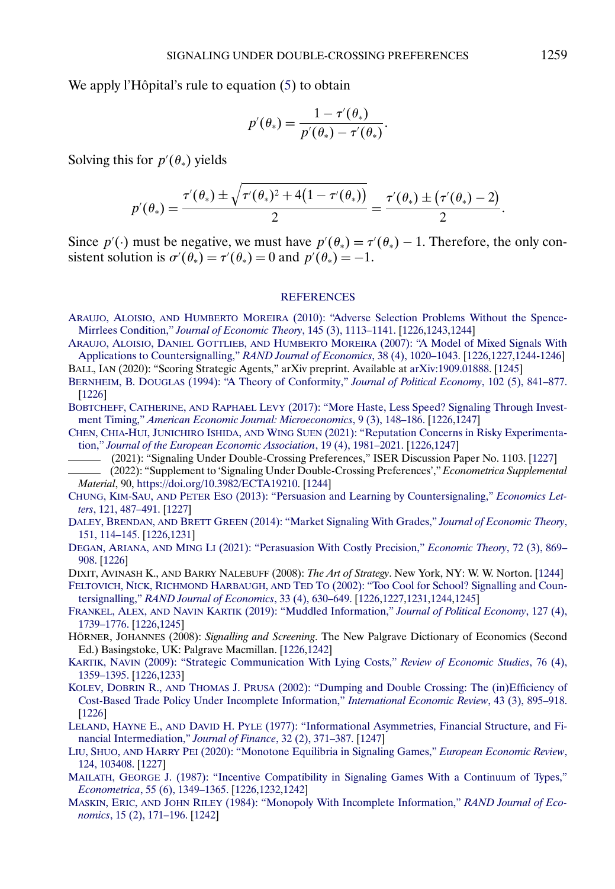We apply l'Hôpital's rule to equation (5) to obtain

$$p'(\theta_*) = \frac{1 - \tau'(\theta_*)}{p'(\theta_*) - \tau'(\theta_*)}.$$

Solving this for $p'(\theta_*)$ yields

$$p'(\theta_*) = \frac{\tau'(\theta_*) \pm \sqrt{\tau'(\theta_*)^2 + 4\big(1 - \tau'(\theta_*)\big)}}{2} = \frac{\tau'(\theta_*) \pm \big(\tau'(\theta_*) - 2\big)}{2}.$$

Since $p'(\cdot)$ must be negative, we must have $p'(\theta_*) = \tau'(\theta_*) - 1$. Therefore, the only consistent solution is $\sigma'(\theta_*) = \tau'(\theta_*) = 0$ and $p'(\theta_*) = -1$.

## REFERENCES

ARAUJO, ALOISIO, AND HUMBERTO MOREIRA (2010): "Adverse Selection Problems Without the Spence-Mirrlees Condition," *Journal of Economic Theory*, 145 (3), 1113–1141. [1226,1243,1244]

ARAUJO, ALOISIO, DANIEL GOTTLIEB, AND HUMBERTO MOREIRA (2007): "A Model of Mixed Signals With Applications to Countersignalling," *RAND Journal of Economics*, 38 (4), 1020–1043. [1226,1227,1244-1246]

BALL, IAN (2020): "Scoring Strategic Agents," arXiv preprint. Available at arXiv:1909.01888. [1245]

BERNHEIM, B. DOUGLAS (1994): "A Theory of Conformity," *Journal of Political Economy*, 102 (5), 841–877. [1226]

BOBTCHEFF, CATHERINE, AND RAPHAEL LEVY (2017): "More Haste, Less Speed? Signaling Through Investment Timing," *American Economic Journal: Microeconomics*, 9 (3), 148–186. [1226,1247]

CHEN, CHIA-HUI, JUNICHIRO ISHIDA, AND WING SUEN (2021): "Reputation Concerns in Risky Experimentation," *Journal of the European Economic Association*, 19 (4), 1981–2021. [1226,1247]

——— (2021): "Signaling Under Double-Crossing Preferences," ISER Discussion Paper No. 1103. [1227]

——— (2022): "Supplement to 'Signaling Under Double-Crossing Preferences'," *Econometrica Supplemental Material*, 90, https://doi.org/10.3982/ECTA19210. [1244]

CHUNG, KIM-SAU, AND PETER ESO (2013): "Persuasion and Learning by Countersignaling," *Economics Letters*, 121, 487–491. [1227]

DALEY, BRENDAN, AND BRETT GREEN (2014): "Market Signaling With Grades," *Journal of Economic Theory*, 151, 114–145. [1226,1231]

DEGAN, ARIANA, AND MING LI (2021): "Persuasion With Costly Precision," *Economic Theory*, 72 (3), 869–908. [1226]

DIXIT, AVINASH K., AND BARRY NALEBUFF (2008): *The Art of Strategy*. New York, NY: W. W. Norton. [1244]

FELTOVICH, NICK, RICHMOND HARBAUGH, AND TED TO (2002): "Too Cool for School? Signalling and Countersignalling," *RAND Journal of Economics*, 33 (4), 630–649. [1226,1227,1231,1244,1245]

FRANKEL, ALEX, AND NAVIN KARTIK (2019): "Muddled Information," *Journal of Political Economy*, 127 (4), 1739–1776. [1226,1245]

HÖRNER, JOHANNES (2008): *Signalling and Screening*. The New Palgrave Dictionary of Economics (Second Ed.) Basingstoke, UK: Palgrave Macmillan. [1226,1242]

KARTIK, NAVIN (2009): "Strategic Communication With Lying Costs," *Review of Economic Studies*, 76 (4), 1359–1395. [1226,1233]

KOLEV, DOBRIN R., AND THOMAS J. PRUSA (2002): "Dumping and Double Crossing: The (in)Efficiency of Cost-Based Trade Policy Under Incomplete Information," *International Economic Review*, 43 (3), 895–918. [1226]

LELAND, HAYNE E., AND DAVID H. PYLE (1977): "Informational Asymmetries, Financial Structure, and Financial Intermediation," *Journal of Finance*, 32 (2), 371–387. [1247]

LIU, SHUO, AND HARRY PEI (2020): "Monotone Equilibria in Signaling Games," *European Economic Review*, 124, 103408. [1227]

MAILATH, GEORGE J. (1987): "Incentive Compatibility in Signaling Games With a Continuum of Types," *Econometrica*, 55 (6), 1349–1365. [1226,1232,1242]

MASKIN, ERIC, AND JOHN RILEY (1984): "Monopoly With Incomplete Information," *RAND Journal of Economics*, 15 (2), 171–196. [1242]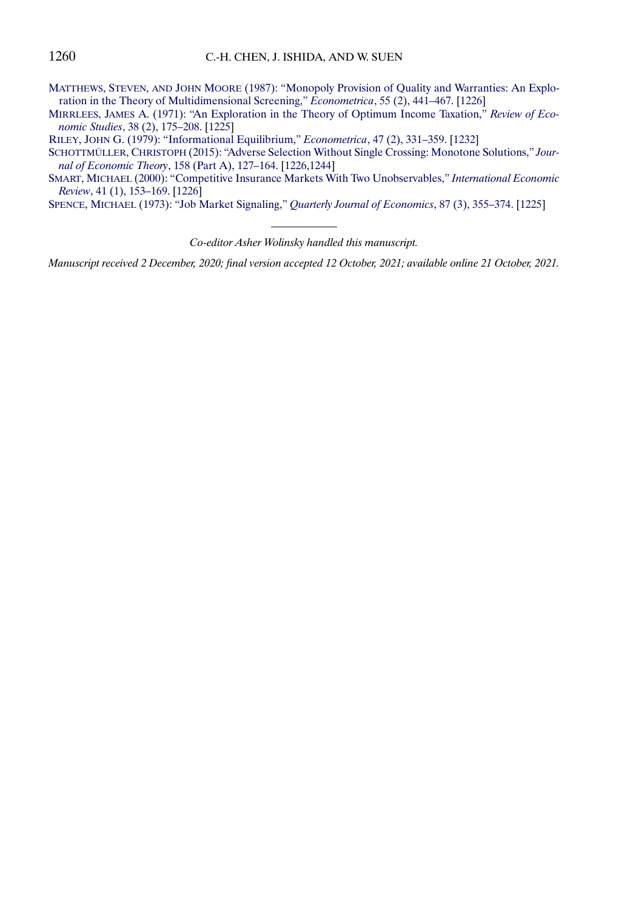MATTHEWS, STEVEN, AND JOHN MOORE (1987): "Monopoly Provision of Quality and Warranties: An Exploration in the Theory of Multidimensional Screening," *Econometrica*, 55 (2), 441–467. [1226]

MIRRLEES, JAMES A. (1971): "An Exploration in the Theory of Optimum Income Taxation," *Review of Economic Studies*, 38 (2), 175–208. [1225]

RILEY, JOHN G. (1979): "Informational Equilibrium," *Econometrica*, 47 (2), 331–359. [1232]

SCHOTTMÜLLER, CHRISTOPH (2015): "Adverse Selection Without Single Crossing: Monotone Solutions," *Journal of Economic Theory*, 158 (Part A), 127–164. [1226,1244]

SMART, MICHAEL (2000): "Competitive Insurance Markets With Two Unobservables," *International Economic Review*, 41 (1), 153–169. [1226]

SPENCE, MICHAEL (1973): "Job Market Signaling," *Quarterly Journal of Economics*, 87 (3), 355–374. [1225]

---

*Co-editor Asher Wolinsky handled this manuscript.*

*Manuscript received 2 December, 2020; final version accepted 12 October, 2021; available online 21 October, 2021.*